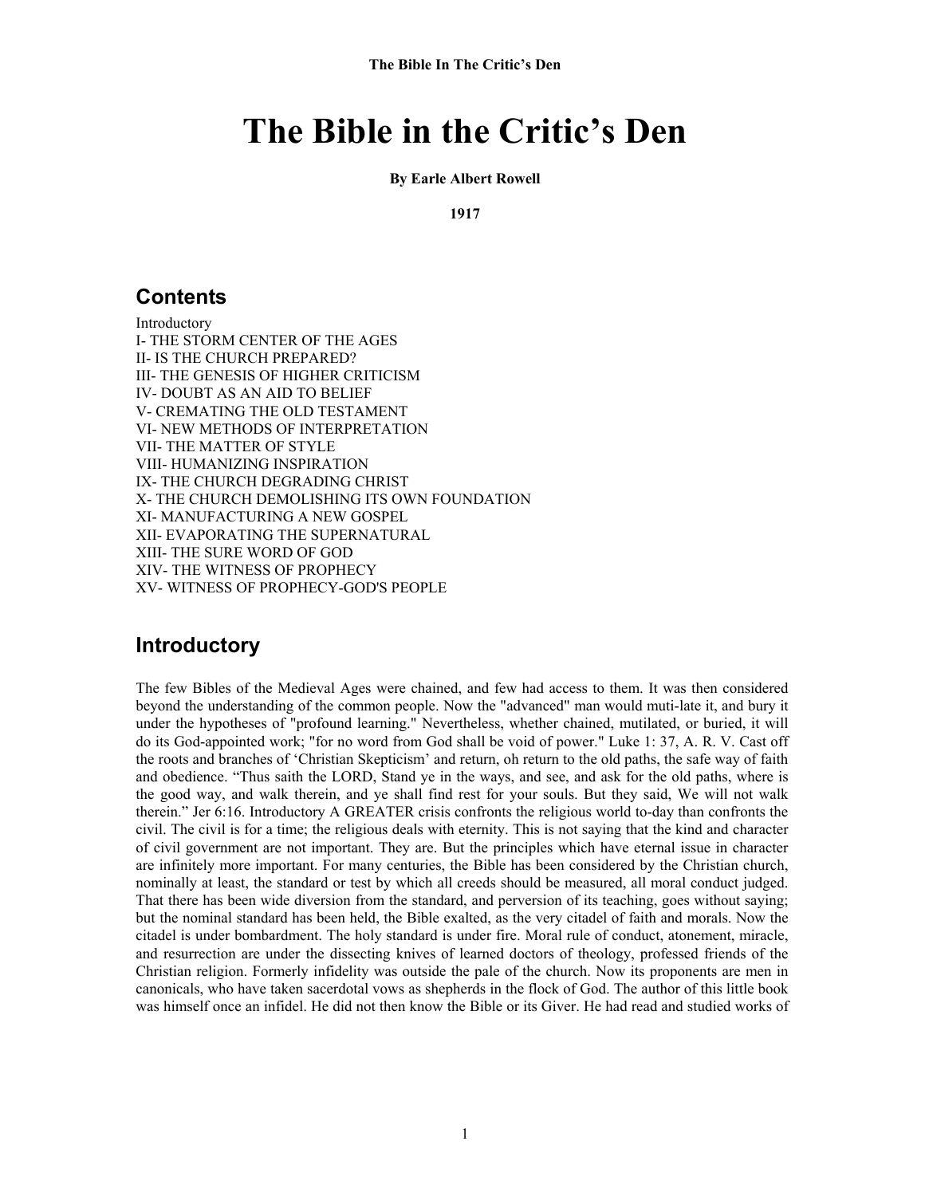# The Bible in the Critic's Den

**By Earle Albert Rowell**

**1917**

## Contents

Introductory
I- THE STORM CENTER OF THE AGES
II- IS THE CHURCH PREPARED?
III- THE GENESIS OF HIGHER CRITICISM
IV- DOUBT AS AN AID TO BELIEF
V- CREMATING THE OLD TESTAMENT
VI- NEW METHODS OF INTERPRETATION
VII- THE MATTER OF STYLE
VIII- HUMANIZING INSPIRATION
IX- THE CHURCH DEGRADING CHRIST
X- THE CHURCH DEMOLISHING ITS OWN FOUNDATION
XI- MANUFACTURING A NEW GOSPEL
XII- EVAPORATING THE SUPERNATURAL
XIII- THE SURE WORD OF GOD
XIV- THE WITNESS OF PROPHECY
XV- WITNESS OF PROPHECY-GOD'S PEOPLE

## Introductory

The few Bibles of the Medieval Ages were chained, and few had access to them. It was then considered beyond the understanding of the common people. Now the "advanced" man would muti-late it, and bury it under the hypotheses of "profound learning." Nevertheless, whether chained, mutilated, or buried, it will do its God-appointed work; "for no word from God shall be void of power." Luke 1: 37, A. R. V. Cast off the roots and branches of 'Christian Skepticism' and return, oh return to the old paths, the safe way of faith and obedience. "Thus saith the LORD, Stand ye in the ways, and see, and ask for the old paths, where is the good way, and walk therein, and ye shall find rest for your souls. But they said, We will not walk therein." Jer 6:16. Introductory A GREATER crisis confronts the religious world to-day than confronts the civil. The civil is for a time; the religious deals with eternity. This is not saying that the kind and character of civil government are not important. They are. But the principles which have eternal issue in character are infinitely more important. For many centuries, the Bible has been considered by the Christian church, nominally at least, the standard or test by which all creeds should be measured, all moral conduct judged. That there has been wide diversion from the standard, and perversion of its teaching, goes without saying; but the nominal standard has been held, the Bible exalted, as the very citadel of faith and morals. Now the citadel is under bombardment. The holy standard is under fire. Moral rule of conduct, atonement, miracle, and resurrection are under the dissecting knives of learned doctors of theology, professed friends of the Christian religion. Formerly infidelity was outside the pale of the church. Now its proponents are men in canonicals, who have taken sacerdotal vows as shepherds in the flock of God. The author of this little book was himself once an infidel. He did not then know the Bible or its Giver. He had read and studied works of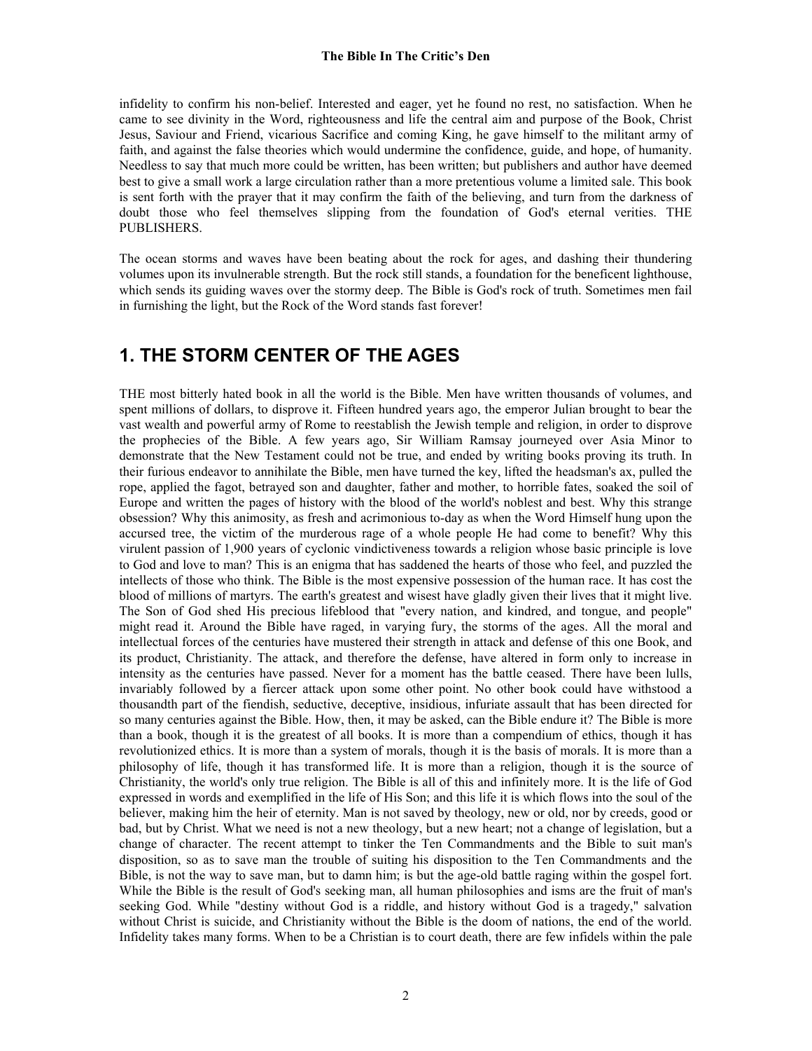infidelity to confirm his non-belief. Interested and eager, yet he found no rest, no satisfaction. When he came to see divinity in the Word, righteousness and life the central aim and purpose of the Book, Christ Jesus, Saviour and Friend, vicarious Sacrifice and coming King, he gave himself to the militant army of faith, and against the false theories which would undermine the confidence, guide, and hope, of humanity. Needless to say that much more could be written, has been written; but publishers and author have deemed best to give a small work a large circulation rather than a more pretentious volume a limited sale. This book is sent forth with the prayer that it may confirm the faith of the believing, and turn from the darkness of doubt those who feel themselves slipping from the foundation of God's eternal verities. THE PUBLISHERS.

The ocean storms and waves have been beating about the rock for ages, and dashing their thundering volumes upon its invulnerable strength. But the rock still stands, a foundation for the beneficent lighthouse, which sends its guiding waves over the stormy deep. The Bible is God's rock of truth. Sometimes men fail in furnishing the light, but the Rock of the Word stands fast forever!

## 1. THE STORM CENTER OF THE AGES

THE most bitterly hated book in all the world is the Bible. Men have written thousands of volumes, and spent millions of dollars, to disprove it. Fifteen hundred years ago, the emperor Julian brought to bear the vast wealth and powerful army of Rome to reestablish the Jewish temple and religion, in order to disprove the prophecies of the Bible. A few years ago, Sir William Ramsay journeyed over Asia Minor to demonstrate that the New Testament could not be true, and ended by writing books proving its truth. In their furious endeavor to annihilate the Bible, men have turned the key, lifted the headsman's ax, pulled the rope, applied the fagot, betrayed son and daughter, father and mother, to horrible fates, soaked the soil of Europe and written the pages of history with the blood of the world's noblest and best. Why this strange obsession? Why this animosity, as fresh and acrimonious to-day as when the Word Himself hung upon the accursed tree, the victim of the murderous rage of a whole people He had come to benefit? Why this virulent passion of 1,900 years of cyclonic vindictiveness towards a religion whose basic principle is love to God and love to man? This is an enigma that has saddened the hearts of those who feel, and puzzled the intellects of those who think. The Bible is the most expensive possession of the human race. It has cost the blood of millions of martyrs. The earth's greatest and wisest have gladly given their lives that it might live. The Son of God shed His precious lifeblood that "every nation, and kindred, and tongue, and people" might read it. Around the Bible have raged, in varying fury, the storms of the ages. All the moral and intellectual forces of the centuries have mustered their strength in attack and defense of this one Book, and its product, Christianity. The attack, and therefore the defense, have altered in form only to increase in intensity as the centuries have passed. Never for a moment has the battle ceased. There have been lulls, invariably followed by a fiercer attack upon some other point. No other book could have withstood a thousandth part of the fiendish, seductive, deceptive, insidious, infuriate assault that has been directed for so many centuries against the Bible. How, then, it may be asked, can the Bible endure it? The Bible is more than a book, though it is the greatest of all books. It is more than a compendium of ethics, though it has revolutionized ethics. It is more than a system of morals, though it is the basis of morals. It is more than a philosophy of life, though it has transformed life. It is more than a religion, though it is the source of Christianity, the world's only true religion. The Bible is all of this and infinitely more. It is the life of God expressed in words and exemplified in the life of His Son; and this life it is which flows into the soul of the believer, making him the heir of eternity. Man is not saved by theology, new or old, nor by creeds, good or bad, but by Christ. What we need is not a new theology, but a new heart; not a change of legislation, but a change of character. The recent attempt to tinker the Ten Commandments and the Bible to suit man's disposition, so as to save man the trouble of suiting his disposition to the Ten Commandments and the Bible, is not the way to save man, but to damn him; is but the age-old battle raging within the gospel fort. While the Bible is the result of God's seeking man, all human philosophies and isms are the fruit of man's seeking God. While "destiny without God is a riddle, and history without God is a tragedy," salvation without Christ is suicide, and Christianity without the Bible is the doom of nations, the end of the world. Infidelity takes many forms. When to be a Christian is to court death, there are few infidels within the pale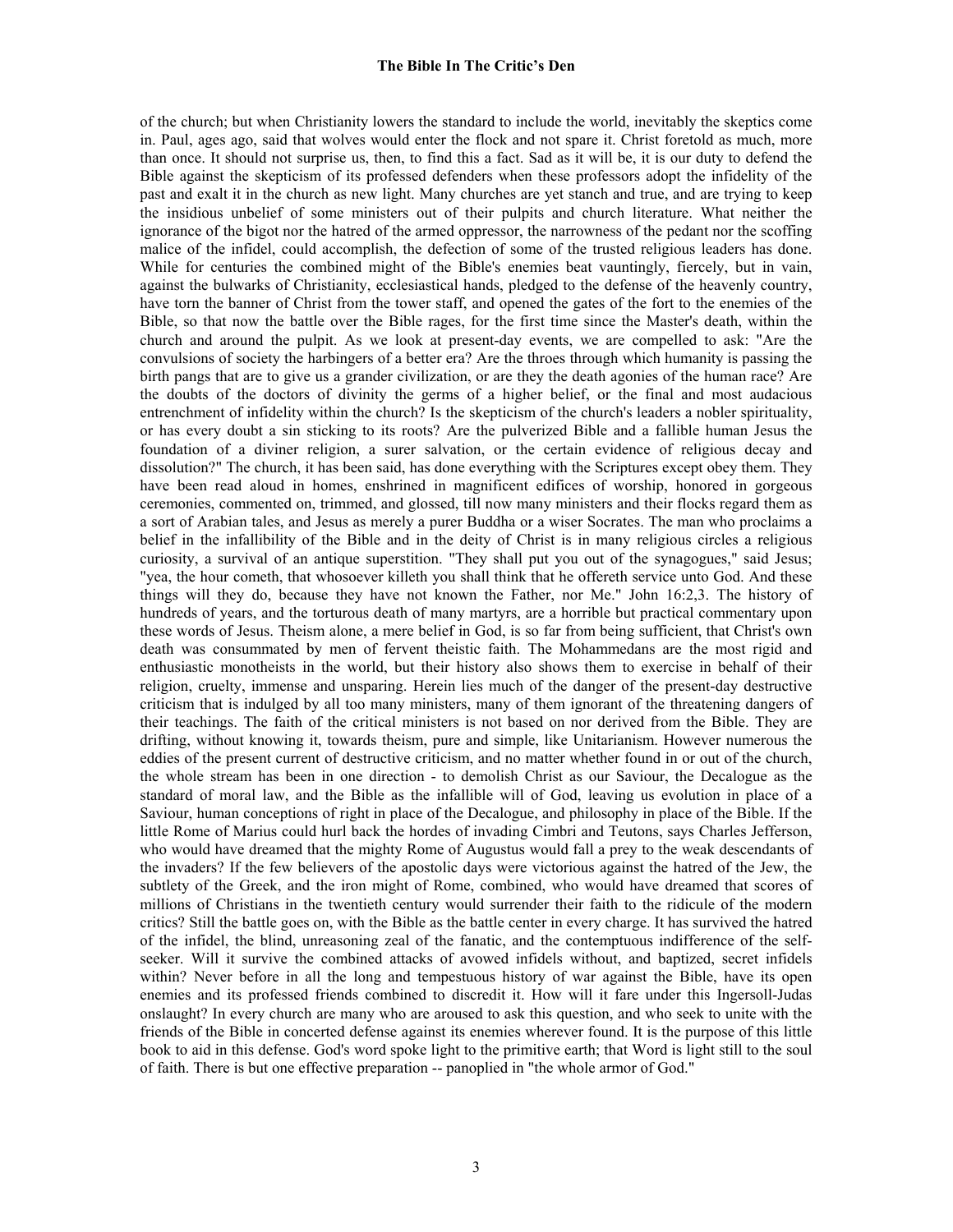of the church; but when Christianity lowers the standard to include the world, inevitably the skeptics come in. Paul, ages ago, said that wolves would enter the flock and not spare it. Christ foretold as much, more than once. It should not surprise us, then, to find this a fact. Sad as it will be, it is our duty to defend the Bible against the skepticism of its professed defenders when these professors adopt the infidelity of the past and exalt it in the church as new light. Many churches are yet stanch and true, and are trying to keep the insidious unbelief of some ministers out of their pulpits and church literature. What neither the ignorance of the bigot nor the hatred of the armed oppressor, the narrowness of the pedant nor the scoffing malice of the infidel, could accomplish, the defection of some of the trusted religious leaders has done. While for centuries the combined might of the Bible's enemies beat vauntingly, fiercely, but in vain, against the bulwarks of Christianity, ecclesiastical hands, pledged to the defense of the heavenly country, have torn the banner of Christ from the tower staff, and opened the gates of the fort to the enemies of the Bible, so that now the battle over the Bible rages, for the first time since the Master's death, within the church and around the pulpit. As we look at present-day events, we are compelled to ask: "Are the convulsions of society the harbingers of a better era? Are the throes through which humanity is passing the birth pangs that are to give us a grander civilization, or are they the death agonies of the human race? Are the doubts of the doctors of divinity the germs of a higher belief, or the final and most audacious entrenchment of infidelity within the church? Is the skepticism of the church's leaders a nobler spirituality, or has every doubt a sin sticking to its roots? Are the pulverized Bible and a fallible human Jesus the foundation of a diviner religion, a surer salvation, or the certain evidence of religious decay and dissolution?" The church, it has been said, has done everything with the Scriptures except obey them. They have been read aloud in homes, enshrined in magnificent edifices of worship, honored in gorgeous ceremonies, commented on, trimmed, and glossed, till now many ministers and their flocks regard them as a sort of Arabian tales, and Jesus as merely a purer Buddha or a wiser Socrates. The man who proclaims a belief in the infallibility of the Bible and in the deity of Christ is in many religious circles a religious curiosity, a survival of an antique superstition. "They shall put you out of the synagogues," said Jesus; "yea, the hour cometh, that whosoever killeth you shall think that he offereth service unto God. And these things will they do, because they have not known the Father, nor Me." John 16:2,3. The history of hundreds of years, and the torturous death of many martyrs, are a horrible but practical commentary upon these words of Jesus. Theism alone, a mere belief in God, is so far from being sufficient, that Christ's own death was consummated by men of fervent theistic faith. The Mohammedans are the most rigid and enthusiastic monotheists in the world, but their history also shows them to exercise in behalf of their religion, cruelty, immense and unsparing. Herein lies much of the danger of the present-day destructive criticism that is indulged by all too many ministers, many of them ignorant of the threatening dangers of their teachings. The faith of the critical ministers is not based on nor derived from the Bible. They are drifting, without knowing it, towards theism, pure and simple, like Unitarianism. However numerous the eddies of the present current of destructive criticism, and no matter whether found in or out of the church, the whole stream has been in one direction - to demolish Christ as our Saviour, the Decalogue as the standard of moral law, and the Bible as the infallible will of God, leaving us evolution in place of a Saviour, human conceptions of right in place of the Decalogue, and philosophy in place of the Bible. If the little Rome of Marius could hurl back the hordes of invading Cimbri and Teutons, says Charles Jefferson, who would have dreamed that the mighty Rome of Augustus would fall a prey to the weak descendants of the invaders? If the few believers of the apostolic days were victorious against the hatred of the Jew, the subtlety of the Greek, and the iron might of Rome, combined, who would have dreamed that scores of millions of Christians in the twentieth century would surrender their faith to the ridicule of the modern critics? Still the battle goes on, with the Bible as the battle center in every charge. It has survived the hatred of the infidel, the blind, unreasoning zeal of the fanatic, and the contemptuous indifference of the self-seeker. Will it survive the combined attacks of avowed infidels without, and baptized, secret infidels within? Never before in all the long and tempestuous history of war against the Bible, have its open enemies and its professed friends combined to discredit it. How will it fare under this Ingersoll-Judas onslaught? In every church are many who are aroused to ask this question, and who seek to unite with the friends of the Bible in concerted defense against its enemies wherever found. It is the purpose of this little book to aid in this defense. God's word spoke light to the primitive earth; that Word is light still to the soul of faith. There is but one effective preparation -- panoplied in "the whole armor of God."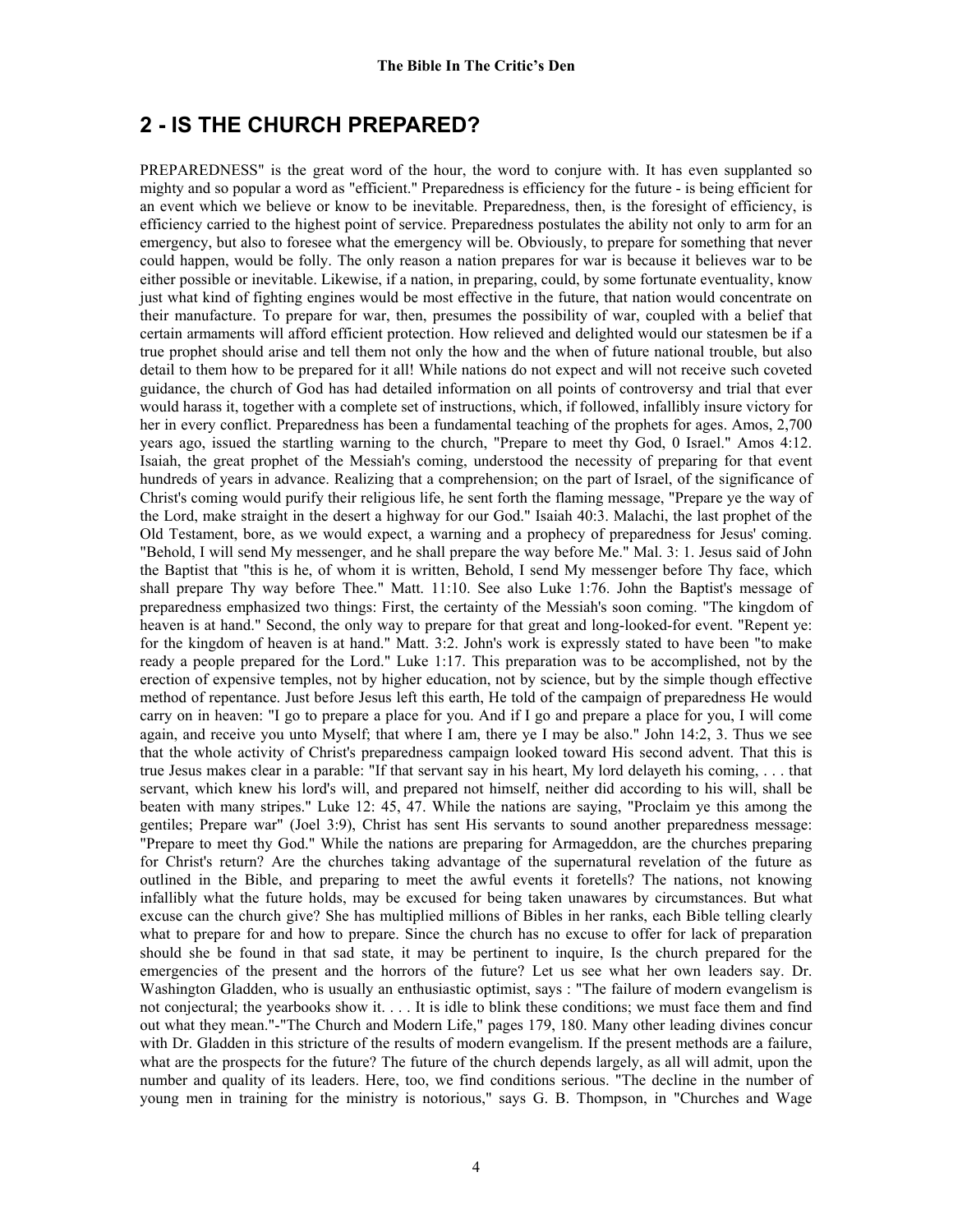## 2 - IS THE CHURCH PREPARED?

PREPAREDNESS" is the great word of the hour, the word to conjure with. It has even supplanted so mighty and so popular a word as "efficient." Preparedness is efficiency for the future - is being efficient for an event which we believe or know to be inevitable. Preparedness, then, is the foresight of efficiency, is efficiency carried to the highest point of service. Preparedness postulates the ability not only to arm for an emergency, but also to foresee what the emergency will be. Obviously, to prepare for something that never could happen, would be folly. The only reason a nation prepares for war is because it believes war to be either possible or inevitable. Likewise, if a nation, in preparing, could, by some fortunate eventuality, know just what kind of fighting engines would be most effective in the future, that nation would concentrate on their manufacture. To prepare for war, then, presumes the possibility of war, coupled with a belief that certain armaments will afford efficient protection. How relieved and delighted would our statesmen be if a true prophet should arise and tell them not only the how and the when of future national trouble, but also detail to them how to be prepared for it all! While nations do not expect and will not receive such coveted guidance, the church of God has had detailed information on all points of controversy and trial that ever would harass it, together with a complete set of instructions, which, if followed, infallibly insure victory for her in every conflict. Preparedness has been a fundamental teaching of the prophets for ages. Amos, 2,700 years ago, issued the startling warning to the church, "Prepare to meet thy God, 0 Israel." Amos 4:12. Isaiah, the great prophet of the Messiah's coming, understood the necessity of preparing for that event hundreds of years in advance. Realizing that a comprehension; on the part of Israel, of the significance of Christ's coming would purify their religious life, he sent forth the flaming message, "Prepare ye the way of the Lord, make straight in the desert a highway for our God." Isaiah 40:3. Malachi, the last prophet of the Old Testament, bore, as we would expect, a warning and a prophecy of preparedness for Jesus' coming. "Behold, I will send My messenger, and he shall prepare the way before Me." Mal. 3: 1. Jesus said of John the Baptist that "this is he, of whom it is written, Behold, I send My messenger before Thy face, which shall prepare Thy way before Thee." Matt. 11:10. See also Luke 1:76. John the Baptist's message of preparedness emphasized two things: First, the certainty of the Messiah's soon coming. "The kingdom of heaven is at hand." Second, the only way to prepare for that great and long-looked-for event. "Repent ye: for the kingdom of heaven is at hand." Matt. 3:2. John's work is expressly stated to have been "to make ready a people prepared for the Lord." Luke 1:17. This preparation was to be accomplished, not by the erection of expensive temples, not by higher education, not by science, but by the simple though effective method of repentance. Just before Jesus left this earth, He told of the campaign of preparedness He would carry on in heaven: "I go to prepare a place for you. And if I go and prepare a place for you, I will come again, and receive you unto Myself; that where I am, there ye I may be also." John 14:2, 3. Thus we see that the whole activity of Christ's preparedness campaign looked toward His second advent. That this is true Jesus makes clear in a parable: "If that servant say in his heart, My lord delayeth his coming, . . . that servant, which knew his lord's will, and prepared not himself, neither did according to his will, shall be beaten with many stripes." Luke 12: 45, 47. While the nations are saying, "Proclaim ye this among the gentiles; Prepare war" (Joel 3:9), Christ has sent His servants to sound another preparedness message: "Prepare to meet thy God." While the nations are preparing for Armageddon, are the churches preparing for Christ's return? Are the churches taking advantage of the supernatural revelation of the future as outlined in the Bible, and preparing to meet the awful events it foretells? The nations, not knowing infallibly what the future holds, may be excused for being taken unawares by circumstances. But what excuse can the church give? She has multiplied millions of Bibles in her ranks, each Bible telling clearly what to prepare for and how to prepare. Since the church has no excuse to offer for lack of preparation should she be found in that sad state, it may be pertinent to inquire, Is the church prepared for the emergencies of the present and the horrors of the future? Let us see what her own leaders say. Dr. Washington Gladden, who is usually an enthusiastic optimist, says : "The failure of modern evangelism is not conjectural; the yearbooks show it. . . . It is idle to blink these conditions; we must face them and find out what they mean."-"The Church and Modern Life," pages 179, 180. Many other leading divines concur with Dr. Gladden in this stricture of the results of modern evangelism. If the present methods are a failure, what are the prospects for the future? The future of the church depends largely, as all will admit, upon the number and quality of its leaders. Here, too, we find conditions serious. "The decline in the number of young men in training for the ministry is notorious," says G. B. Thompson, in "Churches and Wage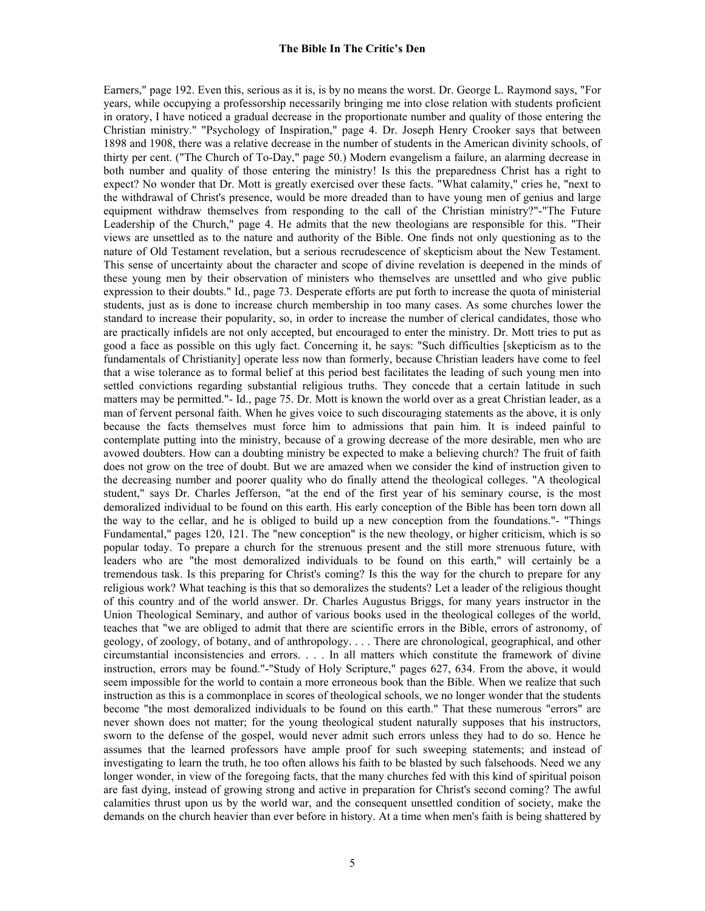Earners," page 192. Even this, serious as it is, is by no means the worst. Dr. George L. Raymond says, "For years, while occupying a professorship necessarily bringing me into close relation with students proficient in oratory, I have noticed a gradual decrease in the proportionate number and quality of those entering the Christian ministry." "Psychology of Inspiration," page 4. Dr. Joseph Henry Crooker says that between 1898 and 1908, there was a relative decrease in the number of students in the American divinity schools, of thirty per cent. ("The Church of To-Day," page 50.) Modern evangelism a failure, an alarming decrease in both number and quality of those entering the ministry! Is this the preparedness Christ has a right to expect? No wonder that Dr. Mott is greatly exercised over these facts. "What calamity," cries he, "next to the withdrawal of Christ's presence, would be more dreaded than to have young men of genius and large equipment withdraw themselves from responding to the call of the Christian ministry?"-"The Future Leadership of the Church," page 4. He admits that the new theologians are responsible for this. "Their views are unsettled as to the nature and authority of the Bible. One finds not only questioning as to the nature of Old Testament revelation, but a serious recrudescence of skepticism about the New Testament. This sense of uncertainty about the character and scope of divine revelation is deepened in the minds of these young men by their observation of ministers who themselves are unsettled and who give public expression to their doubts." Id., page 73. Desperate efforts are put forth to increase the quota of ministerial students, just as is done to increase church membership in too many cases. As some churches lower the standard to increase their popularity, so, in order to increase the number of clerical candidates, those who are practically infidels are not only accepted, but encouraged to enter the ministry. Dr. Mott tries to put as good a face as possible on this ugly fact. Concerning it, he says: "Such difficulties [skepticism as to the fundamentals of Christianity] operate less now than formerly, because Christian leaders have come to feel that a wise tolerance as to formal belief at this period best facilitates the leading of such young men into settled convictions regarding substantial religious truths. They concede that a certain latitude in such matters may be permitted."- Id., page 75. Dr. Mott is known the world over as a great Christian leader, as a man of fervent personal faith. When he gives voice to such discouraging statements as the above, it is only because the facts themselves must force him to admissions that pain him. It is indeed painful to contemplate putting into the ministry, because of a growing decrease of the more desirable, men who are avowed doubters. How can a doubting ministry be expected to make a believing church? The fruit of faith does not grow on the tree of doubt. But we are amazed when we consider the kind of instruction given to the decreasing number and poorer quality who do finally attend the theological colleges. "A theological student," says Dr. Charles Jefferson, "at the end of the first year of his seminary course, is the most demoralized individual to be found on this earth. His early conception of the Bible has been torn down all the way to the cellar, and he is obliged to build up a new conception from the foundations."- "Things Fundamental," pages 120, 121. The "new conception" is the new theology, or higher criticism, which is so popular today. To prepare a church for the strenuous present and the still more strenuous future, with leaders who are "the most demoralized individuals to be found on this earth," will certainly be a tremendous task. Is this preparing for Christ's coming? Is this the way for the church to prepare for any religious work? What teaching is this that so demoralizes the students? Let a leader of the religious thought of this country and of the world answer. Dr. Charles Augustus Briggs, for many years instructor in the Union Theological Seminary, and author of various books used in the theological colleges of the world, teaches that "we are obliged to admit that there are scientific errors in the Bible, errors of astronomy, of geology, of zoology, of botany, and of anthropology. . . . There are chronological, geographical, and other circumstantial inconsistencies and errors. . . . In all matters which constitute the framework of divine instruction, errors may be found."-"Study of Holy Scripture," pages 627, 634. From the above, it would seem impossible for the world to contain a more erroneous book than the Bible. When we realize that such instruction as this is a commonplace in scores of theological schools, we no longer wonder that the students become "the most demoralized individuals to be found on this earth." That these numerous "errors" are never shown does not matter; for the young theological student naturally supposes that his instructors, sworn to the defense of the gospel, would never admit such errors unless they had to do so. Hence he assumes that the learned professors have ample proof for such sweeping statements; and instead of investigating to learn the truth, he too often allows his faith to be blasted by such falsehoods. Need we any longer wonder, in view of the foregoing facts, that the many churches fed with this kind of spiritual poison are fast dying, instead of growing strong and active in preparation for Christ's second coming? The awful calamities thrust upon us by the world war, and the consequent unsettled condition of society, make the demands on the church heavier than ever before in history. At a time when men's faith is being shattered by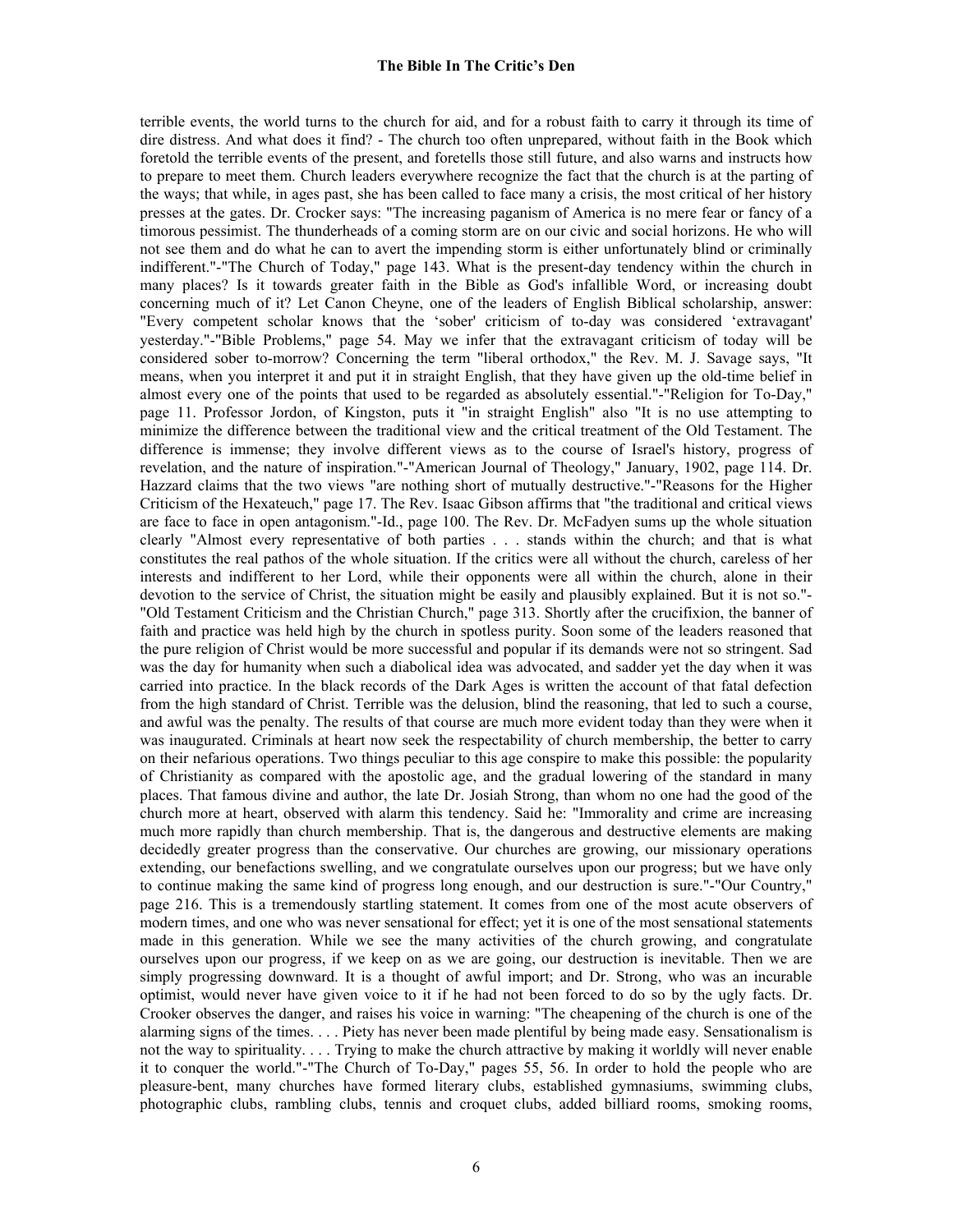terrible events, the world turns to the church for aid, and for a robust faith to carry it through its time of dire distress. And what does it find? - The church too often unprepared, without faith in the Book which foretold the terrible events of the present, and foretells those still future, and also warns and instructs how to prepare to meet them. Church leaders everywhere recognize the fact that the church is at the parting of the ways; that while, in ages past, she has been called to face many a crisis, the most critical of her history presses at the gates. Dr. Crocker says: "The increasing paganism of America is no mere fear or fancy of a timorous pessimist. The thunderheads of a coming storm are on our civic and social horizons. He who will not see them and do what he can to avert the impending storm is either unfortunately blind or criminally indifferent."-"The Church of Today," page 143. What is the present-day tendency within the church in many places? Is it towards greater faith in the Bible as God's infallible Word, or increasing doubt concerning much of it? Let Canon Cheyne, one of the leaders of English Biblical scholarship, answer: "Every competent scholar knows that the 'sober' criticism of to-day was considered 'extravagant' yesterday."-"Bible Problems," page 54. May we infer that the extravagant criticism of today will be considered sober to-morrow? Concerning the term "liberal orthodox," the Rev. M. J. Savage says, "It means, when you interpret it and put it in straight English, that they have given up the old-time belief in almost every one of the points that used to be regarded as absolutely essential."-"Religion for To-Day," page 11. Professor Jordon, of Kingston, puts it "in straight English" also "It is no use attempting to minimize the difference between the traditional view and the critical treatment of the Old Testament. The difference is immense; they involve different views as to the course of Israel's history, progress of revelation, and the nature of inspiration."-"American Journal of Theology," January, 1902, page 114. Dr. Hazzard claims that the two views "are nothing short of mutually destructive."-"Reasons for the Higher Criticism of the Hexateuch," page 17. The Rev. Isaac Gibson affirms that "the traditional and critical views are face to face in open antagonism."-Id., page 100. The Rev. Dr. McFadyen sums up the whole situation clearly "Almost every representative of both parties . . . stands within the church; and that is what constitutes the real pathos of the whole situation. If the critics were all without the church, careless of her interests and indifferent to her Lord, while their opponents were all within the church, alone in their devotion to the service of Christ, the situation might be easily and plausibly explained. But it is not so."-"Old Testament Criticism and the Christian Church," page 313. Shortly after the crucifixion, the banner of faith and practice was held high by the church in spotless purity. Soon some of the leaders reasoned that the pure religion of Christ would be more successful and popular if its demands were not so stringent. Sad was the day for humanity when such a diabolical idea was advocated, and sadder yet the day when it was carried into practice. In the black records of the Dark Ages is written the account of that fatal defection from the high standard of Christ. Terrible was the delusion, blind the reasoning, that led to such a course, and awful was the penalty. The results of that course are much more evident today than they were when it was inaugurated. Criminals at heart now seek the respectability of church membership, the better to carry on their nefarious operations. Two things peculiar to this age conspire to make this possible: the popularity of Christianity as compared with the apostolic age, and the gradual lowering of the standard in many places. That famous divine and author, the late Dr. Josiah Strong, than whom no one had the good of the church more at heart, observed with alarm this tendency. Said he: "Immorality and crime are increasing much more rapidly than church membership. That is, the dangerous and destructive elements are making decidedly greater progress than the conservative. Our churches are growing, our missionary operations extending, our benefactions swelling, and we congratulate ourselves upon our progress; but we have only to continue making the same kind of progress long enough, and our destruction is sure."-"Our Country," page 216. This is a tremendously startling statement. It comes from one of the most acute observers of modern times, and one who was never sensational for effect; yet it is one of the most sensational statements made in this generation. While we see the many activities of the church growing, and congratulate ourselves upon our progress, if we keep on as we are going, our destruction is inevitable. Then we are simply progressing downward. It is a thought of awful import; and Dr. Strong, who was an incurable optimist, would never have given voice to it if he had not been forced to do so by the ugly facts. Dr. Crooker observes the danger, and raises his voice in warning: "The cheapening of the church is one of the alarming signs of the times. . . . Piety has never been made plentiful by being made easy. Sensationalism is not the way to spirituality. . . . Trying to make the church attractive by making it worldly will never enable it to conquer the world."-"The Church of To-Day," pages 55, 56. In order to hold the people who are pleasure-bent, many churches have formed literary clubs, established gymnasiums, swimming clubs, photographic clubs, rambling clubs, tennis and croquet clubs, added billiard rooms, smoking rooms,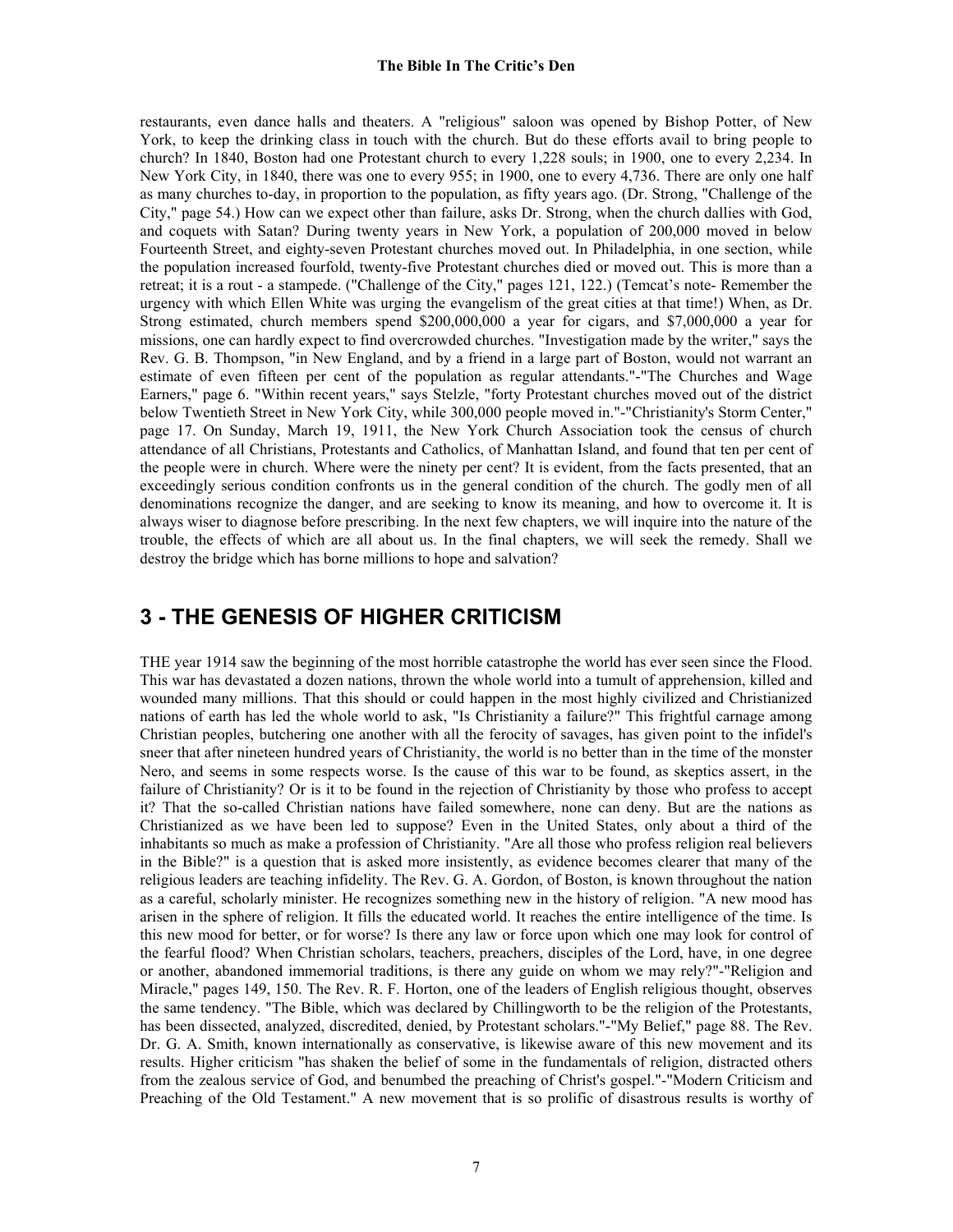restaurants, even dance halls and theaters. A "religious" saloon was opened by Bishop Potter, of New York, to keep the drinking class in touch with the church. But do these efforts avail to bring people to church? In 1840, Boston had one Protestant church to every 1,228 souls; in 1900, one to every 2,234. In New York City, in 1840, there was one to every 955; in 1900, one to every 4,736. There are only one half as many churches to-day, in proportion to the population, as fifty years ago. (Dr. Strong, "Challenge of the City," page 54.) How can we expect other than failure, asks Dr. Strong, when the church dallies with God, and coquets with Satan? During twenty years in New York, a population of 200,000 moved in below Fourteenth Street, and eighty-seven Protestant churches moved out. In Philadelphia, in one section, while the population increased fourfold, twenty-five Protestant churches died or moved out. This is more than a retreat; it is a rout - a stampede. ("Challenge of the City," pages 121, 122.) (Temcat's note- Remember the urgency with which Ellen White was urging the evangelism of the great cities at that time!) When, as Dr. Strong estimated, church members spend $200,000,000 a year for cigars, and $7,000,000 a year for missions, one can hardly expect to find overcrowded churches. "Investigation made by the writer," says the Rev. G. B. Thompson, "in New England, and by a friend in a large part of Boston, would not warrant an estimate of even fifteen per cent of the population as regular attendants."-"The Churches and Wage Earners," page 6. "Within recent years," says Stelzle, "forty Protestant churches moved out of the district below Twentieth Street in New York City, while 300,000 people moved in."-"Christianity's Storm Center," page 17. On Sunday, March 19, 1911, the New York Church Association took the census of church attendance of all Christians, Protestants and Catholics, of Manhattan Island, and found that ten per cent of the people were in church. Where were the ninety per cent? It is evident, from the facts presented, that an exceedingly serious condition confronts us in the general condition of the church. The godly men of all denominations recognize the danger, and are seeking to know its meaning, and how to overcome it. It is always wiser to diagnose before prescribing. In the next few chapters, we will inquire into the nature of the trouble, the effects of which are all about us. In the final chapters, we will seek the remedy. Shall we destroy the bridge which has borne millions to hope and salvation?

## 3 - THE GENESIS OF HIGHER CRITICISM

THE year 1914 saw the beginning of the most horrible catastrophe the world has ever seen since the Flood. This war has devastated a dozen nations, thrown the whole world into a tumult of apprehension, killed and wounded many millions. That this should or could happen in the most highly civilized and Christianized nations of earth has led the whole world to ask, "Is Christianity a failure?" This frightful carnage among Christian peoples, butchering one another with all the ferocity of savages, has given point to the infidel's sneer that after nineteen hundred years of Christianity, the world is no better than in the time of the monster Nero, and seems in some respects worse. Is the cause of this war to be found, as skeptics assert, in the failure of Christianity? Or is it to be found in the rejection of Christianity by those who profess to accept it? That the so-called Christian nations have failed somewhere, none can deny. But are the nations as Christianized as we have been led to suppose? Even in the United States, only about a third of the inhabitants so much as make a profession of Christianity. "Are all those who profess religion real believers in the Bible?" is a question that is asked more insistently, as evidence becomes clearer that many of the religious leaders are teaching infidelity. The Rev. G. A. Gordon, of Boston, is known throughout the nation as a careful, scholarly minister. He recognizes something new in the history of religion. "A new mood has arisen in the sphere of religion. It fills the educated world. It reaches the entire intelligence of the time. Is this new mood for better, or for worse? Is there any law or force upon which one may look for control of the fearful flood? When Christian scholars, teachers, preachers, disciples of the Lord, have, in one degree or another, abandoned immemorial traditions, is there any guide on whom we may rely?"-"Religion and Miracle," pages 149, 150. The Rev. R. F. Horton, one of the leaders of English religious thought, observes the same tendency. "The Bible, which was declared by Chillingworth to be the religion of the Protestants, has been dissected, analyzed, discredited, denied, by Protestant scholars."-"My Belief," page 88. The Rev. Dr. G. A. Smith, known internationally as conservative, is likewise aware of this new movement and its results. Higher criticism "has shaken the belief of some in the fundamentals of religion, distracted others from the zealous service of God, and benumbed the preaching of Christ's gospel."-"Modern Criticism and Preaching of the Old Testament." A new movement that is so prolific of disastrous results is worthy of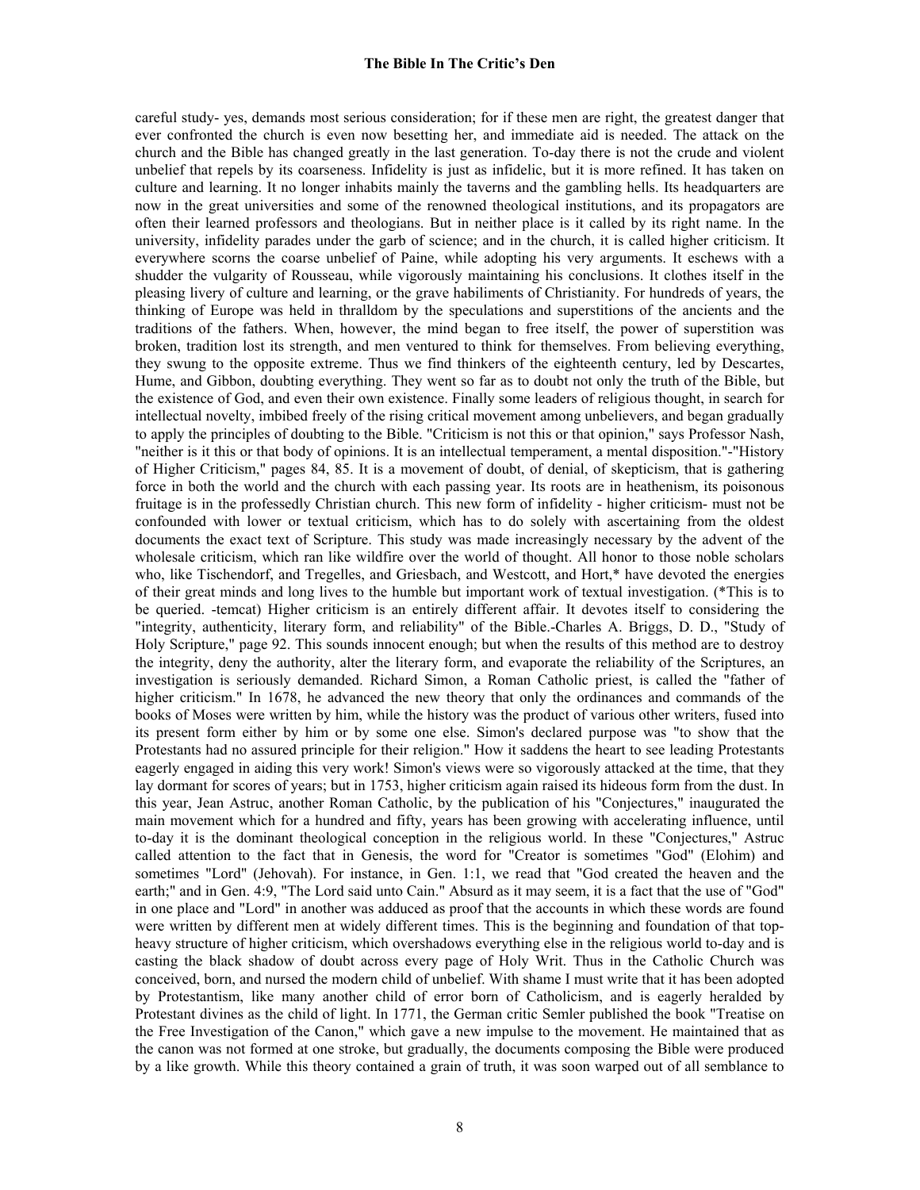careful study- yes, demands most serious consideration; for if these men are right, the greatest danger that ever confronted the church is even now besetting her, and immediate aid is needed. The attack on the church and the Bible has changed greatly in the last generation. To-day there is not the crude and violent unbelief that repels by its coarseness. Infidelity is just as infidelic, but it is more refined. It has taken on culture and learning. It no longer inhabits mainly the taverns and the gambling hells. Its headquarters are now in the great universities and some of the renowned theological institutions, and its propagators are often their learned professors and theologians. But in neither place is it called by its right name. In the university, infidelity parades under the garb of science; and in the church, it is called higher criticism. It everywhere scorns the coarse unbelief of Paine, while adopting his very arguments. It eschews with a shudder the vulgarity of Rousseau, while vigorously maintaining his conclusions. It clothes itself in the pleasing livery of culture and learning, or the grave habiliments of Christianity. For hundreds of years, the thinking of Europe was held in thralldom by the speculations and superstitions of the ancients and the traditions of the fathers. When, however, the mind began to free itself, the power of superstition was broken, tradition lost its strength, and men ventured to think for themselves. From believing everything, they swung to the opposite extreme. Thus we find thinkers of the eighteenth century, led by Descartes, Hume, and Gibbon, doubting everything. They went so far as to doubt not only the truth of the Bible, but the existence of God, and even their own existence. Finally some leaders of religious thought, in search for intellectual novelty, imbibed freely of the rising critical movement among unbelievers, and began gradually to apply the principles of doubting to the Bible. "Criticism is not this or that opinion," says Professor Nash, "neither is it this or that body of opinions. It is an intellectual temperament, a mental disposition."-"History of Higher Criticism," pages 84, 85. It is a movement of doubt, of denial, of skepticism, that is gathering force in both the world and the church with each passing year. Its roots are in heathenism, its poisonous fruitage is in the professedly Christian church. This new form of infidelity - higher criticism- must not be confounded with lower or textual criticism, which has to do solely with ascertaining from the oldest documents the exact text of Scripture. This study was made increasingly necessary by the advent of the wholesale criticism, which ran like wildfire over the world of thought. All honor to those noble scholars who, like Tischendorf, and Tregelles, and Griesbach, and Westcott, and Hort,* have devoted the energies of their great minds and long lives to the humble but important work of textual investigation. (*This is to be queried. -temcat) Higher criticism is an entirely different affair. It devotes itself to considering the "integrity, authenticity, literary form, and reliability" of the Bible.-Charles A. Briggs, D. D., "Study of Holy Scripture," page 92. This sounds innocent enough; but when the results of this method are to destroy the integrity, deny the authority, alter the literary form, and evaporate the reliability of the Scriptures, an investigation is seriously demanded. Richard Simon, a Roman Catholic priest, is called the "father of higher criticism." In 1678, he advanced the new theory that only the ordinances and commands of the books of Moses were written by him, while the history was the product of various other writers, fused into its present form either by him or by some one else. Simon's declared purpose was "to show that the Protestants had no assured principle for their religion." How it saddens the heart to see leading Protestants eagerly engaged in aiding this very work! Simon's views were so vigorously attacked at the time, that they lay dormant for scores of years; but in 1753, higher criticism again raised its hideous form from the dust. In this year, Jean Astruc, another Roman Catholic, by the publication of his "Conjectures," inaugurated the main movement which for a hundred and fifty, years has been growing with accelerating influence, until to-day it is the dominant theological conception in the religious world. In these "Conjectures," Astruc called attention to the fact that in Genesis, the word for "Creator is sometimes "God" (Elohim) and sometimes "Lord" (Jehovah). For instance, in Gen. 1:1, we read that "God created the heaven and the earth;" and in Gen. 4:9, "The Lord said unto Cain." Absurd as it may seem, it is a fact that the use of "God" in one place and "Lord" in another was adduced as proof that the accounts in which these words are found were written by different men at widely different times. This is the beginning and foundation of that top-heavy structure of higher criticism, which overshadows everything else in the religious world to-day and is casting the black shadow of doubt across every page of Holy Writ. Thus in the Catholic Church was conceived, born, and nursed the modern child of unbelief. With shame I must write that it has been adopted by Protestantism, like many another child of error born of Catholicism, and is eagerly heralded by Protestant divines as the child of light. In 1771, the German critic Semler published the book "Treatise on the Free Investigation of the Canon," which gave a new impulse to the movement. He maintained that as the canon was not formed at one stroke, but gradually, the documents composing the Bible were produced by a like growth. While this theory contained a grain of truth, it was soon warped out of all semblance to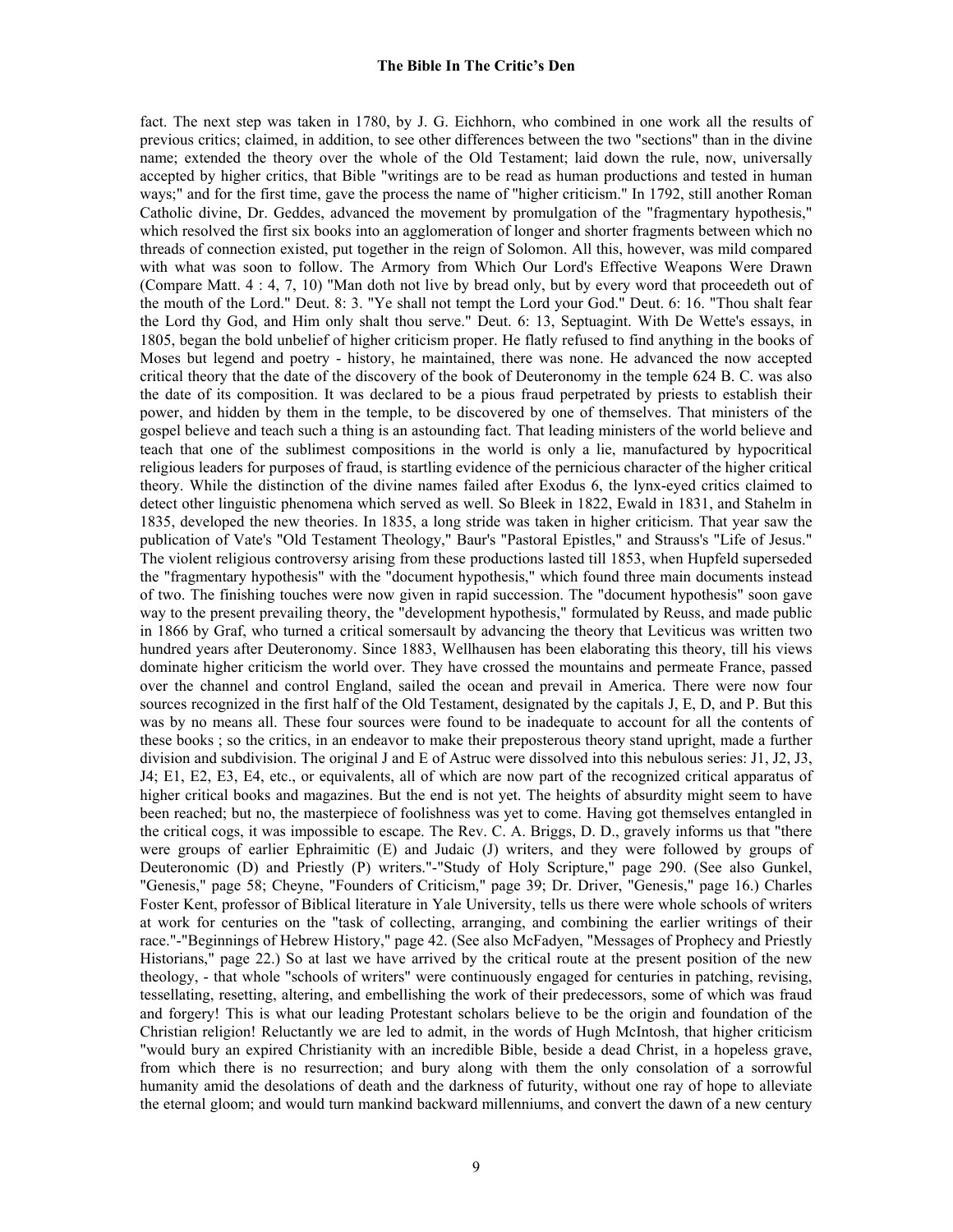fact. The next step was taken in 1780, by J. G. Eichhorn, who combined in one work all the results of previous critics; claimed, in addition, to see other differences between the two "sections" than in the divine name; extended the theory over the whole of the Old Testament; laid down the rule, now, universally accepted by higher critics, that Bible "writings are to be read as human productions and tested in human ways;" and for the first time, gave the process the name of "higher criticism." In 1792, still another Roman Catholic divine, Dr. Geddes, advanced the movement by promulgation of the "fragmentary hypothesis," which resolved the first six books into an agglomeration of longer and shorter fragments between which no threads of connection existed, put together in the reign of Solomon. All this, however, was mild compared with what was soon to follow. The Armory from Which Our Lord's Effective Weapons Were Drawn (Compare Matt. 4 : 4, 7, 10) "Man doth not live by bread only, but by every word that proceedeth out of the mouth of the Lord." Deut. 8: 3. "Ye shall not tempt the Lord your God." Deut. 6: 16. "Thou shalt fear the Lord thy God, and Him only shalt thou serve." Deut. 6: 13, Septuagint. With De Wette's essays, in 1805, began the bold unbelief of higher criticism proper. He flatly refused to find anything in the books of Moses but legend and poetry - history, he maintained, there was none. He advanced the now accepted critical theory that the date of the discovery of the book of Deuteronomy in the temple 624 B. C. was also the date of its composition. It was declared to be a pious fraud perpetrated by priests to establish their power, and hidden by them in the temple, to be discovered by one of themselves. That ministers of the gospel believe and teach such a thing is an astounding fact. That leading ministers of the world believe and teach that one of the sublimest compositions in the world is only a lie, manufactured by hypocritical religious leaders for purposes of fraud, is startling evidence of the pernicious character of the higher critical theory. While the distinction of the divine names failed after Exodus 6, the lynx-eyed critics claimed to detect other linguistic phenomena which served as well. So Bleek in 1822, Ewald in 1831, and Stahelm in 1835, developed the new theories. In 1835, a long stride was taken in higher criticism. That year saw the publication of Vate's "Old Testament Theology," Baur's "Pastoral Epistles," and Strauss's "Life of Jesus." The violent religious controversy arising from these productions lasted till 1853, when Hupfeld superseded the "fragmentary hypothesis" with the "document hypothesis," which found three main documents instead of two. The finishing touches were now given in rapid succession. The "document hypothesis" soon gave way to the present prevailing theory, the "development hypothesis," formulated by Reuss, and made public in 1866 by Graf, who turned a critical somersault by advancing the theory that Leviticus was written two hundred years after Deuteronomy. Since 1883, Wellhausen has been elaborating this theory, till his views dominate higher criticism the world over. They have crossed the mountains and permeate France, passed over the channel and control England, sailed the ocean and prevail in America. There were now four sources recognized in the first half of the Old Testament, designated by the capitals J, E, D, and P. But this was by no means all. These four sources were found to be inadequate to account for all the contents of these books ; so the critics, in an endeavor to make their preposterous theory stand upright, made a further division and subdivision. The original J and E of Astruc were dissolved into this nebulous series: J1, J2, J3, J4; E1, E2, E3, E4, etc., or equivalents, all of which are now part of the recognized critical apparatus of higher critical books and magazines. But the end is not yet. The heights of absurdity might seem to have been reached; but no, the masterpiece of foolishness was yet to come. Having got themselves entangled in the critical cogs, it was impossible to escape. The Rev. C. A. Briggs, D. D., gravely informs us that "there were groups of earlier Ephraimitic (E) and Judaic (J) writers, and they were followed by groups of Deuteronomic (D) and Priestly (P) writers."-"Study of Holy Scripture," page 290. (See also Gunkel, "Genesis," page 58; Cheyne, "Founders of Criticism," page 39; Dr. Driver, "Genesis," page 16.) Charles Foster Kent, professor of Biblical literature in Yale University, tells us there were whole schools of writers at work for centuries on the "task of collecting, arranging, and combining the earlier writings of their race."-"Beginnings of Hebrew History," page 42. (See also McFadyen, "Messages of Prophecy and Priestly Historians," page 22.) So at last we have arrived by the critical route at the present position of the new theology, - that whole "schools of writers" were continuously engaged for centuries in patching, revising, tessellating, resetting, altering, and embellishing the work of their predecessors, some of which was fraud and forgery! This is what our leading Protestant scholars believe to be the origin and foundation of the Christian religion! Reluctantly we are led to admit, in the words of Hugh McIntosh, that higher criticism "would bury an expired Christianity with an incredible Bible, beside a dead Christ, in a hopeless grave, from which there is no resurrection; and bury along with them the only consolation of a sorrowful humanity amid the desolations of death and the darkness of futurity, without one ray of hope to alleviate the eternal gloom; and would turn mankind backward millenniums, and convert the dawn of a new century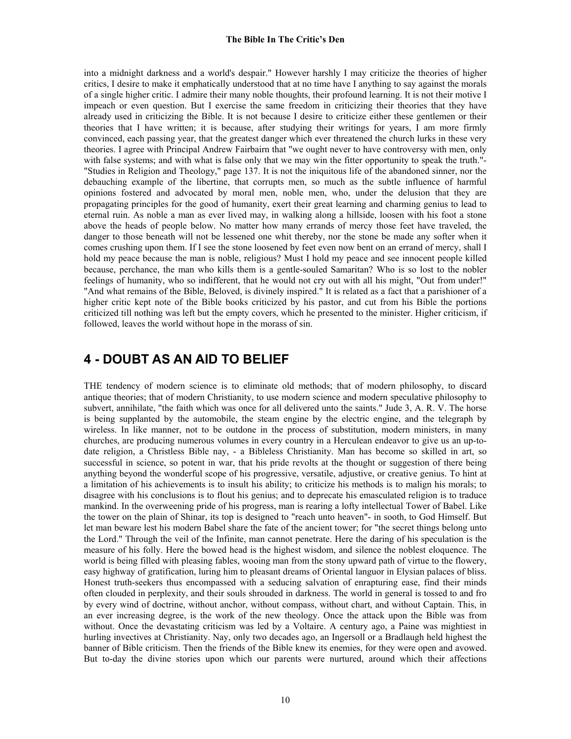into a midnight darkness and a world's despair." However harshly I may criticize the theories of higher critics, I desire to make it emphatically understood that at no time have I anything to say against the morals of a single higher critic. I admire their many noble thoughts, their profound learning. It is not their motive I impeach or even question. But I exercise the same freedom in criticizing their theories that they have already used in criticizing the Bible. It is not because I desire to criticize either these gentlemen or their theories that I have written; it is because, after studying their writings for years, I am more firmly convinced, each passing year, that the greatest danger which ever threatened the church lurks in these very theories. I agree with Principal Andrew Fairbairn that "we ought never to have controversy with men, only with false systems; and with what is false only that we may win the fitter opportunity to speak the truth."- "Studies in Religion and Theology," page 137. It is not the iniquitous life of the abandoned sinner, nor the debauching example of the libertine, that corrupts men, so much as the subtle influence of harmful opinions fostered and advocated by moral men, noble men, who, under the delusion that they are propagating principles for the good of humanity, exert their great learning and charming genius to lead to eternal ruin. As noble a man as ever lived may, in walking along a hillside, loosen with his foot a stone above the heads of people below. No matter how many errands of mercy those feet have traveled, the danger to those beneath will not be lessened one whit thereby, nor the stone be made any softer when it comes crushing upon them. If I see the stone loosened by feet even now bent on an errand of mercy, shall I hold my peace because the man is noble, religious? Must I hold my peace and see innocent people killed because, perchance, the man who kills them is a gentle-souled Samaritan? Who is so lost to the nobler feelings of humanity, who so indifferent, that he would not cry out with all his might, "Out from under!" "And what remains of the Bible, Beloved, is divinely inspired." It is related as a fact that a parishioner of a higher critic kept note of the Bible books criticized by his pastor, and cut from his Bible the portions criticized till nothing was left but the empty covers, which he presented to the minister. Higher criticism, if followed, leaves the world without hope in the morass of sin.

## 4 - DOUBT AS AN AID TO BELIEF

THE tendency of modern science is to eliminate old methods; that of modern philosophy, to discard antique theories; that of modern Christianity, to use modern science and modern speculative philosophy to subvert, annihilate, "the faith which was once for all delivered unto the saints." Jude 3, A. R. V. The horse is being supplanted by the automobile, the steam engine by the electric engine, and the telegraph by wireless. In like manner, not to be outdone in the process of substitution, modern ministers, in many churches, are producing numerous volumes in every country in a Herculean endeavor to give us an up-to-date religion, a Christless Bible nay, - a Bibleless Christianity. Man has become so skilled in art, so successful in science, so potent in war, that his pride revolts at the thought or suggestion of there being anything beyond the wonderful scope of his progressive, versatile, adjustive, or creative genius. To hint at a limitation of his achievements is to insult his ability; to criticize his methods is to malign his morals; to disagree with his conclusions is to flout his genius; and to deprecate his emasculated religion is to traduce mankind. In the overweening pride of his progress, man is rearing a lofty intellectual Tower of Babel. Like the tower on the plain of Shinar, its top is designed to "reach unto heaven"- in sooth, to God Himself. But let man beware lest his modern Babel share the fate of the ancient tower; for "the secret things belong unto the Lord." Through the veil of the Infinite, man cannot penetrate. Here the daring of his speculation is the measure of his folly. Here the bowed head is the highest wisdom, and silence the noblest eloquence. The world is being filled with pleasing fables, wooing man from the stony upward path of virtue to the flowery, easy highway of gratification, luring him to pleasant dreams of Oriental languor in Elysian palaces of bliss. Honest truth-seekers thus encompassed with a seducing salvation of enrapturing ease, find their minds often clouded in perplexity, and their souls shrouded in darkness. The world in general is tossed to and fro by every wind of doctrine, without anchor, without compass, without chart, and without Captain. This, in an ever increasing degree, is the work of the new theology. Once the attack upon the Bible was from without. Once the devastating criticism was led by a Voltaire. A century ago, a Paine was mightiest in hurling invectives at Christianity. Nay, only two decades ago, an Ingersoll or a Bradlaugh held highest the banner of Bible criticism. Then the friends of the Bible knew its enemies, for they were open and avowed. But to-day the divine stories upon which our parents were nurtured, around which their affections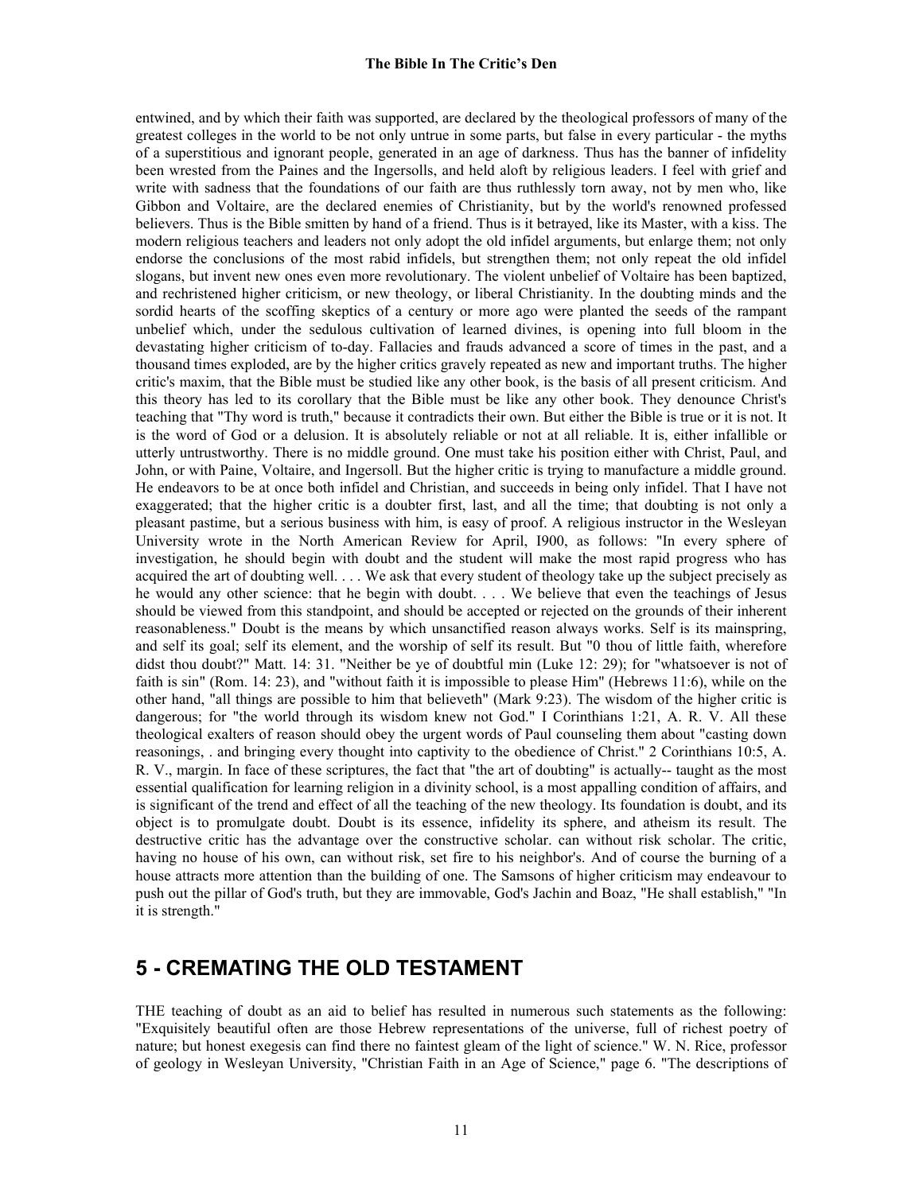entwined, and by which their faith was supported, are declared by the theological professors of many of the greatest colleges in the world to be not only untrue in some parts, but false in every particular - the myths of a superstitious and ignorant people, generated in an age of darkness. Thus has the banner of infidelity been wrested from the Paines and the Ingersolls, and held aloft by religious leaders. I feel with grief and write with sadness that the foundations of our faith are thus ruthlessly torn away, not by men who, like Gibbon and Voltaire, are the declared enemies of Christianity, but by the world's renowned professed believers. Thus is the Bible smitten by hand of a friend. Thus is it betrayed, like its Master, with a kiss. The modern religious teachers and leaders not only adopt the old infidel arguments, but enlarge them; not only endorse the conclusions of the most rabid infidels, but strengthen them; not only repeat the old infidel slogans, but invent new ones even more revolutionary. The violent unbelief of Voltaire has been baptized, and rechristened higher criticism, or new theology, or liberal Christianity. In the doubting minds and the sordid hearts of the scoffing skeptics of a century or more ago were planted the seeds of the rampant unbelief which, under the sedulous cultivation of learned divines, is opening into full bloom in the devastating higher criticism of to-day. Fallacies and frauds advanced a score of times in the past, and a thousand times exploded, are by the higher critics gravely repeated as new and important truths. The higher critic's maxim, that the Bible must be studied like any other book, is the basis of all present criticism. And this theory has led to its corollary that the Bible must be like any other book. They denounce Christ's teaching that "Thy word is truth," because it contradicts their own. But either the Bible is true or it is not. It is the word of God or a delusion. It is absolutely reliable or not at all reliable. It is, either infallible or utterly untrustworthy. There is no middle ground. One must take his position either with Christ, Paul, and John, or with Paine, Voltaire, and Ingersoll. But the higher critic is trying to manufacture a middle ground. He endeavors to be at once both infidel and Christian, and succeeds in being only infidel. That I have not exaggerated; that the higher critic is a doubter first, last, and all the time; that doubting is not only a pleasant pastime, but a serious business with him, is easy of proof. A religious instructor in the Wesleyan University wrote in the North American Review for April, I900, as follows: "In every sphere of investigation, he should begin with doubt and the student will make the most rapid progress who has acquired the art of doubting well. . . . We ask that every student of theology take up the subject precisely as he would any other science: that he begin with doubt. . . . We believe that even the teachings of Jesus should be viewed from this standpoint, and should be accepted or rejected on the grounds of their inherent reasonableness." Doubt is the means by which unsanctified reason always works. Self is its mainspring, and self its goal; self its element, and the worship of self its result. But "0 thou of little faith, wherefore didst thou doubt?" Matt. 14: 31. "Neither be ye of doubtful min (Luke 12: 29); for "whatsoever is not of faith is sin" (Rom. 14: 23), and "without faith it is impossible to please Him" (Hebrews 11:6), while on the other hand, "all things are possible to him that believeth" (Mark 9:23). The wisdom of the higher critic is dangerous; for "the world through its wisdom knew not God." I Corinthians 1:21, A. R. V. All these theological exalters of reason should obey the urgent words of Paul counseling them about "casting down reasonings, . and bringing every thought into captivity to the obedience of Christ." 2 Corinthians 10:5, A. R. V., margin. In face of these scriptures, the fact that "the art of doubting" is actually-- taught as the most essential qualification for learning religion in a divinity school, is a most appalling condition of affairs, and is significant of the trend and effect of all the teaching of the new theology. Its foundation is doubt, and its object is to promulgate doubt. Doubt is its essence, infidelity its sphere, and atheism its result. The destructive critic has the advantage over the constructive scholar. can without risk scholar. The critic, having no house of his own, can without risk, set fire to his neighbor's. And of course the burning of a house attracts more attention than the building of one. The Samsons of higher criticism may endeavour to push out the pillar of God's truth, but they are immovable, God's Jachin and Boaz, "He shall establish," "In it is strength."

## 5 - CREMATING THE OLD TESTAMENT

THE teaching of doubt as an aid to belief has resulted in numerous such statements as the following: "Exquisitely beautiful often are those Hebrew representations of the universe, full of richest poetry of nature; but honest exegesis can find there no faintest gleam of the light of science." W. N. Rice, professor of geology in Wesleyan University, "Christian Faith in an Age of Science," page 6. "The descriptions of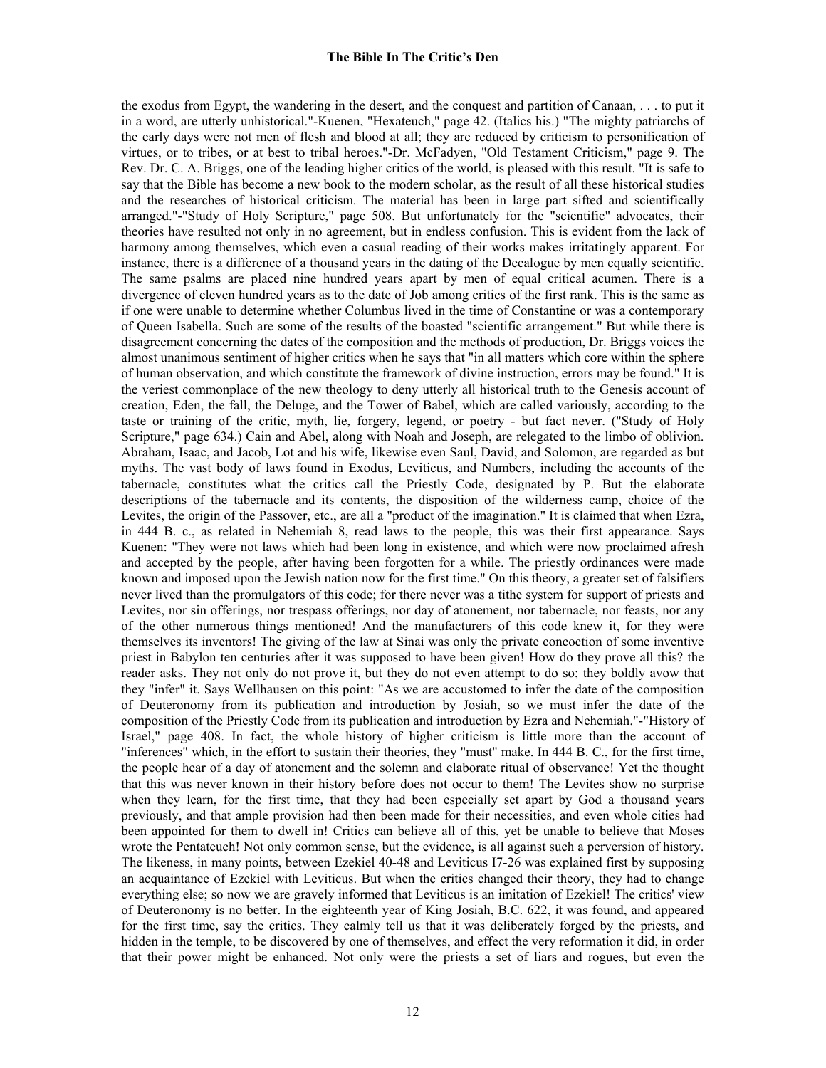the exodus from Egypt, the wandering in the desert, and the conquest and partition of Canaan, . . . to put it in a word, are utterly unhistorical."-Kuenen, "Hexateuch," page 42. (Italics his.) "The mighty patriarchs of the early days were not men of flesh and blood at all; they are reduced by criticism to personification of virtues, or to tribes, or at best to tribal heroes."-Dr. McFadyen, "Old Testament Criticism," page 9. The Rev. Dr. C. A. Briggs, one of the leading higher critics of the world, is pleased with this result. "It is safe to say that the Bible has become a new book to the modern scholar, as the result of all these historical studies and the researches of historical criticism. The material has been in large part sifted and scientifically arranged."-"Study of Holy Scripture," page 508. But unfortunately for the "scientific" advocates, their theories have resulted not only in no agreement, but in endless confusion. This is evident from the lack of harmony among themselves, which even a casual reading of their works makes irritatingly apparent. For instance, there is a difference of a thousand years in the dating of the Decalogue by men equally scientific. The same psalms are placed nine hundred years apart by men of equal critical acumen. There is a divergence of eleven hundred years as to the date of Job among critics of the first rank. This is the same as if one were unable to determine whether Columbus lived in the time of Constantine or was a contemporary of Queen Isabella. Such are some of the results of the boasted "scientific arrangement." But while there is disagreement concerning the dates of the composition and the methods of production, Dr. Briggs voices the almost unanimous sentiment of higher critics when he says that "in all matters which core within the sphere of human observation, and which constitute the framework of divine instruction, errors may be found." It is the veriest commonplace of the new theology to deny utterly all historical truth to the Genesis account of creation, Eden, the fall, the Deluge, and the Tower of Babel, which are called variously, according to the taste or training of the critic, myth, lie, forgery, legend, or poetry - but fact never. ("Study of Holy Scripture," page 634.) Cain and Abel, along with Noah and Joseph, are relegated to the limbo of oblivion. Abraham, Isaac, and Jacob, Lot and his wife, likewise even Saul, David, and Solomon, are regarded as but myths. The vast body of laws found in Exodus, Leviticus, and Numbers, including the accounts of the tabernacle, constitutes what the critics call the Priestly Code, designated by P. But the elaborate descriptions of the tabernacle and its contents, the disposition of the wilderness camp, choice of the Levites, the origin of the Passover, etc., are all a "product of the imagination." It is claimed that when Ezra, in 444 B. c., as related in Nehemiah 8, read laws to the people, this was their first appearance. Says Kuenen: "They were not laws which had been long in existence, and which were now proclaimed afresh and accepted by the people, after having been forgotten for a while. The priestly ordinances were made known and imposed upon the Jewish nation now for the first time." On this theory, a greater set of falsifiers never lived than the promulgators of this code; for there never was a tithe system for support of priests and Levites, nor sin offerings, nor trespass offerings, nor day of atonement, nor tabernacle, nor feasts, nor any of the other numerous things mentioned! And the manufacturers of this code knew it, for they were themselves its inventors! The giving of the law at Sinai was only the private concoction of some inventive priest in Babylon ten centuries after it was supposed to have been given! How do they prove all this? the reader asks. They not only do not prove it, but they do not even attempt to do so; they boldly avow that they "infer" it. Says Wellhausen on this point: "As we are accustomed to infer the date of the composition of Deuteronomy from its publication and introduction by Josiah, so we must infer the date of the composition of the Priestly Code from its publication and introduction by Ezra and Nehemiah."-"History of Israel," page 408. In fact, the whole history of higher criticism is little more than the account of "inferences" which, in the effort to sustain their theories, they "must" make. In 444 B. C., for the first time, the people hear of a day of atonement and the solemn and elaborate ritual of observance! Yet the thought that this was never known in their history before does not occur to them! The Levites show no surprise when they learn, for the first time, that they had been especially set apart by God a thousand years previously, and that ample provision had then been made for their necessities, and even whole cities had been appointed for them to dwell in! Critics can believe all of this, yet be unable to believe that Moses wrote the Pentateuch! Not only common sense, but the evidence, is all against such a perversion of history. The likeness, in many points, between Ezekiel 40-48 and Leviticus I7-26 was explained first by supposing an acquaintance of Ezekiel with Leviticus. But when the critics changed their theory, they had to change everything else; so now we are gravely informed that Leviticus is an imitation of Ezekiel! The critics' view of Deuteronomy is no better. In the eighteenth year of King Josiah, B.C. 622, it was found, and appeared for the first time, say the critics. They calmly tell us that it was deliberately forged by the priests, and hidden in the temple, to be discovered by one of themselves, and effect the very reformation it did, in order that their power might be enhanced. Not only were the priests a set of liars and rogues, but even the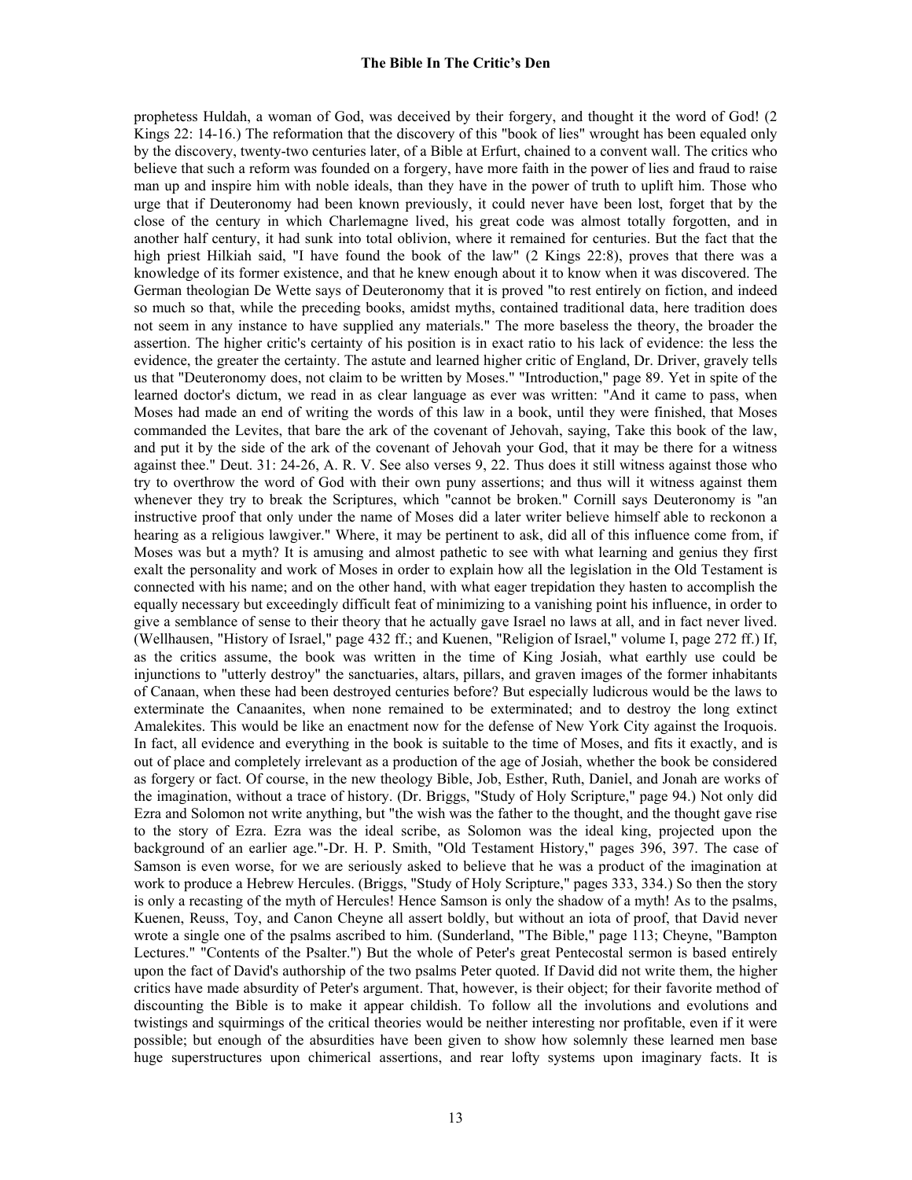prophetess Huldah, a woman of God, was deceived by their forgery, and thought it the word of God! (2 Kings 22: 14-16.) The reformation that the discovery of this "book of lies" wrought has been equaled only by the discovery, twenty-two centuries later, of a Bible at Erfurt, chained to a convent wall. The critics who believe that such a reform was founded on a forgery, have more faith in the power of lies and fraud to raise man up and inspire him with noble ideals, than they have in the power of truth to uplift him. Those who urge that if Deuteronomy had been known previously, it could never have been lost, forget that by the close of the century in which Charlemagne lived, his great code was almost totally forgotten, and in another half century, it had sunk into total oblivion, where it remained for centuries. But the fact that the high priest Hilkiah said, "I have found the book of the law" (2 Kings 22:8), proves that there was a knowledge of its former existence, and that he knew enough about it to know when it was discovered. The German theologian De Wette says of Deuteronomy that it is proved "to rest entirely on fiction, and indeed so much so that, while the preceding books, amidst myths, contained traditional data, here tradition does not seem in any instance to have supplied any materials." The more baseless the theory, the broader the assertion. The higher critic's certainty of his position is in exact ratio to his lack of evidence: the less the evidence, the greater the certainty. The astute and learned higher critic of England, Dr. Driver, gravely tells us that "Deuteronomy does, not claim to be written by Moses." "Introduction," page 89. Yet in spite of the learned doctor's dictum, we read in as clear language as ever was written: "And it came to pass, when Moses had made an end of writing the words of this law in a book, until they were finished, that Moses commanded the Levites, that bare the ark of the covenant of Jehovah, saying, Take this book of the law, and put it by the side of the ark of the covenant of Jehovah your God, that it may be there for a witness against thee." Deut. 31: 24-26, A. R. V. See also verses 9, 22. Thus does it still witness against those who try to overthrow the word of God with their own puny assertions; and thus will it witness against them whenever they try to break the Scriptures, which "cannot be broken." Cornill says Deuteronomy is "an instructive proof that only under the name of Moses did a later writer believe himself able to reckonon a hearing as a religious lawgiver." Where, it may be pertinent to ask, did all of this influence come from, if Moses was but a myth? It is amusing and almost pathetic to see with what learning and genius they first exalt the personality and work of Moses in order to explain how all the legislation in the Old Testament is connected with his name; and on the other hand, with what eager trepidation they hasten to accomplish the equally necessary but exceedingly difficult feat of minimizing to a vanishing point his influence, in order to give a semblance of sense to their theory that he actually gave Israel no laws at all, and in fact never lived. (Wellhausen, "History of Israel," page 432 ff.; and Kuenen, "Religion of Israel," volume I, page 272 ff.) If, as the critics assume, the book was written in the time of King Josiah, what earthly use could be injunctions to "utterly destroy" the sanctuaries, altars, pillars, and graven images of the former inhabitants of Canaan, when these had been destroyed centuries before? But especially ludicrous would be the laws to exterminate the Canaanites, when none remained to be exterminated; and to destroy the long extinct Amalekites. This would be like an enactment now for the defense of New York City against the Iroquois. In fact, all evidence and everything in the book is suitable to the time of Moses, and fits it exactly, and is out of place and completely irrelevant as a production of the age of Josiah, whether the book be considered as forgery or fact. Of course, in the new theology Bible, Job, Esther, Ruth, Daniel, and Jonah are works of the imagination, without a trace of history. (Dr. Briggs, "Study of Holy Scripture," page 94.) Not only did Ezra and Solomon not write anything, but "the wish was the father to the thought, and the thought gave rise to the story of Ezra. Ezra was the ideal scribe, as Solomon was the ideal king, projected upon the background of an earlier age."-Dr. H. P. Smith, "Old Testament History," pages 396, 397. The case of Samson is even worse, for we are seriously asked to believe that he was a product of the imagination at work to produce a Hebrew Hercules. (Briggs, "Study of Holy Scripture," pages 333, 334.) So then the story is only a recasting of the myth of Hercules! Hence Samson is only the shadow of a myth! As to the psalms, Kuenen, Reuss, Toy, and Canon Cheyne all assert boldly, but without an iota of proof, that David never wrote a single one of the psalms ascribed to him. (Sunderland, "The Bible," page 113; Cheyne, "Bampton Lectures." "Contents of the Psalter.") But the whole of Peter's great Pentecostal sermon is based entirely upon the fact of David's authorship of the two psalms Peter quoted. If David did not write them, the higher critics have made absurdity of Peter's argument. That, however, is their object; for their favorite method of discounting the Bible is to make it appear childish. To follow all the involutions and evolutions and twistings and squirmings of the critical theories would be neither interesting nor profitable, even if it were possible; but enough of the absurdities have been given to show how solemnly these learned men base huge superstructures upon chimerical assertions, and rear lofty systems upon imaginary facts. It is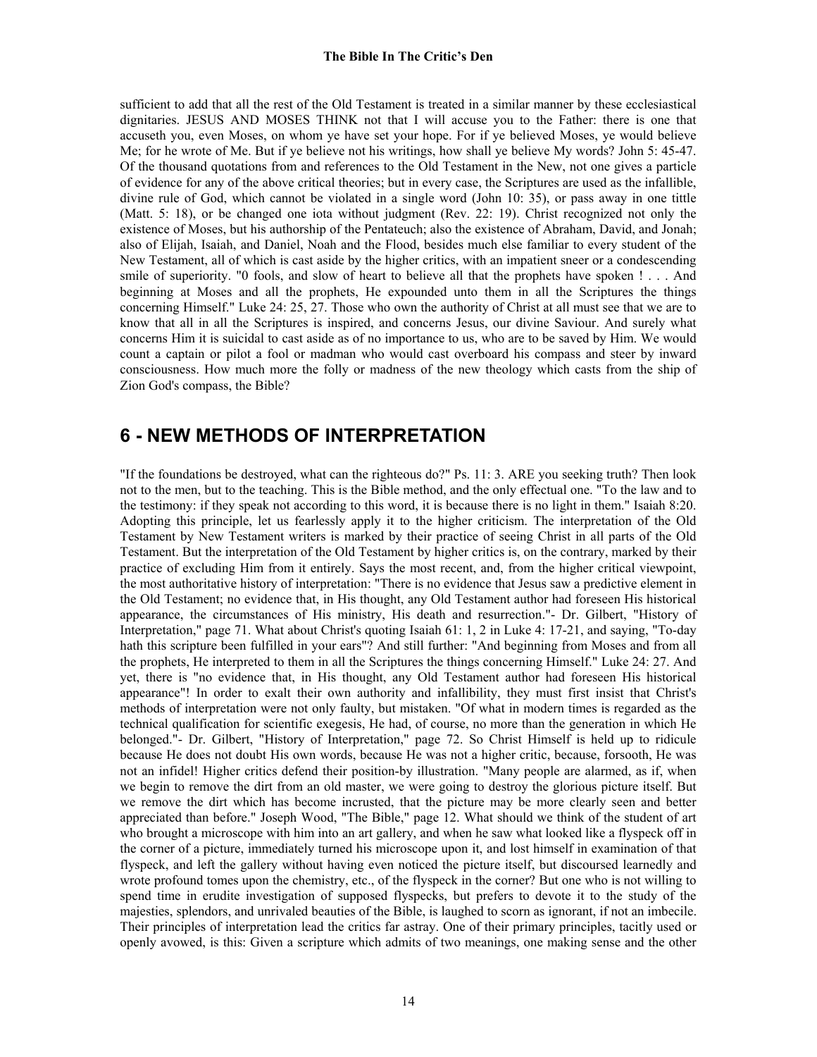sufficient to add that all the rest of the Old Testament is treated in a similar manner by these ecclesiastical dignitaries. JESUS AND MOSES THINK not that I will accuse you to the Father: there is one that accuseth you, even Moses, on whom ye have set your hope. For if ye believed Moses, ye would believe Me; for he wrote of Me. But if ye believe not his writings, how shall ye believe My words? John 5: 45-47. Of the thousand quotations from and references to the Old Testament in the New, not one gives a particle of evidence for any of the above critical theories; but in every case, the Scriptures are used as the infallible, divine rule of God, which cannot be violated in a single word (John 10: 35), or pass away in one tittle (Matt. 5: 18), or be changed one iota without judgment (Rev. 22: 19). Christ recognized not only the existence of Moses, but his authorship of the Pentateuch; also the existence of Abraham, David, and Jonah; also of Elijah, Isaiah, and Daniel, Noah and the Flood, besides much else familiar to every student of the New Testament, all of which is cast aside by the higher critics, with an impatient sneer or a condescending smile of superiority. "0 fools, and slow of heart to believe all that the prophets have spoken ! . . . And beginning at Moses and all the prophets, He expounded unto them in all the Scriptures the things concerning Himself." Luke 24: 25, 27. Those who own the authority of Christ at all must see that we are to know that all in all the Scriptures is inspired, and concerns Jesus, our divine Saviour. And surely what concerns Him it is suicidal to cast aside as of no importance to us, who are to be saved by Him. We would count a captain or pilot a fool or madman who would cast overboard his compass and steer by inward consciousness. How much more the folly or madness of the new theology which casts from the ship of Zion God's compass, the Bible?

## 6 - NEW METHODS OF INTERPRETATION

"If the foundations be destroyed, what can the righteous do?" Ps. 11: 3. ARE you seeking truth? Then look not to the men, but to the teaching. This is the Bible method, and the only effectual one. "To the law and to the testimony: if they speak not according to this word, it is because there is no light in them." Isaiah 8:20. Adopting this principle, let us fearlessly apply it to the higher criticism. The interpretation of the Old Testament by New Testament writers is marked by their practice of seeing Christ in all parts of the Old Testament. But the interpretation of the Old Testament by higher critics is, on the contrary, marked by their practice of excluding Him from it entirely. Says the most recent, and, from the higher critical viewpoint, the most authoritative history of interpretation: "There is no evidence that Jesus saw a predictive element in the Old Testament; no evidence that, in His thought, any Old Testament author had foreseen His historical appearance, the circumstances of His ministry, His death and resurrection."- Dr. Gilbert, "History of Interpretation," page 71. What about Christ's quoting Isaiah 61: 1, 2 in Luke 4: 17-21, and saying, "To-day hath this scripture been fulfilled in your ears"? And still further: "And beginning from Moses and from all the prophets, He interpreted to them in all the Scriptures the things concerning Himself." Luke 24: 27. And yet, there is "no evidence that, in His thought, any Old Testament author had foreseen His historical appearance"! In order to exalt their own authority and infallibility, they must first insist that Christ's methods of interpretation were not only faulty, but mistaken. "Of what in modern times is regarded as the technical qualification for scientific exegesis, He had, of course, no more than the generation in which He belonged."- Dr. Gilbert, "History of Interpretation," page 72. So Christ Himself is held up to ridicule because He does not doubt His own words, because He was not a higher critic, because, forsooth, He was not an infidel! Higher critics defend their position-by illustration. "Many people are alarmed, as if, when we begin to remove the dirt from an old master, we were going to destroy the glorious picture itself. But we remove the dirt which has become incrusted, that the picture may be more clearly seen and better appreciated than before." Joseph Wood, "The Bible," page 12. What should we think of the student of art who brought a microscope with him into an art gallery, and when he saw what looked like a flyspeck off in the corner of a picture, immediately turned his microscope upon it, and lost himself in examination of that flyspeck, and left the gallery without having even noticed the picture itself, but discoursed learnedly and wrote profound tomes upon the chemistry, etc., of the flyspeck in the corner? But one who is not willing to spend time in erudite investigation of supposed flyspecks, but prefers to devote it to the study of the majesties, splendors, and unrivaled beauties of the Bible, is laughed to scorn as ignorant, if not an imbecile. Their principles of interpretation lead the critics far astray. One of their primary principles, tacitly used or openly avowed, is this: Given a scripture which admits of two meanings, one making sense and the other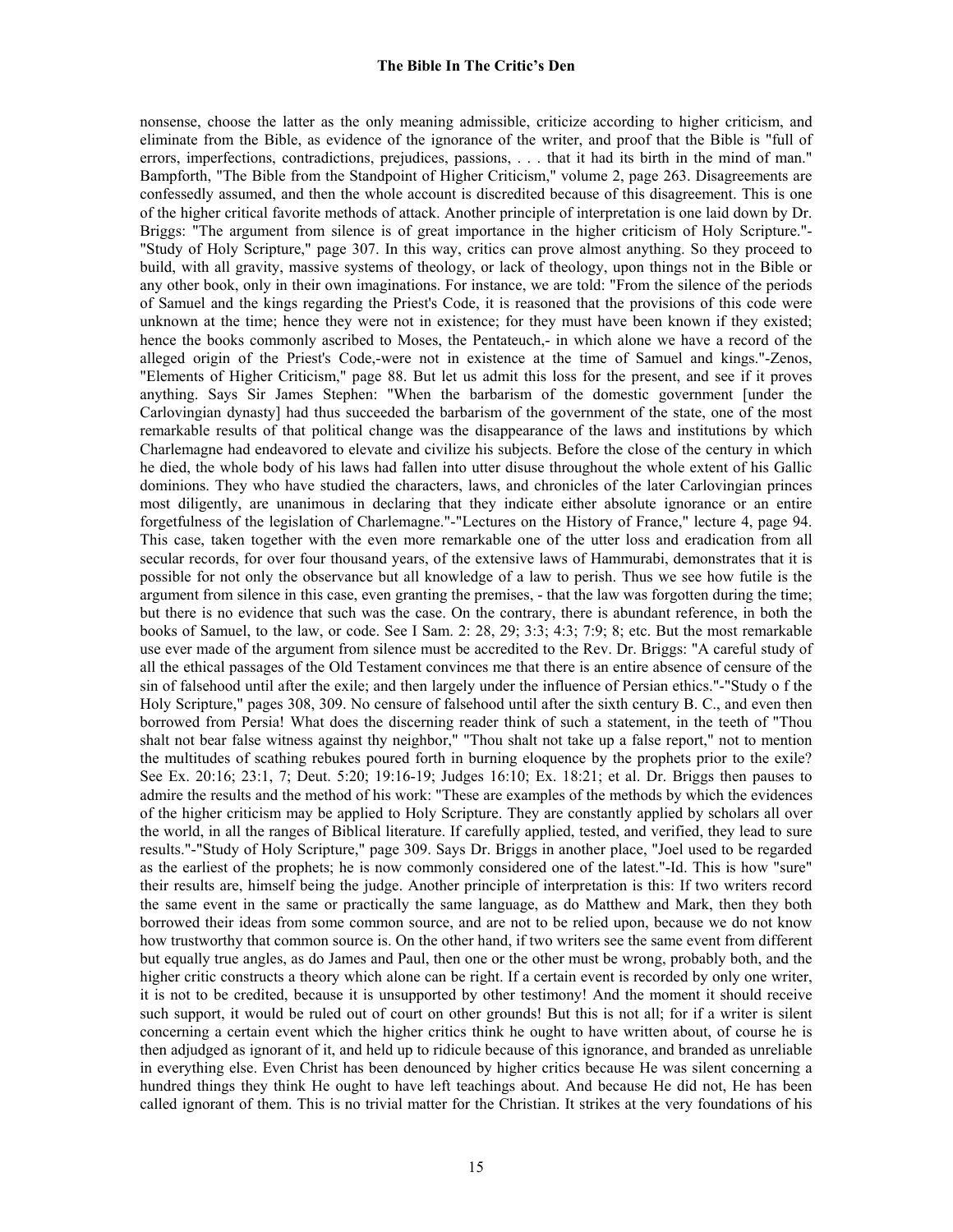nonsense, choose the latter as the only meaning admissible, criticize according to higher criticism, and eliminate from the Bible, as evidence of the ignorance of the writer, and proof that the Bible is "full of errors, imperfections, contradictions, prejudices, passions, . . . that it had its birth in the mind of man." Bampforth, "The Bible from the Standpoint of Higher Criticism," volume 2, page 263. Disagreements are confessedly assumed, and then the whole account is discredited because of this disagreement. This is one of the higher critical favorite methods of attack. Another principle of interpretation is one laid down by Dr. Briggs: "The argument from silence is of great importance in the higher criticism of Holy Scripture."-"Study of Holy Scripture," page 307. In this way, critics can prove almost anything. So they proceed to build, with all gravity, massive systems of theology, or lack of theology, upon things not in the Bible or any other book, only in their own imaginations. For instance, we are told: "From the silence of the periods of Samuel and the kings regarding the Priest's Code, it is reasoned that the provisions of this code were unknown at the time; hence they were not in existence; for they must have been known if they existed; hence the books commonly ascribed to Moses, the Pentateuch,- in which alone we have a record of the alleged origin of the Priest's Code,-were not in existence at the time of Samuel and kings."-Zenos, "Elements of Higher Criticism," page 88. But let us admit this loss for the present, and see if it proves anything. Says Sir James Stephen: "When the barbarism of the domestic government [under the Carlovingian dynasty] had thus succeeded the barbarism of the government of the state, one of the most remarkable results of that political change was the disappearance of the laws and institutions by which Charlemagne had endeavored to elevate and civilize his subjects. Before the close of the century in which he died, the whole body of his laws had fallen into utter disuse throughout the whole extent of his Gallic dominions. They who have studied the characters, laws, and chronicles of the later Carlovingian princes most diligently, are unanimous in declaring that they indicate either absolute ignorance or an entire forgetfulness of the legislation of Charlemagne."-"Lectures on the History of France," lecture 4, page 94. This case, taken together with the even more remarkable one of the utter loss and eradication from all secular records, for over four thousand years, of the extensive laws of Hammurabi, demonstrates that it is possible for not only the observance but all knowledge of a law to perish. Thus we see how futile is the argument from silence in this case, even granting the premises, - that the law was forgotten during the time; but there is no evidence that such was the case. On the contrary, there is abundant reference, in both the books of Samuel, to the law, or code. See I Sam. 2: 28, 29; 3:3; 4:3; 7:9; 8; etc. But the most remarkable use ever made of the argument from silence must be accredited to the Rev. Dr. Briggs: "A careful study of all the ethical passages of the Old Testament convinces me that there is an entire absence of censure of the sin of falsehood until after the exile; and then largely under the influence of Persian ethics."-"Study o f the Holy Scripture," pages 308, 309. No censure of falsehood until after the sixth century B. C., and even then borrowed from Persia! What does the discerning reader think of such a statement, in the teeth of "Thou shalt not bear false witness against thy neighbor," "Thou shalt not take up a false report," not to mention the multitudes of scathing rebukes poured forth in burning eloquence by the prophets prior to the exile? See Ex. 20:16; 23:1, 7; Deut. 5:20; 19:16-19; Judges 16:10; Ex. 18:21; et al. Dr. Briggs then pauses to admire the results and the method of his work: "These are examples of the methods by which the evidences of the higher criticism may be applied to Holy Scripture. They are constantly applied by scholars all over the world, in all the ranges of Biblical literature. If carefully applied, tested, and verified, they lead to sure results."-"Study of Holy Scripture," page 309. Says Dr. Briggs in another place, "Joel used to be regarded as the earliest of the prophets; he is now commonly considered one of the latest."-Id. This is how "sure" their results are, himself being the judge. Another principle of interpretation is this: If two writers record the same event in the same or practically the same language, as do Matthew and Mark, then they both borrowed their ideas from some common source, and are not to be relied upon, because we do not know how trustworthy that common source is. On the other hand, if two writers see the same event from different but equally true angles, as do James and Paul, then one or the other must be wrong, probably both, and the higher critic constructs a theory which alone can be right. If a certain event is recorded by only one writer, it is not to be credited, because it is unsupported by other testimony! And the moment it should receive such support, it would be ruled out of court on other grounds! But this is not all; for if a writer is silent concerning a certain event which the higher critics think he ought to have written about, of course he is then adjudged as ignorant of it, and held up to ridicule because of this ignorance, and branded as unreliable in everything else. Even Christ has been denounced by higher critics because He was silent concerning a hundred things they think He ought to have left teachings about. And because He did not, He has been called ignorant of them. This is no trivial matter for the Christian. It strikes at the very foundations of his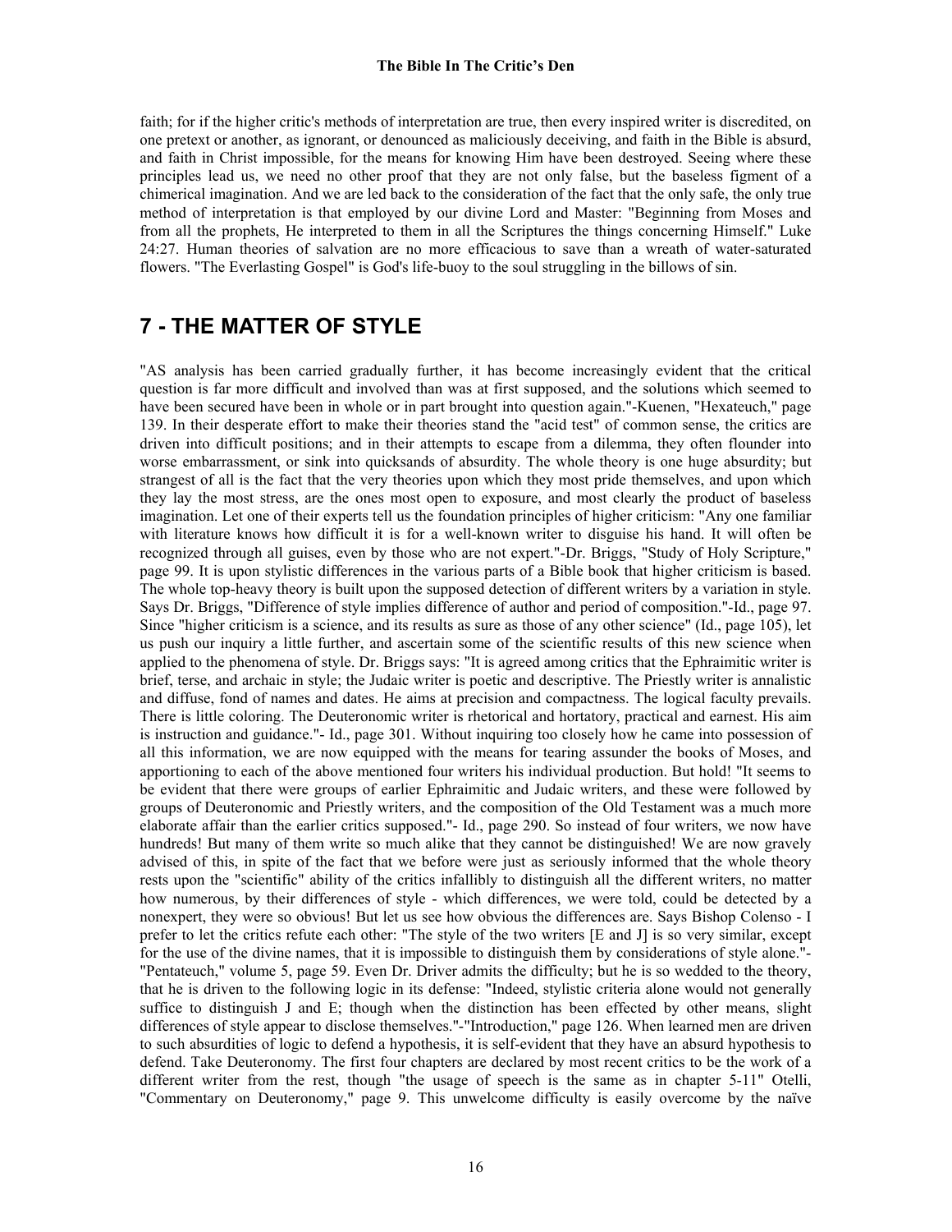faith; for if the higher critic's methods of interpretation are true, then every inspired writer is discredited, on one pretext or another, as ignorant, or denounced as maliciously deceiving, and faith in the Bible is absurd, and faith in Christ impossible, for the means for knowing Him have been destroyed. Seeing where these principles lead us, we need no other proof that they are not only false, but the baseless figment of a chimerical imagination. And we are led back to the consideration of the fact that the only safe, the only true method of interpretation is that employed by our divine Lord and Master: "Beginning from Moses and from all the prophets, He interpreted to them in all the Scriptures the things concerning Himself." Luke 24:27. Human theories of salvation are no more efficacious to save than a wreath of water-saturated flowers. "The Everlasting Gospel" is God's life-buoy to the soul struggling in the billows of sin.

## 7 - THE MATTER OF STYLE

"AS analysis has been carried gradually further, it has become increasingly evident that the critical question is far more difficult and involved than was at first supposed, and the solutions which seemed to have been secured have been in whole or in part brought into question again."-Kuenen, "Hexateuch," page 139. In their desperate effort to make their theories stand the "acid test" of common sense, the critics are driven into difficult positions; and in their attempts to escape from a dilemma, they often flounder into worse embarrassment, or sink into quicksands of absurdity. The whole theory is one huge absurdity; but strangest of all is the fact that the very theories upon which they most pride themselves, and upon which they lay the most stress, are the ones most open to exposure, and most clearly the product of baseless imagination. Let one of their experts tell us the foundation principles of higher criticism: "Any one familiar with literature knows how difficult it is for a well-known writer to disguise his hand. It will often be recognized through all guises, even by those who are not expert."-Dr. Briggs, "Study of Holy Scripture," page 99. It is upon stylistic differences in the various parts of a Bible book that higher criticism is based. The whole top-heavy theory is built upon the supposed detection of different writers by a variation in style. Says Dr. Briggs, "Difference of style implies difference of author and period of composition."-Id., page 97. Since "higher criticism is a science, and its results as sure as those of any other science" (Id., page 105), let us push our inquiry a little further, and ascertain some of the scientific results of this new science when applied to the phenomena of style. Dr. Briggs says: "It is agreed among critics that the Ephraimitic writer is brief, terse, and archaic in style; the Judaic writer is poetic and descriptive. The Priestly writer is annalistic and diffuse, fond of names and dates. He aims at precision and compactness. The logical faculty prevails. There is little coloring. The Deuteronomic writer is rhetorical and hortatory, practical and earnest. His aim is instruction and guidance."- Id., page 301. Without inquiring too closely how he came into possession of all this information, we are now equipped with the means for tearing assunder the books of Moses, and apportioning to each of the above mentioned four writers his individual production. But hold! "It seems to be evident that there were groups of earlier Ephraimitic and Judaic writers, and these were followed by groups of Deuteronomic and Priestly writers, and the composition of the Old Testament was a much more elaborate affair than the earlier critics supposed."- Id., page 290. So instead of four writers, we now have hundreds! But many of them write so much alike that they cannot be distinguished! We are now gravely advised of this, in spite of the fact that we before were just as seriously informed that the whole theory rests upon the "scientific" ability of the critics infallibly to distinguish all the different writers, no matter how numerous, by their differences of style - which differences, we were told, could be detected by a nonexpert, they were so obvious! But let us see how obvious the differences are. Says Bishop Colenso - I prefer to let the critics refute each other: "The style of the two writers [E and J] is so very similar, except for the use of the divine names, that it is impossible to distinguish them by considerations of style alone."- "Pentateuch," volume 5, page 59. Even Dr. Driver admits the difficulty; but he is so wedded to the theory, that he is driven to the following logic in its defense: "Indeed, stylistic criteria alone would not generally suffice to distinguish J and E; though when the distinction has been effected by other means, slight differences of style appear to disclose themselves."-"Introduction," page 126. When learned men are driven to such absurdities of logic to defend a hypothesis, it is self-evident that they have an absurd hypothesis to defend. Take Deuteronomy. The first four chapters are declared by most recent critics to be the work of a different writer from the rest, though "the usage of speech is the same as in chapter 5-11" Otelli, "Commentary on Deuteronomy," page 9. This unwelcome difficulty is easily overcome by the naïve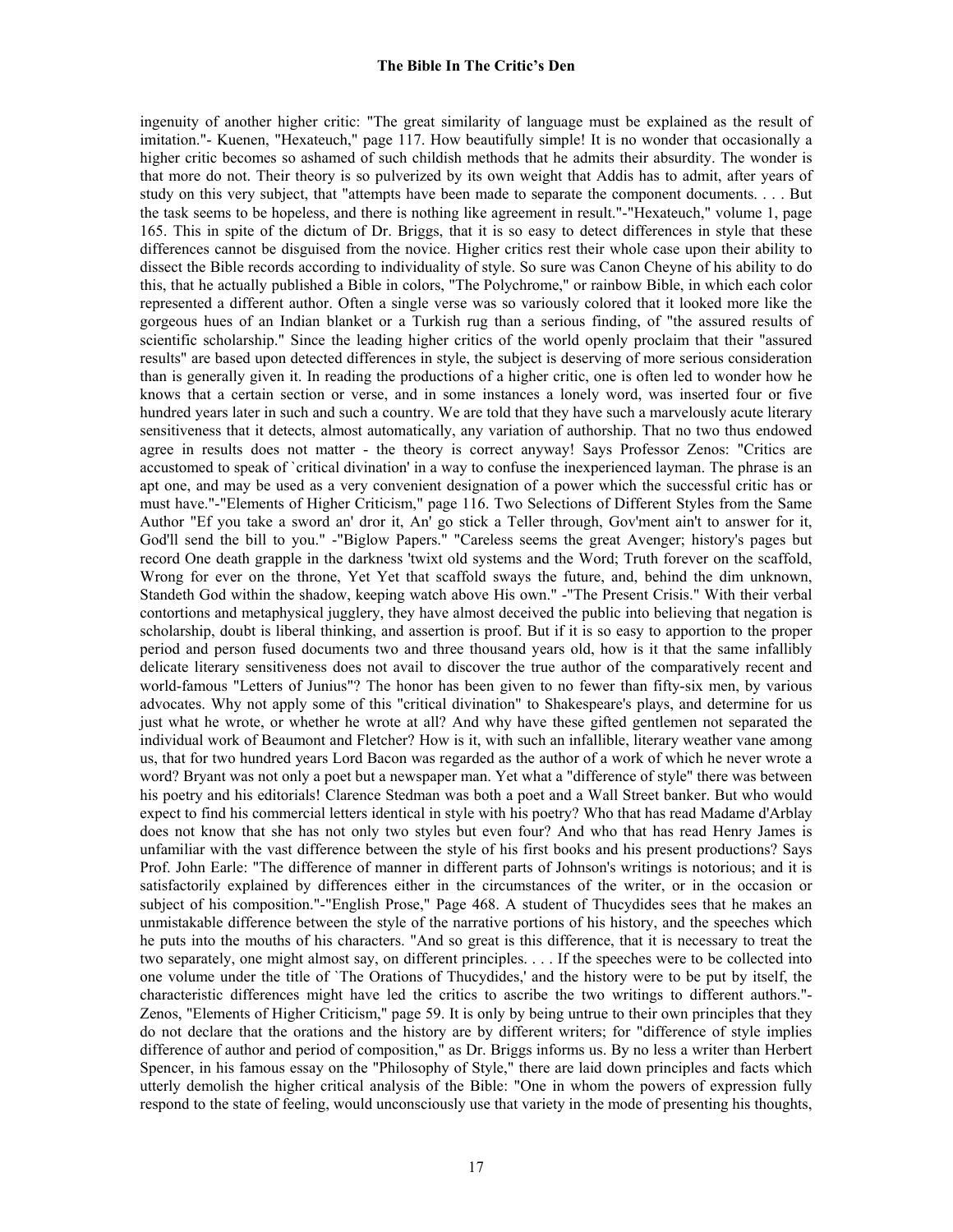ingenuity of another higher critic: "The great similarity of language must be explained as the result of imitation."- Kuenen, "Hexateuch," page 117. How beautifully simple! It is no wonder that occasionally a higher critic becomes so ashamed of such childish methods that he admits their absurdity. The wonder is that more do not. Their theory is so pulverized by its own weight that Addis has to admit, after years of study on this very subject, that "attempts have been made to separate the component documents. . . . But the task seems to be hopeless, and there is nothing like agreement in result."-"Hexateuch," volume 1, page 165. This in spite of the dictum of Dr. Briggs, that it is so easy to detect differences in style that these differences cannot be disguised from the novice. Higher critics rest their whole case upon their ability to dissect the Bible records according to individuality of style. So sure was Canon Cheyne of his ability to do this, that he actually published a Bible in colors, "The Polychrome," or rainbow Bible, in which each color represented a different author. Often a single verse was so variously colored that it looked more like the gorgeous hues of an Indian blanket or a Turkish rug than a serious finding, of "the assured results of scientific scholarship." Since the leading higher critics of the world openly proclaim that their "assured results" are based upon detected differences in style, the subject is deserving of more serious consideration than is generally given it. In reading the productions of a higher critic, one is often led to wonder how he knows that a certain section or verse, and in some instances a lonely word, was inserted four or five hundred years later in such and such a country. We are told that they have such a marvelously acute literary sensitiveness that it detects, almost automatically, any variation of authorship. That no two thus endowed agree in results does not matter - the theory is correct anyway! Says Professor Zenos: "Critics are accustomed to speak of `critical divination' in a way to confuse the inexperienced layman. The phrase is an apt one, and may be used as a very convenient designation of a power which the successful critic has or must have."-"Elements of Higher Criticism," page 116. Two Selections of Different Styles from the Same Author "Ef you take a sword an' dror it, An' go stick a Teller through, Gov'ment ain't to answer for it, God'll send the bill to you." -"Biglow Papers." "Careless seems the great Avenger; history's pages but record One death grapple in the darkness 'twixt old systems and the Word; Truth forever on the scaffold, Wrong for ever on the throne, Yet Yet that scaffold sways the future, and, behind the dim unknown, Standeth God within the shadow, keeping watch above His own." -"The Present Crisis." With their verbal contortions and metaphysical jugglery, they have almost deceived the public into believing that negation is scholarship, doubt is liberal thinking, and assertion is proof. But if it is so easy to apportion to the proper period and person fused documents two and three thousand years old, how is it that the same infallibly delicate literary sensitiveness does not avail to discover the true author of the comparatively recent and world-famous "Letters of Junius"? The honor has been given to no fewer than fifty-six men, by various advocates. Why not apply some of this "critical divination" to Shakespeare's plays, and determine for us just what he wrote, or whether he wrote at all? And why have these gifted gentlemen not separated the individual work of Beaumont and Fletcher? How is it, with such an infallible, literary weather vane among us, that for two hundred years Lord Bacon was regarded as the author of a work of which he never wrote a word? Bryant was not only a poet but a newspaper man. Yet what a "difference of style" there was between his poetry and his editorials! Clarence Stedman was both a poet and a Wall Street banker. But who would expect to find his commercial letters identical in style with his poetry? Who that has read Madame d'Arblay does not know that she has not only two styles but even four? And who that has read Henry James is unfamiliar with the vast difference between the style of his first books and his present productions? Says Prof. John Earle: "The difference of manner in different parts of Johnson's writings is notorious; and it is satisfactorily explained by differences either in the circumstances of the writer, or in the occasion or subject of his composition."-"English Prose," Page 468. A student of Thucydides sees that he makes an unmistakable difference between the style of the narrative portions of his history, and the speeches which he puts into the mouths of his characters. "And so great is this difference, that it is necessary to treat the two separately, one might almost say, on different principles. . . . If the speeches were to be collected into one volume under the title of `The Orations of Thucydides,' and the history were to be put by itself, the characteristic differences might have led the critics to ascribe the two writings to different authors."- Zenos, "Elements of Higher Criticism," page 59. It is only by being untrue to their own principles that they do not declare that the orations and the history are by different writers; for "difference of style implies difference of author and period of composition," as Dr. Briggs informs us. By no less a writer than Herbert Spencer, in his famous essay on the "Philosophy of Style," there are laid down principles and facts which utterly demolish the higher critical analysis of the Bible: "One in whom the powers of expression fully respond to the state of feeling, would unconsciously use that variety in the mode of presenting his thoughts,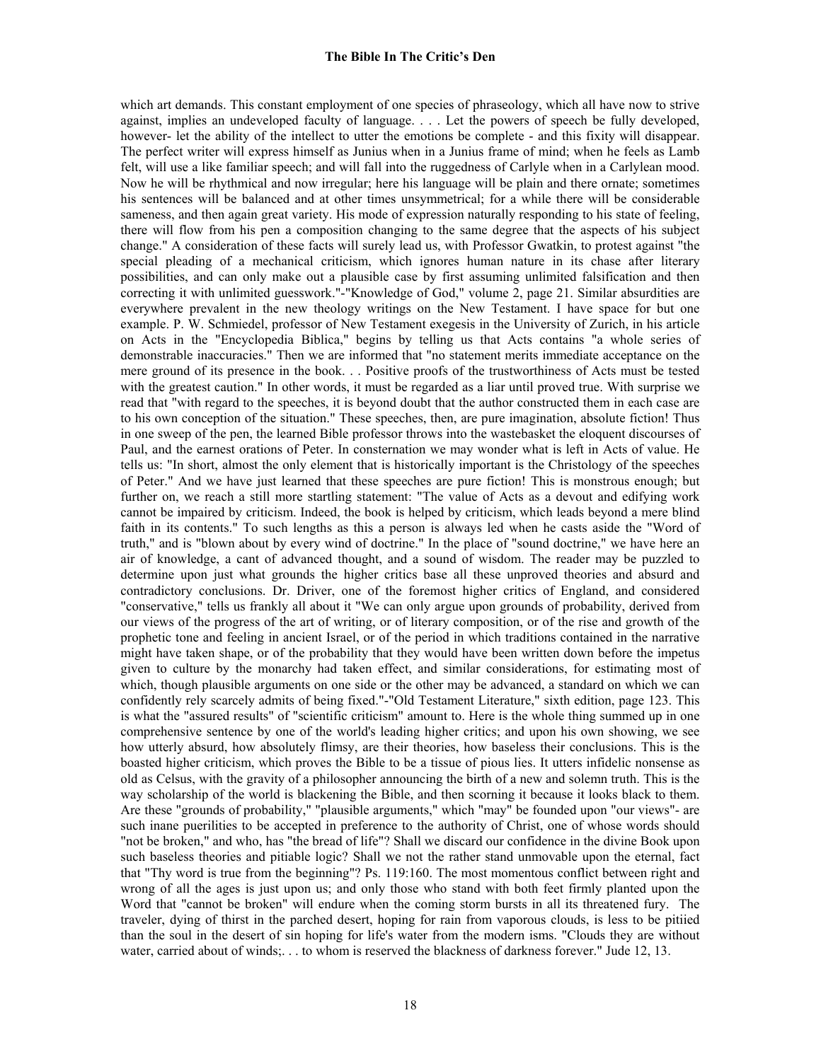which art demands. This constant employment of one species of phraseology, which all have now to strive against, implies an undeveloped faculty of language. . . . Let the powers of speech be fully developed, however- let the ability of the intellect to utter the emotions be complete - and this fixity will disappear. The perfect writer will express himself as Junius when in a Junius frame of mind; when he feels as Lamb felt, will use a like familiar speech; and will fall into the ruggedness of Carlyle when in a Carlylean mood. Now he will be rhythmical and now irregular; here his language will be plain and there ornate; sometimes his sentences will be balanced and at other times unsymmetrical; for a while there will be considerable sameness, and then again great variety. His mode of expression naturally responding to his state of feeling, there will flow from his pen a composition changing to the same degree that the aspects of his subject change." A consideration of these facts will surely lead us, with Professor Gwatkin, to protest against "the special pleading of a mechanical criticism, which ignores human nature in its chase after literary possibilities, and can only make out a plausible case by first assuming unlimited falsification and then correcting it with unlimited guesswork."-"Knowledge of God," volume 2, page 21. Similar absurdities are everywhere prevalent in the new theology writings on the New Testament. I have space for but one example. P. W. Schmiedel, professor of New Testament exegesis in the University of Zurich, in his article on Acts in the "Encyclopedia Biblica," begins by telling us that Acts contains "a whole series of demonstrable inaccuracies." Then we are informed that "no statement merits immediate acceptance on the mere ground of its presence in the book. . . Positive proofs of the trustworthiness of Acts must be tested with the greatest caution." In other words, it must be regarded as a liar until proved true. With surprise we read that "with regard to the speeches, it is beyond doubt that the author constructed them in each case are to his own conception of the situation." These speeches, then, are pure imagination, absolute fiction! Thus in one sweep of the pen, the learned Bible professor throws into the wastebasket the eloquent discourses of Paul, and the earnest orations of Peter. In consternation we may wonder what is left in Acts of value. He tells us: "In short, almost the only element that is historically important is the Christology of the speeches of Peter." And we have just learned that these speeches are pure fiction! This is monstrous enough; but further on, we reach a still more startling statement: "The value of Acts as a devout and edifying work cannot be impaired by criticism. Indeed, the book is helped by criticism, which leads beyond a mere blind faith in its contents." To such lengths as this a person is always led when he casts aside the "Word of truth," and is "blown about by every wind of doctrine." In the place of "sound doctrine," we have here an air of knowledge, a cant of advanced thought, and a sound of wisdom. The reader may be puzzled to determine upon just what grounds the higher critics base all these unproved theories and absurd and contradictory conclusions. Dr. Driver, one of the foremost higher critics of England, and considered "conservative," tells us frankly all about it "We can only argue upon grounds of probability, derived from our views of the progress of the art of writing, or of literary composition, or of the rise and growth of the prophetic tone and feeling in ancient Israel, or of the period in which traditions contained in the narrative might have taken shape, or of the probability that they would have been written down before the impetus given to culture by the monarchy had taken effect, and similar considerations, for estimating most of which, though plausible arguments on one side or the other may be advanced, a standard on which we can confidently rely scarcely admits of being fixed."-"Old Testament Literature," sixth edition, page 123. This is what the "assured results" of "scientific criticism" amount to. Here is the whole thing summed up in one comprehensive sentence by one of the world's leading higher critics; and upon his own showing, we see how utterly absurd, how absolutely flimsy, are their theories, how baseless their conclusions. This is the boasted higher criticism, which proves the Bible to be a tissue of pious lies. It utters infidelic nonsense as old as Celsus, with the gravity of a philosopher announcing the birth of a new and solemn truth. This is the way scholarship of the world is blackening the Bible, and then scorning it because it looks black to them. Are these "grounds of probability," "plausible arguments," which "may" be founded upon "our views"- are such inane puerilities to be accepted in preference to the authority of Christ, one of whose words should "not be broken," and who, has "the bread of life"? Shall we discard our confidence in the divine Book upon such baseless theories and pitiable logic? Shall we not the rather stand unmovable upon the eternal, fact that "Thy word is true from the beginning"? Ps. 119:160. The most momentous conflict between right and wrong of all the ages is just upon us; and only those who stand with both feet firmly planted upon the Word that "cannot be broken" will endure when the coming storm bursts in all its threatened fury. The traveler, dying of thirst in the parched desert, hoping for rain from vaporous clouds, is less to be pitiied than the soul in the desert of sin hoping for life's water from the modern isms. "Clouds they are without water, carried about of winds;. . . to whom is reserved the blackness of darkness forever." Jude 12, 13.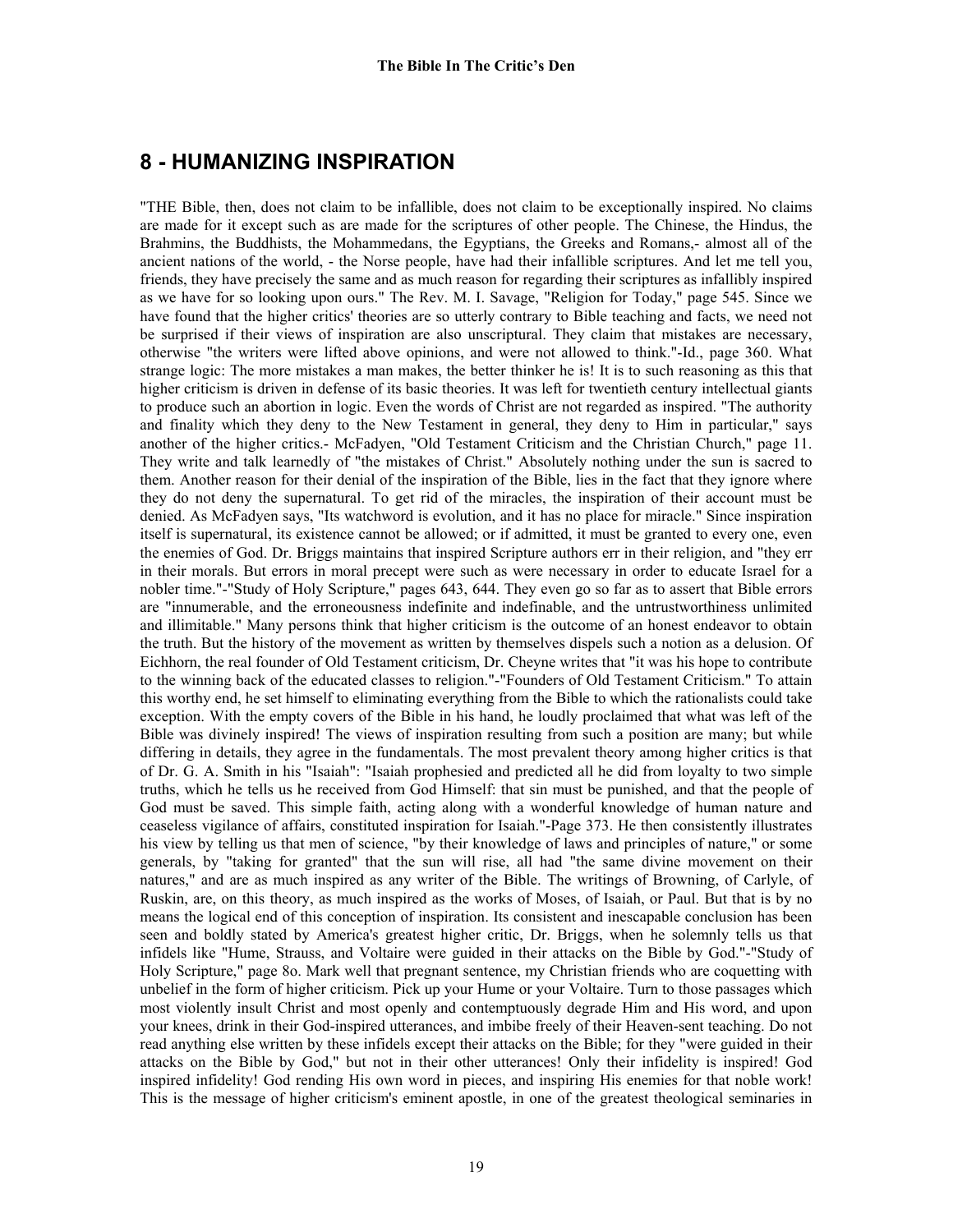## 8 - HUMANIZING INSPIRATION

"THE Bible, then, does not claim to be infallible, does not claim to be exceptionally inspired. No claims are made for it except such as are made for the scriptures of other people. The Chinese, the Hindus, the Brahmins, the Buddhists, the Mohammedans, the Egyptians, the Greeks and Romans,- almost all of the ancient nations of the world, - the Norse people, have had their infallible scriptures. And let me tell you, friends, they have precisely the same and as much reason for regarding their scriptures as infallibly inspired as we have for so looking upon ours." The Rev. M. I. Savage, "Religion for Today," page 545. Since we have found that the higher critics' theories are so utterly contrary to Bible teaching and facts, we need not be surprised if their views of inspiration are also unscriptural. They claim that mistakes are necessary, otherwise "the writers were lifted above opinions, and were not allowed to think."-Id., page 360. What strange logic: The more mistakes a man makes, the better thinker he is! It is to such reasoning as this that higher criticism is driven in defense of its basic theories. It was left for twentieth century intellectual giants to produce such an abortion in logic. Even the words of Christ are not regarded as inspired. "The authority and finality which they deny to the New Testament in general, they deny to Him in particular," says another of the higher critics.- McFadyen, "Old Testament Criticism and the Christian Church," page 11. They write and talk learnedly of "the mistakes of Christ." Absolutely nothing under the sun is sacred to them. Another reason for their denial of the inspiration of the Bible, lies in the fact that they ignore where they do not deny the supernatural. To get rid of the miracles, the inspiration of their account must be denied. As McFadyen says, "Its watchword is evolution, and it has no place for miracle." Since inspiration itself is supernatural, its existence cannot be allowed; or if admitted, it must be granted to every one, even the enemies of God. Dr. Briggs maintains that inspired Scripture authors err in their religion, and "they err in their morals. But errors in moral precept were such as were necessary in order to educate Israel for a nobler time."-"Study of Holy Scripture," pages 643, 644. They even go so far as to assert that Bible errors are "innumerable, and the erroneousness indefinite and indefinable, and the untrustworthiness unlimited and illimitable." Many persons think that higher criticism is the outcome of an honest endeavor to obtain the truth. But the history of the movement as written by themselves dispels such a notion as a delusion. Of Eichhorn, the real founder of Old Testament criticism, Dr. Cheyne writes that "it was his hope to contribute to the winning back of the educated classes to religion."-"Founders of Old Testament Criticism." To attain this worthy end, he set himself to eliminating everything from the Bible to which the rationalists could take exception. With the empty covers of the Bible in his hand, he loudly proclaimed that what was left of the Bible was divinely inspired! The views of inspiration resulting from such a position are many; but while differing in details, they agree in the fundamentals. The most prevalent theory among higher critics is that of Dr. G. A. Smith in his "Isaiah": "Isaiah prophesied and predicted all he did from loyalty to two simple truths, which he tells us he received from God Himself: that sin must be punished, and that the people of God must be saved. This simple faith, acting along with a wonderful knowledge of human nature and ceaseless vigilance of affairs, constituted inspiration for Isaiah."-Page 373. He then consistently illustrates his view by telling us that men of science, "by their knowledge of laws and principles of nature," or some generals, by "taking for granted" that the sun will rise, all had "the same divine movement on their natures," and are as much inspired as any writer of the Bible. The writings of Browning, of Carlyle, of Ruskin, are, on this theory, as much inspired as the works of Moses, of Isaiah, or Paul. But that is by no means the logical end of this conception of inspiration. Its consistent and inescapable conclusion has been seen and boldly stated by America's greatest higher critic, Dr. Briggs, when he solemnly tells us that infidels like "Hume, Strauss, and Voltaire were guided in their attacks on the Bible by God."-"Study of Holy Scripture," page 8o. Mark well that pregnant sentence, my Christian friends who are coquetting with unbelief in the form of higher criticism. Pick up your Hume or your Voltaire. Turn to those passages which most violently insult Christ and most openly and contemptuously degrade Him and His word, and upon your knees, drink in their God-inspired utterances, and imbibe freely of their Heaven-sent teaching. Do not read anything else written by these infidels except their attacks on the Bible; for they "were guided in their attacks on the Bible by God," but not in their other utterances! Only their infidelity is inspired! God inspired infidelity! God rending His own word in pieces, and inspiring His enemies for that noble work! This is the message of higher criticism's eminent apostle, in one of the greatest theological seminaries in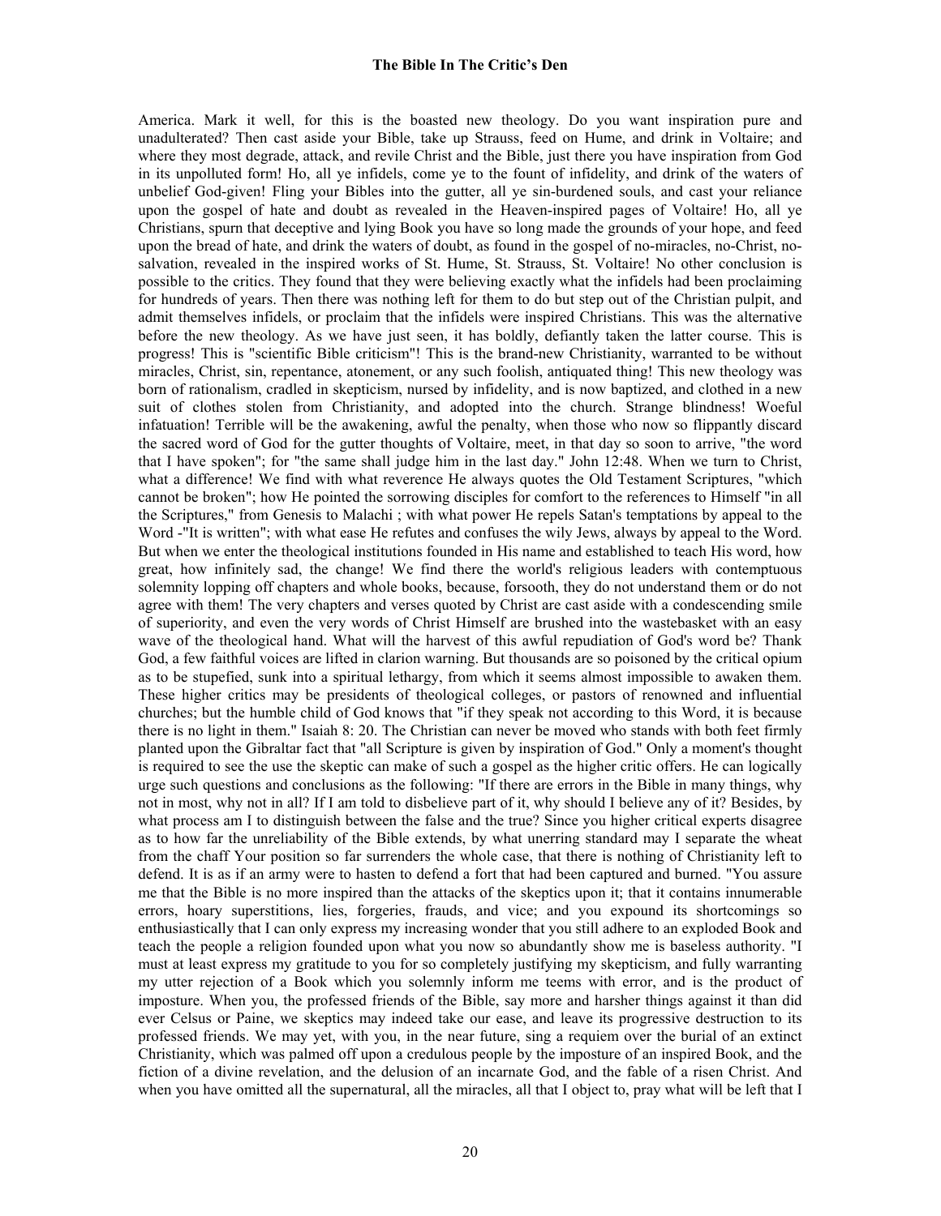America. Mark it well, for this is the boasted new theology. Do you want inspiration pure and unadulterated? Then cast aside your Bible, take up Strauss, feed on Hume, and drink in Voltaire; and where they most degrade, attack, and revile Christ and the Bible, just there you have inspiration from God in its unpolluted form! Ho, all ye infidels, come ye to the fount of infidelity, and drink of the waters of unbelief God-given! Fling your Bibles into the gutter, all ye sin-burdened souls, and cast your reliance upon the gospel of hate and doubt as revealed in the Heaven-inspired pages of Voltaire! Ho, all ye Christians, spurn that deceptive and lying Book you have so long made the grounds of your hope, and feed upon the bread of hate, and drink the waters of doubt, as found in the gospel of no-miracles, no-Christ, no-salvation, revealed in the inspired works of St. Hume, St. Strauss, St. Voltaire! No other conclusion is possible to the critics. They found that they were believing exactly what the infidels had been proclaiming for hundreds of years. Then there was nothing left for them to do but step out of the Christian pulpit, and admit themselves infidels, or proclaim that the infidels were inspired Christians. This was the alternative before the new theology. As we have just seen, it has boldly, defiantly taken the latter course. This is progress! This is "scientific Bible criticism"! This is the brand-new Christianity, warranted to be without miracles, Christ, sin, repentance, atonement, or any such foolish, antiquated thing! This new theology was born of rationalism, cradled in skepticism, nursed by infidelity, and is now baptized, and clothed in a new suit of clothes stolen from Christianity, and adopted into the church. Strange blindness! Woeful infatuation! Terrible will be the awakening, awful the penalty, when those who now so flippantly discard the sacred word of God for the gutter thoughts of Voltaire, meet, in that day so soon to arrive, "the word that I have spoken"; for "the same shall judge him in the last day." John 12:48. When we turn to Christ, what a difference! We find with what reverence He always quotes the Old Testament Scriptures, "which cannot be broken"; how He pointed the sorrowing disciples for comfort to the references to Himself "in all the Scriptures," from Genesis to Malachi ; with what power He repels Satan's temptations by appeal to the Word -"It is written"; with what ease He refutes and confuses the wily Jews, always by appeal to the Word. But when we enter the theological institutions founded in His name and established to teach His word, how great, how infinitely sad, the change! We find there the world's religious leaders with contemptuous solemnity lopping off chapters and whole books, because, forsooth, they do not understand them or do not agree with them! The very chapters and verses quoted by Christ are cast aside with a condescending smile of superiority, and even the very words of Christ Himself are brushed into the wastebasket with an easy wave of the theological hand. What will the harvest of this awful repudiation of God's word be? Thank God, a few faithful voices are lifted in clarion warning. But thousands are so poisoned by the critical opium as to be stupefied, sunk into a spiritual lethargy, from which it seems almost impossible to awaken them. These higher critics may be presidents of theological colleges, or pastors of renowned and influential churches; but the humble child of God knows that "if they speak not according to this Word, it is because there is no light in them." Isaiah 8: 20. The Christian can never be moved who stands with both feet firmly planted upon the Gibraltar fact that "all Scripture is given by inspiration of God." Only a moment's thought is required to see the use the skeptic can make of such a gospel as the higher critic offers. He can logically urge such questions and conclusions as the following: "If there are errors in the Bible in many things, why not in most, why not in all? If I am told to disbelieve part of it, why should I believe any of it? Besides, by what process am I to distinguish between the false and the true? Since you higher critical experts disagree as to how far the unreliability of the Bible extends, by what unerring standard may I separate the wheat from the chaff Your position so far surrenders the whole case, that there is nothing of Christianity left to defend. It is as if an army were to hasten to defend a fort that had been captured and burned. "You assure me that the Bible is no more inspired than the attacks of the skeptics upon it; that it contains innumerable errors, hoary superstitions, lies, forgeries, frauds, and vice; and you expound its shortcomings so enthusiastically that I can only express my increasing wonder that you still adhere to an exploded Book and teach the people a religion founded upon what you now so abundantly show me is baseless authority. "I must at least express my gratitude to you for so completely justifying my skepticism, and fully warranting my utter rejection of a Book which you solemnly inform me teems with error, and is the product of imposture. When you, the professed friends of the Bible, say more and harsher things against it than did ever Celsus or Paine, we skeptics may indeed take our ease, and leave its progressive destruction to its professed friends. We may yet, with you, in the near future, sing a requiem over the burial of an extinct Christianity, which was palmed off upon a credulous people by the imposture of an inspired Book, and the fiction of a divine revelation, and the delusion of an incarnate God, and the fable of a risen Christ. And when you have omitted all the supernatural, all the miracles, all that I object to, pray what will be left that I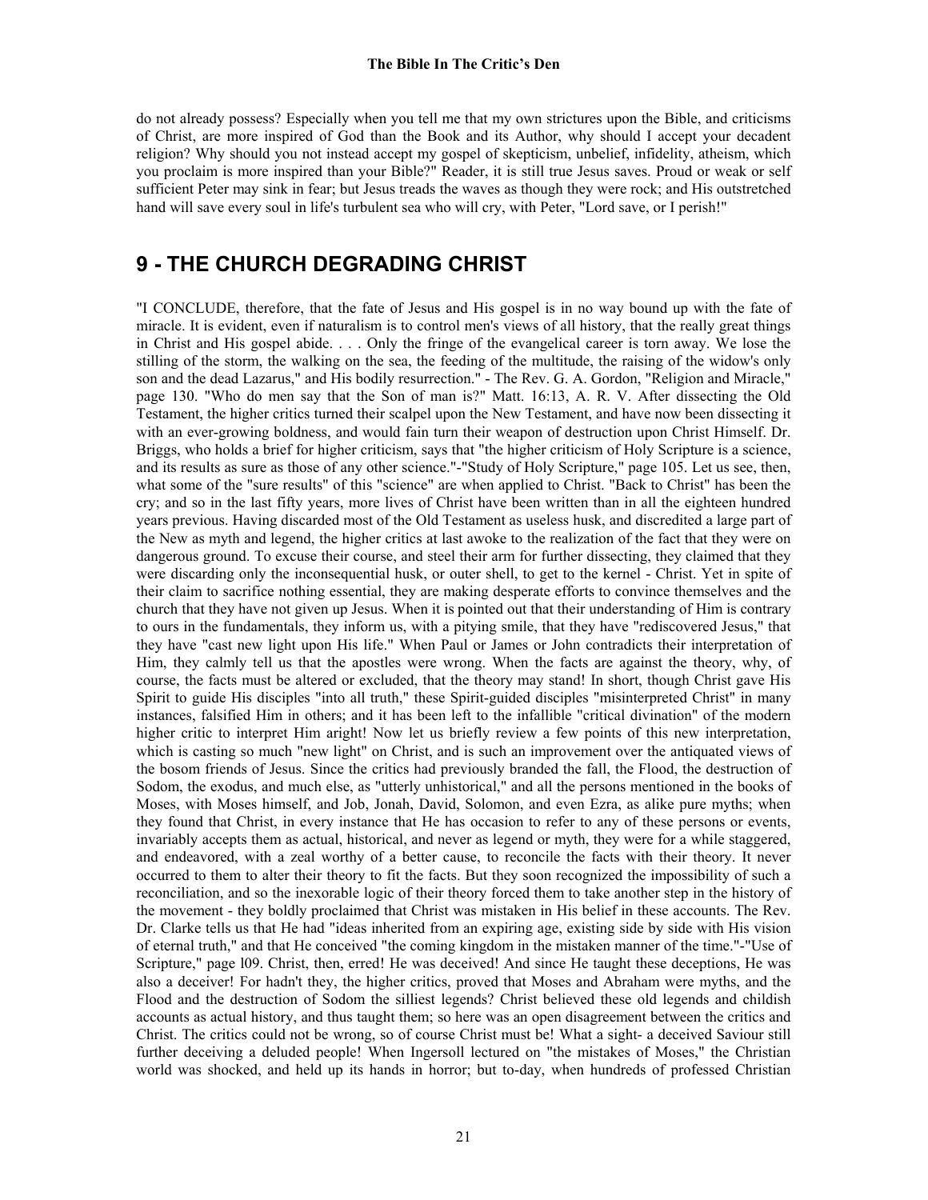do not already possess? Especially when you tell me that my own strictures upon the Bible, and criticisms of Christ, are more inspired of God than the Book and its Author, why should I accept your decadent religion? Why should you not instead accept my gospel of skepticism, unbelief, infidelity, atheism, which you proclaim is more inspired than your Bible?" Reader, it is still true Jesus saves. Proud or weak or self sufficient Peter may sink in fear; but Jesus treads the waves as though they were rock; and His outstretched hand will save every soul in life's turbulent sea who will cry, with Peter, "Lord save, or I perish!"

## 9 - THE CHURCH DEGRADING CHRIST

"I CONCLUDE, therefore, that the fate of Jesus and His gospel is in no way bound up with the fate of miracle. It is evident, even if naturalism is to control men's views of all history, that the really great things in Christ and His gospel abide. . . . Only the fringe of the evangelical career is torn away. We lose the stilling of the storm, the walking on the sea, the feeding of the multitude, the raising of the widow's only son and the dead Lazarus," and His bodily resurrection." - The Rev. G. A. Gordon, "Religion and Miracle," page 130. "Who do men say that the Son of man is?" Matt. 16:13, A. R. V. After dissecting the Old Testament, the higher critics turned their scalpel upon the New Testament, and have now been dissecting it with an ever-growing boldness, and would fain turn their weapon of destruction upon Christ Himself. Dr. Briggs, who holds a brief for higher criticism, says that "the higher criticism of Holy Scripture is a science, and its results as sure as those of any other science."-"Study of Holy Scripture," page 105. Let us see, then, what some of the "sure results" of this "science" are when applied to Christ. "Back to Christ" has been the cry; and so in the last fifty years, more lives of Christ have been written than in all the eighteen hundred years previous. Having discarded most of the Old Testament as useless husk, and discredited a large part of the New as myth and legend, the higher critics at last awoke to the realization of the fact that they were on dangerous ground. To excuse their course, and steel their arm for further dissecting, they claimed that they were discarding only the inconsequential husk, or outer shell, to get to the kernel - Christ. Yet in spite of their claim to sacrifice nothing essential, they are making desperate efforts to convince themselves and the church that they have not given up Jesus. When it is pointed out that their understanding of Him is contrary to ours in the fundamentals, they inform us, with a pitying smile, that they have "rediscovered Jesus," that they have "cast new light upon His life." When Paul or James or John contradicts their interpretation of Him, they calmly tell us that the apostles were wrong. When the facts are against the theory, why, of course, the facts must be altered or excluded, that the theory may stand! In short, though Christ gave His Spirit to guide His disciples "into all truth," these Spirit-guided disciples "misinterpreted Christ" in many instances, falsified Him in others; and it has been left to the infallible "critical divination" of the modern higher critic to interpret Him aright! Now let us briefly review a few points of this new interpretation, which is casting so much "new light" on Christ, and is such an improvement over the antiquated views of the bosom friends of Jesus. Since the critics had previously branded the fall, the Flood, the destruction of Sodom, the exodus, and much else, as "utterly unhistorical," and all the persons mentioned in the books of Moses, with Moses himself, and Job, Jonah, David, Solomon, and even Ezra, as alike pure myths; when they found that Christ, in every instance that He has occasion to refer to any of these persons or events, invariably accepts them as actual, historical, and never as legend or myth, they were for a while staggered, and endeavored, with a zeal worthy of a better cause, to reconcile the facts with their theory. It never occurred to them to alter their theory to fit the facts. But they soon recognized the impossibility of such a reconciliation, and so the inexorable logic of their theory forced them to take another step in the history of the movement - they boldly proclaimed that Christ was mistaken in His belief in these accounts. The Rev. Dr. Clarke tells us that He had "ideas inherited from an expiring age, existing side by side with His vision of eternal truth," and that He conceived "the coming kingdom in the mistaken manner of the time."-"Use of Scripture," page l09. Christ, then, erred! He was deceived! And since He taught these deceptions, He was also a deceiver! For hadn't they, the higher critics, proved that Moses and Abraham were myths, and the Flood and the destruction of Sodom the silliest legends? Christ believed these old legends and childish accounts as actual history, and thus taught them; so here was an open disagreement between the critics and Christ. The critics could not be wrong, so of course Christ must be! What a sight- a deceived Saviour still further deceiving a deluded people! When Ingersoll lectured on "the mistakes of Moses," the Christian world was shocked, and held up its hands in horror; but to-day, when hundreds of professed Christian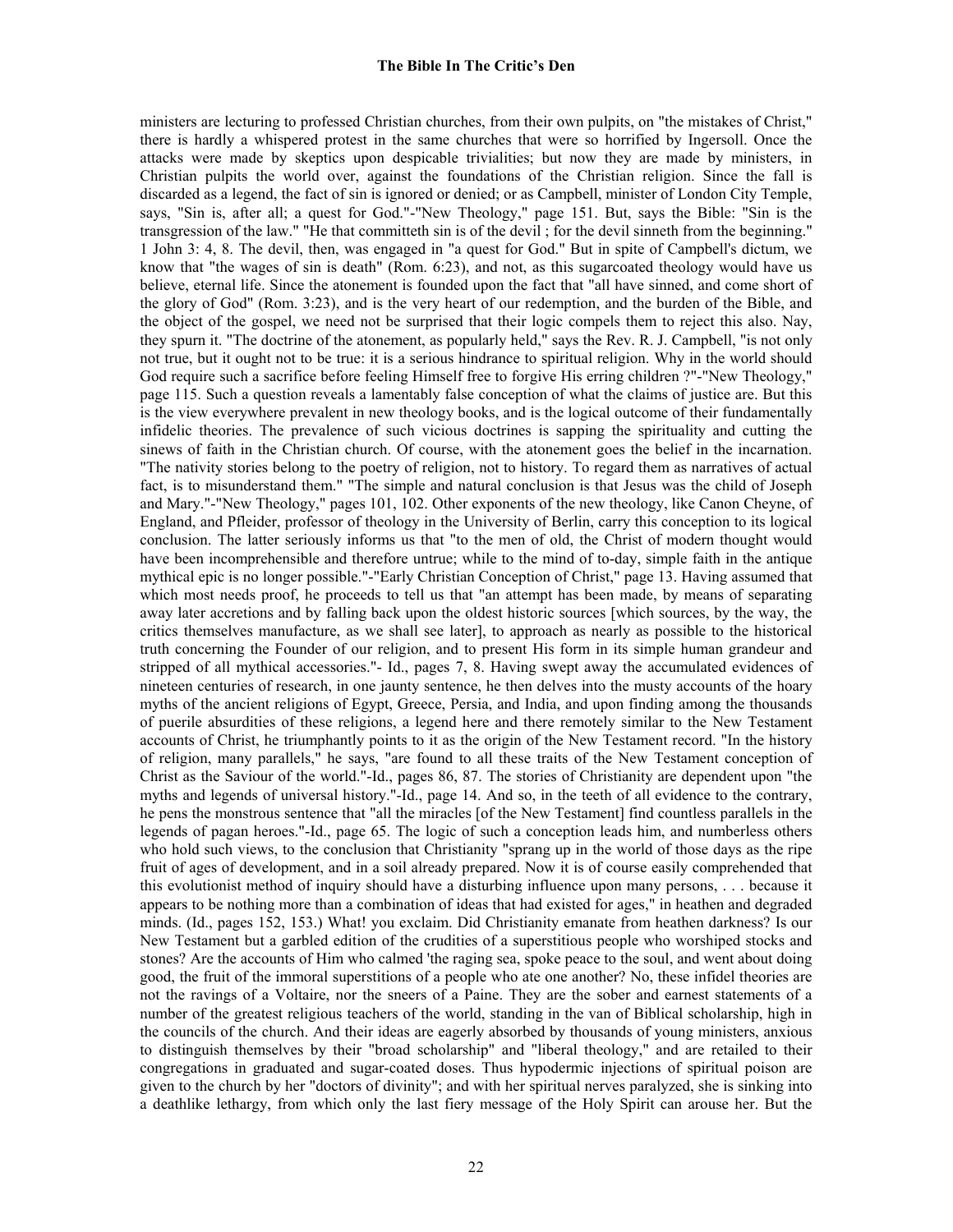ministers are lecturing to professed Christian churches, from their own pulpits, on "the mistakes of Christ," there is hardly a whispered protest in the same churches that were so horrified by Ingersoll. Once the attacks were made by skeptics upon despicable trivialities; but now they are made by ministers, in Christian pulpits the world over, against the foundations of the Christian religion. Since the fall is discarded as a legend, the fact of sin is ignored or denied; or as Campbell, minister of London City Temple, says, "Sin is, after all; a quest for God."-"New Theology," page 151. But, says the Bible: "Sin is the transgression of the law." "He that committeth sin is of the devil ; for the devil sinneth from the beginning." 1 John 3: 4, 8. The devil, then, was engaged in "a quest for God." But in spite of Campbell's dictum, we know that "the wages of sin is death" (Rom. 6:23), and not, as this sugarcoated theology would have us believe, eternal life. Since the atonement is founded upon the fact that "all have sinned, and come short of the glory of God" (Rom. 3:23), and is the very heart of our redemption, and the burden of the Bible, and the object of the gospel, we need not be surprised that their logic compels them to reject this also. Nay, they spurn it. "The doctrine of the atonement, as popularly held," says the Rev. R. J. Campbell, "is not only not true, but it ought not to be true: it is a serious hindrance to spiritual religion. Why in the world should God require such a sacrifice before feeling Himself free to forgive His erring children ?"-"New Theology," page 115. Such a question reveals a lamentably false conception of what the claims of justice are. But this is the view everywhere prevalent in new theology books, and is the logical outcome of their fundamentally infidelic theories. The prevalence of such vicious doctrines is sapping the spirituality and cutting the sinews of faith in the Christian church. Of course, with the atonement goes the belief in the incarnation. "The nativity stories belong to the poetry of religion, not to history. To regard them as narratives of actual fact, is to misunderstand them." "The simple and natural conclusion is that Jesus was the child of Joseph and Mary."-"New Theology," pages 101, 102. Other exponents of the new theology, like Canon Cheyne, of England, and Pfleider, professor of theology in the University of Berlin, carry this conception to its logical conclusion. The latter seriously informs us that "to the men of old, the Christ of modern thought would have been incomprehensible and therefore untrue; while to the mind of to-day, simple faith in the antique mythical epic is no longer possible."-"Early Christian Conception of Christ," page 13. Having assumed that which most needs proof, he proceeds to tell us that "an attempt has been made, by means of separating away later accretions and by falling back upon the oldest historic sources [which sources, by the way, the critics themselves manufacture, as we shall see later], to approach as nearly as possible to the historical truth concerning the Founder of our religion, and to present His form in its simple human grandeur and stripped of all mythical accessories."- Id., pages 7, 8. Having swept away the accumulated evidences of nineteen centuries of research, in one jaunty sentence, he then delves into the musty accounts of the hoary myths of the ancient religions of Egypt, Greece, Persia, and India, and upon finding among the thousands of puerile absurdities of these religions, a legend here and there remotely similar to the New Testament accounts of Christ, he triumphantly points to it as the origin of the New Testament record. "In the history of religion, many parallels," he says, "are found to all these traits of the New Testament conception of Christ as the Saviour of the world."-Id., pages 86, 87. The stories of Christianity are dependent upon "the myths and legends of universal history."-Id., page 14. And so, in the teeth of all evidence to the contrary, he pens the monstrous sentence that "all the miracles [of the New Testament] find countless parallels in the legends of pagan heroes."-Id., page 65. The logic of such a conception leads him, and numberless others who hold such views, to the conclusion that Christianity "sprang up in the world of those days as the ripe fruit of ages of development, and in a soil already prepared. Now it is of course easily comprehended that this evolutionist method of inquiry should have a disturbing influence upon many persons, . . . because it appears to be nothing more than a combination of ideas that had existed for ages," in heathen and degraded minds. (Id., pages 152, 153.) What! you exclaim. Did Christianity emanate from heathen darkness? Is our New Testament but a garbled edition of the crudities of a superstitious people who worshiped stocks and stones? Are the accounts of Him who calmed 'the raging sea, spoke peace to the soul, and went about doing good, the fruit of the immoral superstitions of a people who ate one another? No, these infidel theories are not the ravings of a Voltaire, nor the sneers of a Paine. They are the sober and earnest statements of a number of the greatest religious teachers of the world, standing in the van of Biblical scholarship, high in the councils of the church. And their ideas are eagerly absorbed by thousands of young ministers, anxious to distinguish themselves by their "broad scholarship" and "liberal theology," and are retailed to their congregations in graduated and sugar-coated doses. Thus hypodermic injections of spiritual poison are given to the church by her "doctors of divinity"; and with her spiritual nerves paralyzed, she is sinking into a deathlike lethargy, from which only the last fiery message of the Holy Spirit can arouse her. But the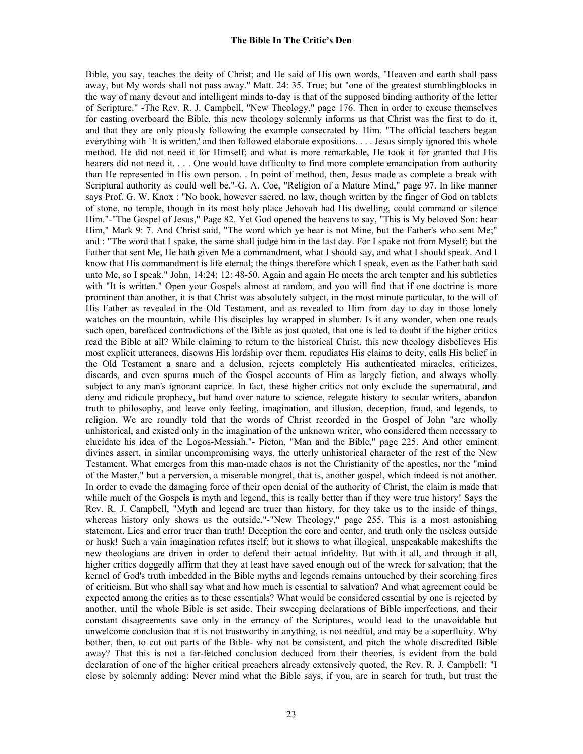Bible, you say, teaches the deity of Christ; and He said of His own words, "Heaven and earth shall pass away, but My words shall not pass away." Matt. 24: 35. True; but "one of the greatest stumblingblocks in the way of many devout and intelligent minds to-day is that of the supposed binding authority of the letter of Scripture." -The Rev. R. J. Campbell, "New Theology," page 176. Then in order to excuse themselves for casting overboard the Bible, this new theology solemnly informs us that Christ was the first to do it, and that they are only piously following the example consecrated by Him. "The official teachers began everything with `It is written,' and then followed elaborate expositions. . . . Jesus simply ignored this whole method. He did not need it for Himself; and what is more remarkable, He took it for granted that His hearers did not need it. . . . One would have difficulty to find more complete emancipation from authority than He represented in His own person. . In point of method, then, Jesus made as complete a break with Scriptural authority as could well be."-G. A. Coe, "Religion of a Mature Mind," page 97. In like manner says Prof. G. W. Knox : "No book, however sacred, no law, though written by the finger of God on tablets of stone, no temple, though in its most holy place Jehovah had His dwelling, could command or silence Him."-"The Gospel of Jesus," Page 82. Yet God opened the heavens to say, "This is My beloved Son: hear Him," Mark 9: 7. And Christ said, "The word which ye hear is not Mine, but the Father's who sent Me;" and : "The word that I spake, the same shall judge him in the last day. For I spake not from Myself; but the Father that sent Me, He hath given Me a commandment, what I should say, and what I should speak. And I know that His commandment is life eternal; the things therefore which I speak, even as the Father hath said unto Me, so I speak." John, 14:24; 12: 48-50. Again and again He meets the arch tempter and his subtleties with "It is written." Open your Gospels almost at random, and you will find that if one doctrine is more prominent than another, it is that Christ was absolutely subject, in the most minute particular, to the will of His Father as revealed in the Old Testament, and as revealed to Him from day to day in those lonely watches on the mountain, while His disciples lay wrapped in slumber. Is it any wonder, when one reads such open, barefaced contradictions of the Bible as just quoted, that one is led to doubt if the higher critics read the Bible at all? While claiming to return to the historical Christ, this new theology disbelieves His most explicit utterances, disowns His lordship over them, repudiates His claims to deity, calls His belief in the Old Testament a snare and a delusion, rejects completely His authenticated miracles, criticizes, discards, and even spurns much of the Gospel accounts of Him as largely fiction, and always wholly subject to any man's ignorant caprice. In fact, these higher critics not only exclude the supernatural, and deny and ridicule prophecy, but hand over nature to science, relegate history to secular writers, abandon truth to philosophy, and leave only feeling, imagination, and illusion, deception, fraud, and legends, to religion. We are roundly told that the words of Christ recorded in the Gospel of John "are wholly unhistorical, and existed only in the imagination of the unknown writer, who considered them necessary to elucidate his idea of the Logos-Messiah."- Picton, "Man and the Bible," page 225. And other eminent divines assert, in similar uncompromising ways, the utterly unhistorical character of the rest of the New Testament. What emerges from this man-made chaos is not the Christianity of the apostles, nor the "mind of the Master," but a perversion, a miserable mongrel, that is, another gospel, which indeed is not another. In order to evade the damaging force of their open denial of the authority of Christ, the claim is made that while much of the Gospels is myth and legend, this is really better than if they were true history! Says the Rev. R. J. Campbell, "Myth and legend are truer than history, for they take us to the inside of things, whereas history only shows us the outside."-"New Theology," page 255. This is a most astonishing statement. Lies and error truer than truth! Deception the core and center, and truth only the useless outside or husk! Such a vain imagination refutes itself; but it shows to what illogical, unspeakable makeshifts the new theologians are driven in order to defend their actual infidelity. But with it all, and through it all, higher critics doggedly affirm that they at least have saved enough out of the wreck for salvation; that the kernel of God's truth imbedded in the Bible myths and legends remains untouched by their scorching fires of criticism. But who shall say what and how much is essential to salvation? And what agreement could be expected among the critics as to these essentials? What would be considered essential by one is rejected by another, until the whole Bible is set aside. Their sweeping declarations of Bible imperfections, and their constant disagreements save only in the errancy of the Scriptures, would lead to the unavoidable but unwelcome conclusion that it is not trustworthy in anything, is not needful, and may be a superfluity. Why bother, then, to cut out parts of the Bible- why not be consistent, and pitch the whole discredited Bible away? That this is not a far-fetched conclusion deduced from their theories, is evident from the bold declaration of one of the higher critical preachers already extensively quoted, the Rev. R. J. Campbell: "I close by solemnly adding: Never mind what the Bible says, if you, are in search for truth, but trust the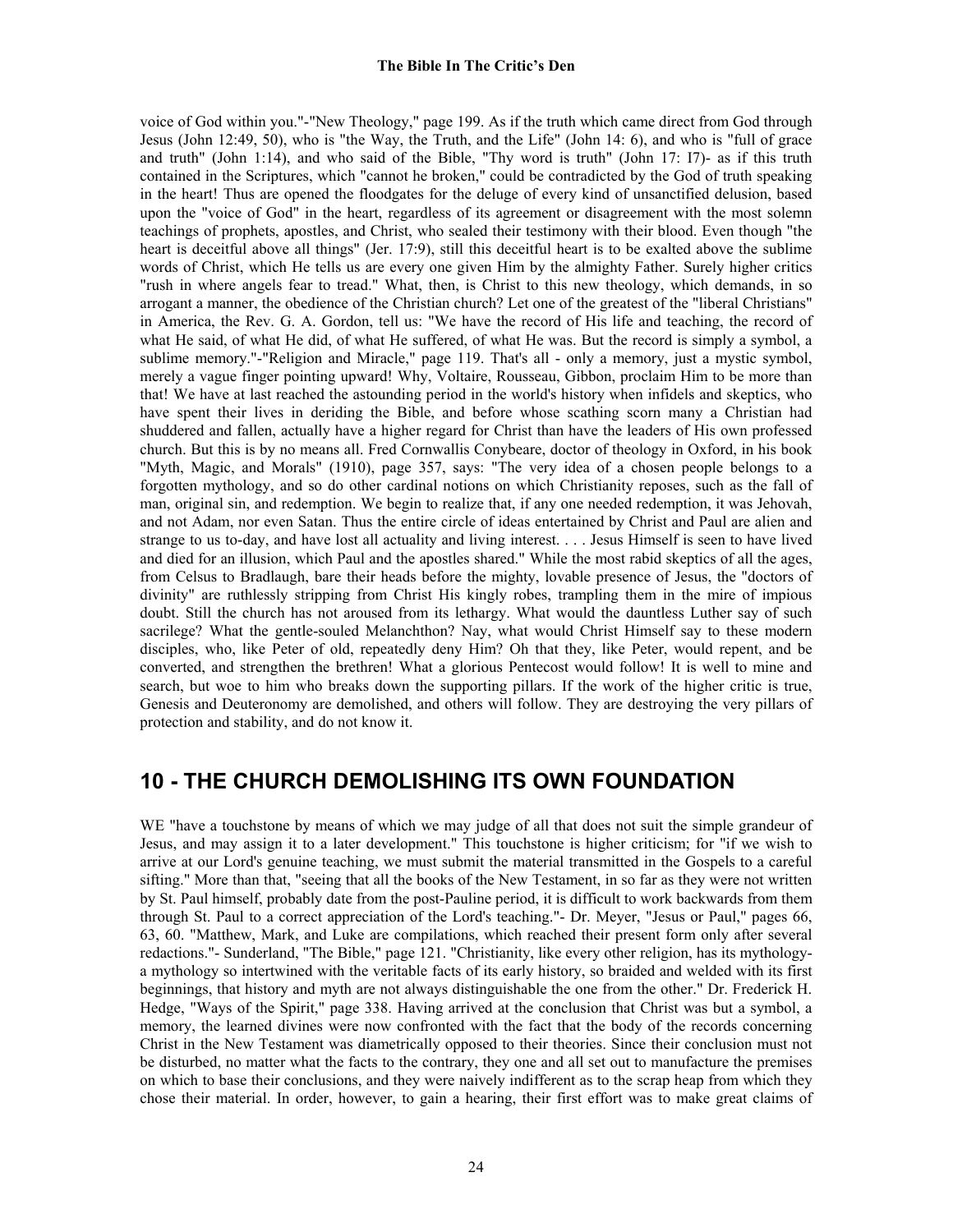voice of God within you."-"New Theology," page 199. As if the truth which came direct from God through Jesus (John 12:49, 50), who is "the Way, the Truth, and the Life" (John 14: 6), and who is "full of grace and truth" (John 1:14), and who said of the Bible, "Thy word is truth" (John 17: I7)- as if this truth contained in the Scriptures, which "cannot he broken," could be contradicted by the God of truth speaking in the heart! Thus are opened the floodgates for the deluge of every kind of unsanctified delusion, based upon the "voice of God" in the heart, regardless of its agreement or disagreement with the most solemn teachings of prophets, apostles, and Christ, who sealed their testimony with their blood. Even though "the heart is deceitful above all things" (Jer. 17:9), still this deceitful heart is to be exalted above the sublime words of Christ, which He tells us are every one given Him by the almighty Father. Surely higher critics "rush in where angels fear to tread." What, then, is Christ to this new theology, which demands, in so arrogant a manner, the obedience of the Christian church? Let one of the greatest of the "liberal Christians" in America, the Rev. G. A. Gordon, tell us: "We have the record of His life and teaching, the record of what He said, of what He did, of what He suffered, of what He was. But the record is simply a symbol, a sublime memory."-"Religion and Miracle," page 119. That's all - only a memory, just a mystic symbol, merely a vague finger pointing upward! Why, Voltaire, Rousseau, Gibbon, proclaim Him to be more than that! We have at last reached the astounding period in the world's history when infidels and skeptics, who have spent their lives in deriding the Bible, and before whose scathing scorn many a Christian had shuddered and fallen, actually have a higher regard for Christ than have the leaders of His own professed church. But this is by no means all. Fred Cornwallis Conybeare, doctor of theology in Oxford, in his book "Myth, Magic, and Morals" (1910), page 357, says: "The very idea of a chosen people belongs to a forgotten mythology, and so do other cardinal notions on which Christianity reposes, such as the fall of man, original sin, and redemption. We begin to realize that, if any one needed redemption, it was Jehovah, and not Adam, nor even Satan. Thus the entire circle of ideas entertained by Christ and Paul are alien and strange to us to-day, and have lost all actuality and living interest. . . . Jesus Himself is seen to have lived and died for an illusion, which Paul and the apostles shared." While the most rabid skeptics of all the ages, from Celsus to Bradlaugh, bare their heads before the mighty, lovable presence of Jesus, the "doctors of divinity" are ruthlessly stripping from Christ His kingly robes, trampling them in the mire of impious doubt. Still the church has not aroused from its lethargy. What would the dauntless Luther say of such sacrilege? What the gentle-souled Melanchthon? Nay, what would Christ Himself say to these modern disciples, who, like Peter of old, repeatedly deny Him? Oh that they, like Peter, would repent, and be converted, and strengthen the brethren! What a glorious Pentecost would follow! It is well to mine and search, but woe to him who breaks down the supporting pillars. If the work of the higher critic is true, Genesis and Deuteronomy are demolished, and others will follow. They are destroying the very pillars of protection and stability, and do not know it.

## 10 - THE CHURCH DEMOLISHING ITS OWN FOUNDATION

WE "have a touchstone by means of which we may judge of all that does not suit the simple grandeur of Jesus, and may assign it to a later development." This touchstone is higher criticism; for "if we wish to arrive at our Lord's genuine teaching, we must submit the material transmitted in the Gospels to a careful sifting." More than that, "seeing that all the books of the New Testament, in so far as they were not written by St. Paul himself, probably date from the post-Pauline period, it is difficult to work backwards from them through St. Paul to a correct appreciation of the Lord's teaching."- Dr. Meyer, "Jesus or Paul," pages 66, 63, 60. "Matthew, Mark, and Luke are compilations, which reached their present form only after several redactions."- Sunderland, "The Bible," page 121. "Christianity, like every other religion, has its mythology- a mythology so intertwined with the veritable facts of its early history, so braided and welded with its first beginnings, that history and myth are not always distinguishable the one from the other." Dr. Frederick H. Hedge, "Ways of the Spirit," page 338. Having arrived at the conclusion that Christ was but a symbol, a memory, the learned divines were now confronted with the fact that the body of the records concerning Christ in the New Testament was diametrically opposed to their theories. Since their conclusion must not be disturbed, no matter what the facts to the contrary, they one and all set out to manufacture the premises on which to base their conclusions, and they were naively indifferent as to the scrap heap from which they chose their material. In order, however, to gain a hearing, their first effort was to make great claims of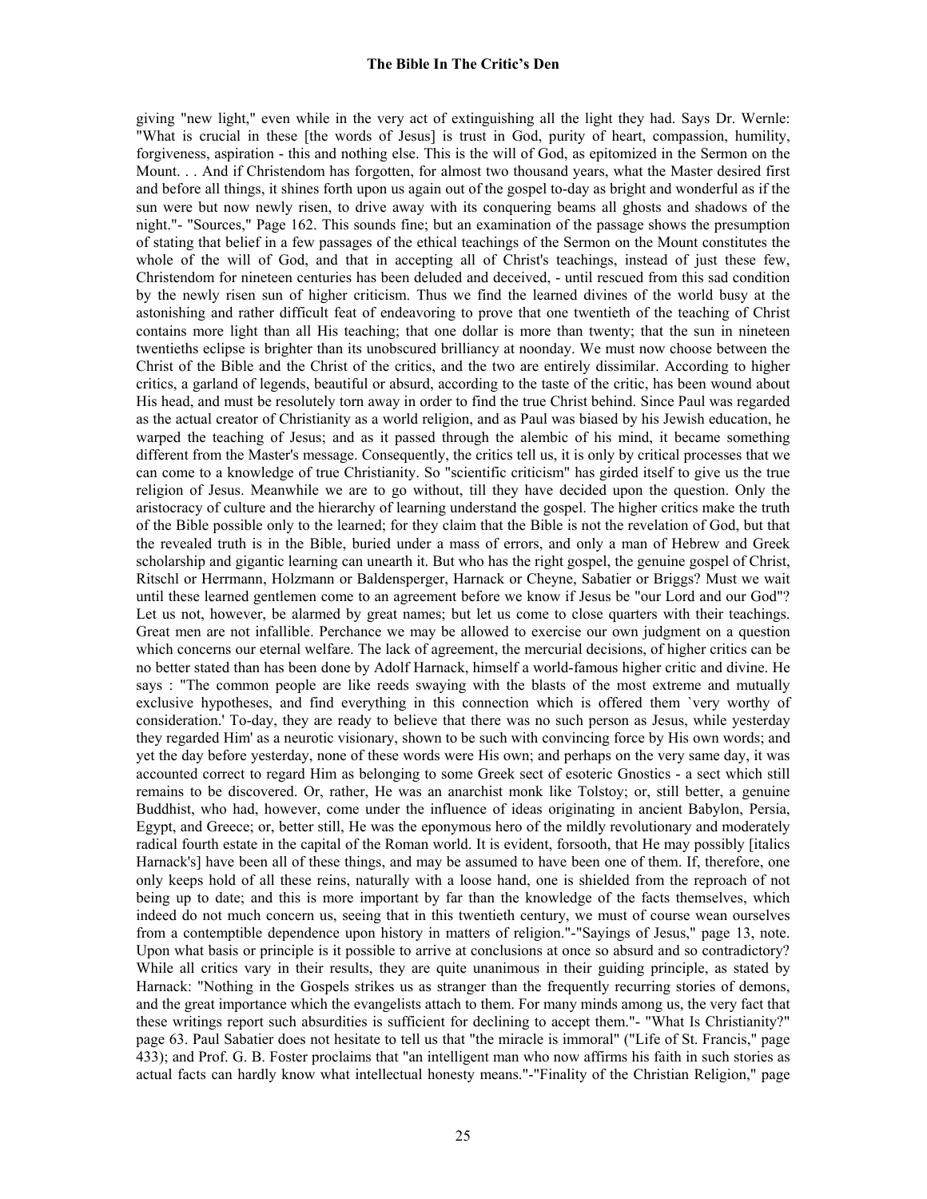giving "new light," even while in the very act of extinguishing all the light they had. Says Dr. Wernle: "What is crucial in these [the words of Jesus] is trust in God, purity of heart, compassion, humility, forgiveness, aspiration - this and nothing else. This is the will of God, as epitomized in the Sermon on the Mount. . . And if Christendom has forgotten, for almost two thousand years, what the Master desired first and before all things, it shines forth upon us again out of the gospel to-day as bright and wonderful as if the sun were but now newly risen, to drive away with its conquering beams all ghosts and shadows of the night."- "Sources," Page 162. This sounds fine; but an examination of the passage shows the presumption of stating that belief in a few passages of the ethical teachings of the Sermon on the Mount constitutes the whole of the will of God, and that in accepting all of Christ's teachings, instead of just these few, Christendom for nineteen centuries has been deluded and deceived, - until rescued from this sad condition by the newly risen sun of higher criticism. Thus we find the learned divines of the world busy at the astonishing and rather difficult feat of endeavoring to prove that one twentieth of the teaching of Christ contains more light than all His teaching; that one dollar is more than twenty; that the sun in nineteen twentieths eclipse is brighter than its unobscured brilliancy at noonday. We must now choose between the Christ of the Bible and the Christ of the critics, and the two are entirely dissimilar. According to higher critics, a garland of legends, beautiful or absurd, according to the taste of the critic, has been wound about His head, and must be resolutely torn away in order to find the true Christ behind. Since Paul was regarded as the actual creator of Christianity as a world religion, and as Paul was biased by his Jewish education, he warped the teaching of Jesus; and as it passed through the alembic of his mind, it became something different from the Master's message. Consequently, the critics tell us, it is only by critical processes that we can come to a knowledge of true Christianity. So "scientific criticism" has girded itself to give us the true religion of Jesus. Meanwhile we are to go without, till they have decided upon the question. Only the aristocracy of culture and the hierarchy of learning understand the gospel. The higher critics make the truth of the Bible possible only to the learned; for they claim that the Bible is not the revelation of God, but that the revealed truth is in the Bible, buried under a mass of errors, and only a man of Hebrew and Greek scholarship and gigantic learning can unearth it. But who has the right gospel, the genuine gospel of Christ, Ritschl or Herrmann, Holzmann or Baldensperger, Harnack or Cheyne, Sabatier or Briggs? Must we wait until these learned gentlemen come to an agreement before we know if Jesus be "our Lord and our God"? Let us not, however, be alarmed by great names; but let us come to close quarters with their teachings. Great men are not infallible. Perchance we may be allowed to exercise our own judgment on a question which concerns our eternal welfare. The lack of agreement, the mercurial decisions, of higher critics can be no better stated than has been done by Adolf Harnack, himself a world-famous higher critic and divine. He says : "The common people are like reeds swaying with the blasts of the most extreme and mutually exclusive hypotheses, and find everything in this connection which is offered them `very worthy of consideration.' To-day, they are ready to believe that there was no such person as Jesus, while yesterday they regarded Him' as a neurotic visionary, shown to be such with convincing force by His own words; and yet the day before yesterday, none of these words were His own; and perhaps on the very same day, it was accounted correct to regard Him as belonging to some Greek sect of esoteric Gnostics - a sect which still remains to be discovered. Or, rather, He was an anarchist monk like Tolstoy; or, still better, a genuine Buddhist, who had, however, come under the influence of ideas originating in ancient Babylon, Persia, Egypt, and Greece; or, better still, He was the eponymous hero of the mildly revolutionary and moderately radical fourth estate in the capital of the Roman world. It is evident, forsooth, that He may possibly [italics Harnack's] have been all of these things, and may be assumed to have been one of them. If, therefore, one only keeps hold of all these reins, naturally with a loose hand, one is shielded from the reproach of not being up to date; and this is more important by far than the knowledge of the facts themselves, which indeed do not much concern us, seeing that in this twentieth century, we must of course wean ourselves from a contemptible dependence upon history in matters of religion."-"Sayings of Jesus," page 13, note. Upon what basis or principle is it possible to arrive at conclusions at once so absurd and so contradictory? While all critics vary in their results, they are quite unanimous in their guiding principle, as stated by Harnack: "Nothing in the Gospels strikes us as stranger than the frequently recurring stories of demons, and the great importance which the evangelists attach to them. For many minds among us, the very fact that these writings report such absurdities is sufficient for declining to accept them."- "What Is Christianity?" page 63. Paul Sabatier does not hesitate to tell us that "the miracle is immoral" ("Life of St. Francis," page 433); and Prof. G. B. Foster proclaims that "an intelligent man who now affirms his faith in such stories as actual facts can hardly know what intellectual honesty means."-"Finality of the Christian Religion," page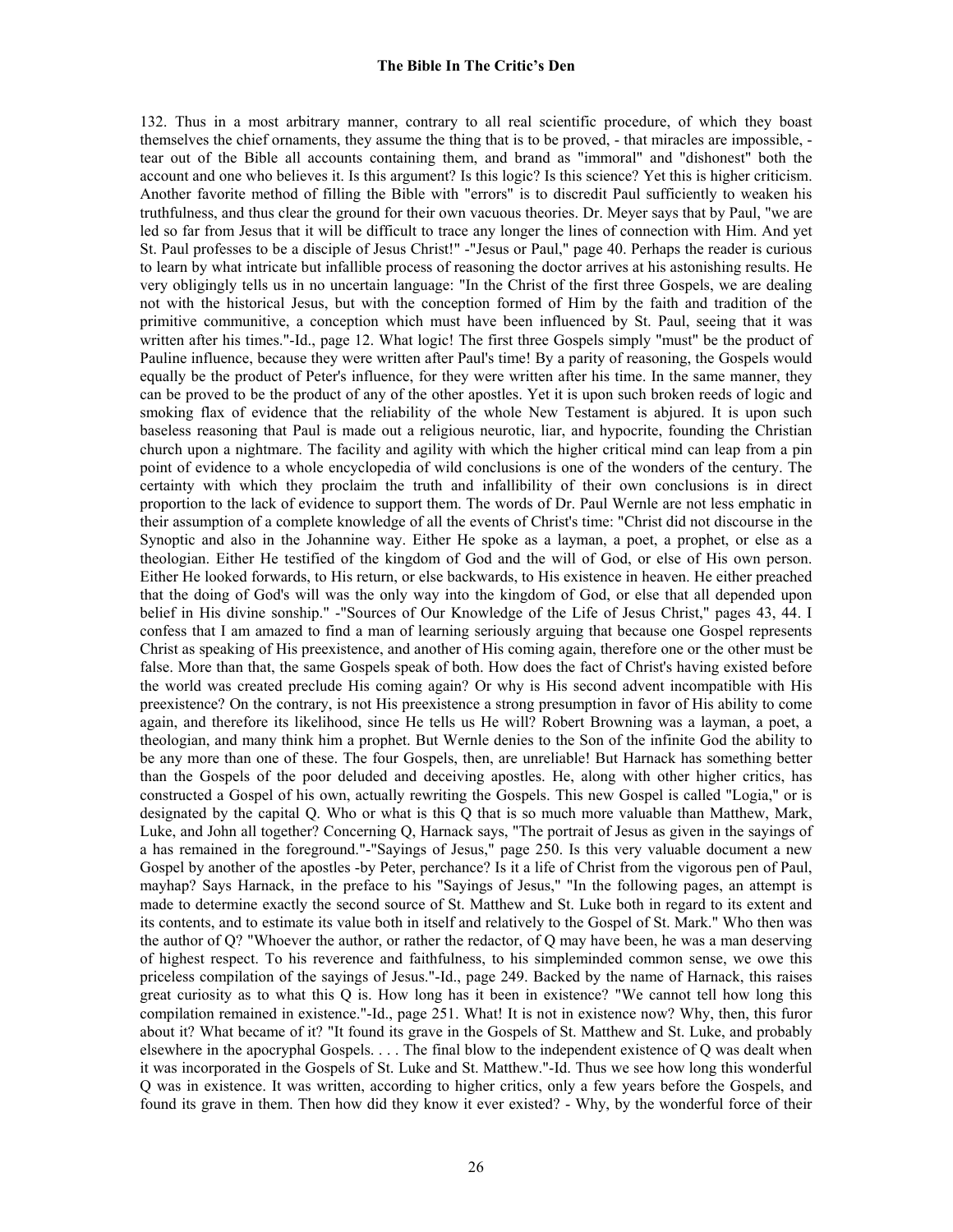132. Thus in a most arbitrary manner, contrary to all real scientific procedure, of which they boast themselves the chief ornaments, they assume the thing that is to be proved, - that miracles are impossible, - tear out of the Bible all accounts containing them, and brand as "immoral" and "dishonest" both the account and one who believes it. Is this argument? Is this logic? Is this science? Yet this is higher criticism. Another favorite method of filling the Bible with "errors" is to discredit Paul sufficiently to weaken his truthfulness, and thus clear the ground for their own vacuous theories. Dr. Meyer says that by Paul, "we are led so far from Jesus that it will be difficult to trace any longer the lines of connection with Him. And yet St. Paul professes to be a disciple of Jesus Christ!" -"Jesus or Paul," page 40. Perhaps the reader is curious to learn by what intricate but infallible process of reasoning the doctor arrives at his astonishing results. He very obligingly tells us in no uncertain language: "In the Christ of the first three Gospels, we are dealing not with the historical Jesus, but with the conception formed of Him by the faith and tradition of the primitive communitive, a conception which must have been influenced by St. Paul, seeing that it was written after his times."-Id., page 12. What logic! The first three Gospels simply "must" be the product of Pauline influence, because they were written after Paul's time! By a parity of reasoning, the Gospels would equally be the product of Peter's influence, for they were written after his time. In the same manner, they can be proved to be the product of any of the other apostles. Yet it is upon such broken reeds of logic and smoking flax of evidence that the reliability of the whole New Testament is abjured. It is upon such baseless reasoning that Paul is made out a religious neurotic, liar, and hypocrite, founding the Christian church upon a nightmare. The facility and agility with which the higher critical mind can leap from a pin point of evidence to a whole encyclopedia of wild conclusions is one of the wonders of the century. The certainty with which they proclaim the truth and infallibility of their own conclusions is in direct proportion to the lack of evidence to support them. The words of Dr. Paul Wernle are not less emphatic in their assumption of a complete knowledge of all the events of Christ's time: "Christ did not discourse in the Synoptic and also in the Johannine way. Either He spoke as a layman, a poet, a prophet, or else as a theologian. Either He testified of the kingdom of God and the will of God, or else of His own person. Either He looked forwards, to His return, or else backwards, to His existence in heaven. He either preached that the doing of God's will was the only way into the kingdom of God, or else that all depended upon belief in His divine sonship." -"Sources of Our Knowledge of the Life of Jesus Christ," pages 43, 44. I confess that I am amazed to find a man of learning seriously arguing that because one Gospel represents Christ as speaking of His preexistence, and another of His coming again, therefore one or the other must be false. More than that, the same Gospels speak of both. How does the fact of Christ's having existed before the world was created preclude His coming again? Or why is His second advent incompatible with His preexistence? On the contrary, is not His preexistence a strong presumption in favor of His ability to come again, and therefore its likelihood, since He tells us He will? Robert Browning was a layman, a poet, a theologian, and many think him a prophet. But Wernle denies to the Son of the infinite God the ability to be any more than one of these. The four Gospels, then, are unreliable! But Harnack has something better than the Gospels of the poor deluded and deceiving apostles. He, along with other higher critics, has constructed a Gospel of his own, actually rewriting the Gospels. This new Gospel is called "Logia," or is designated by the capital Q. Who or what is this Q that is so much more valuable than Matthew, Mark, Luke, and John all together? Concerning Q, Harnack says, "The portrait of Jesus as given in the sayings of a has remained in the foreground."-"Sayings of Jesus," page 250. Is this very valuable document a new Gospel by another of the apostles -by Peter, perchance? Is it a life of Christ from the vigorous pen of Paul, mayhap? Says Harnack, in the preface to his "Sayings of Jesus," "In the following pages, an attempt is made to determine exactly the second source of St. Matthew and St. Luke both in regard to its extent and its contents, and to estimate its value both in itself and relatively to the Gospel of St. Mark." Who then was the author of Q? "Whoever the author, or rather the redactor, of Q may have been, he was a man deserving of highest respect. To his reverence and faithfulness, to his simpleminded common sense, we owe this priceless compilation of the sayings of Jesus."-Id., page 249. Backed by the name of Harnack, this raises great curiosity as to what this Q is. How long has it been in existence? "We cannot tell how long this compilation remained in existence."-Id., page 251. What! It is not in existence now? Why, then, this furor about it? What became of it? "It found its grave in the Gospels of St. Matthew and St. Luke, and probably elsewhere in the apocryphal Gospels. . . . The final blow to the independent existence of Q was dealt when it was incorporated in the Gospels of St. Luke and St. Matthew."-Id. Thus we see how long this wonderful Q was in existence. It was written, according to higher critics, only a few years before the Gospels, and found its grave in them. Then how did they know it ever existed? - Why, by the wonderful force of their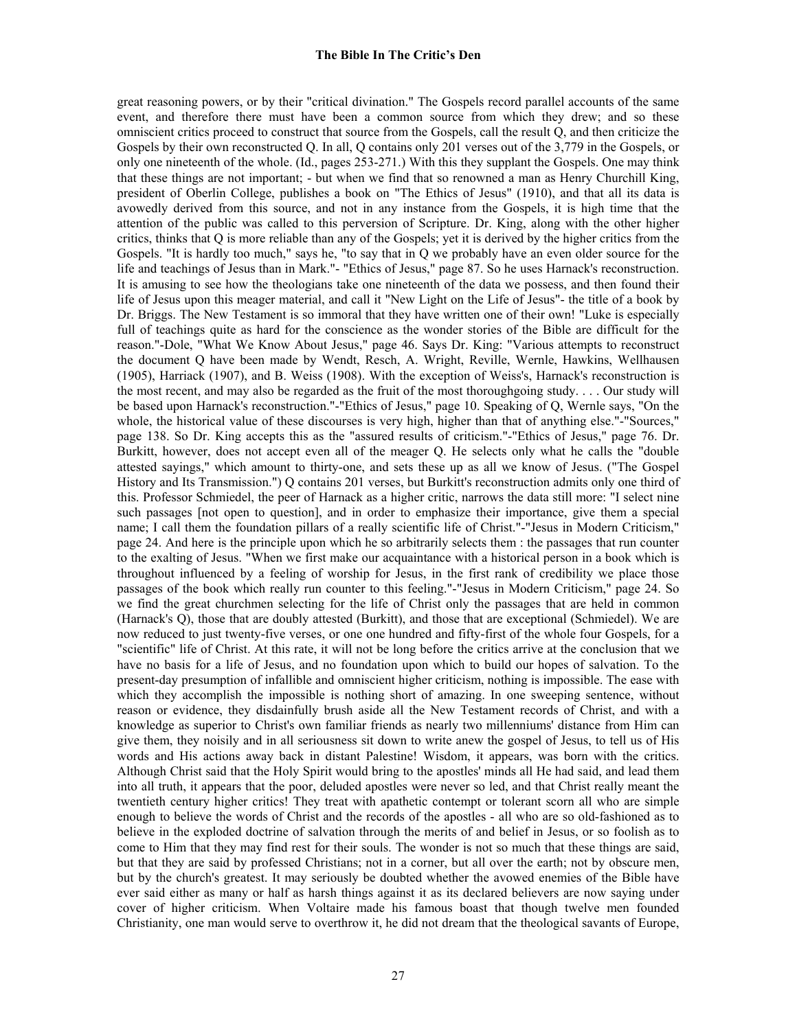great reasoning powers, or by their "critical divination." The Gospels record parallel accounts of the same event, and therefore there must have been a common source from which they drew; and so these omniscient critics proceed to construct that source from the Gospels, call the result Q, and then criticize the Gospels by their own reconstructed Q. In all, Q contains only 201 verses out of the 3,779 in the Gospels, or only one nineteenth of the whole. (Id., pages 253-271.) With this they supplant the Gospels. One may think that these things are not important; - but when we find that so renowned a man as Henry Churchill King, president of Oberlin College, publishes a book on "The Ethics of Jesus" (1910), and that all its data is avowedly derived from this source, and not in any instance from the Gospels, it is high time that the attention of the public was called to this perversion of Scripture. Dr. King, along with the other higher critics, thinks that Q is more reliable than any of the Gospels; yet it is derived by the higher critics from the Gospels. "It is hardly too much," says he, "to say that in Q we probably have an even older source for the life and teachings of Jesus than in Mark."- "Ethics of Jesus," page 87. So he uses Harnack's reconstruction. It is amusing to see how the theologians take one nineteenth of the data we possess, and then found their life of Jesus upon this meager material, and call it "New Light on the Life of Jesus"- the title of a book by Dr. Briggs. The New Testament is so immoral that they have written one of their own! "Luke is especially full of teachings quite as hard for the conscience as the wonder stories of the Bible are difficult for the reason."-Dole, "What We Know About Jesus," page 46. Says Dr. King: "Various attempts to reconstruct the document Q have been made by Wendt, Resch, A. Wright, Reville, Wernle, Hawkins, Wellhausen (1905), Harriack (1907), and B. Weiss (1908). With the exception of Weiss's, Harnack's reconstruction is the most recent, and may also be regarded as the fruit of the most thoroughgoing study. . . . Our study will be based upon Harnack's reconstruction."-"Ethics of Jesus," page 10. Speaking of Q, Wernle says, "On the whole, the historical value of these discourses is very high, higher than that of anything else."-"Sources," page 138. So Dr. King accepts this as the "assured results of criticism."-"Ethics of Jesus," page 76. Dr. Burkitt, however, does not accept even all of the meager Q. He selects only what he calls the "double attested sayings," which amount to thirty-one, and sets these up as all we know of Jesus. ("The Gospel History and Its Transmission.") Q contains 201 verses, but Burkitt's reconstruction admits only one third of this. Professor Schmiedel, the peer of Harnack as a higher critic, narrows the data still more: "I select nine such passages [not open to question], and in order to emphasize their importance, give them a special name; I call them the foundation pillars of a really scientific life of Christ."-"Jesus in Modern Criticism," page 24. And here is the principle upon which he so arbitrarily selects them : the passages that run counter to the exalting of Jesus. "When we first make our acquaintance with a historical person in a book which is throughout influenced by a feeling of worship for Jesus, in the first rank of credibility we place those passages of the book which really run counter to this feeling."-"Jesus in Modern Criticism," page 24. So we find the great churchmen selecting for the life of Christ only the passages that are held in common (Harnack's Q), those that are doubly attested (Burkitt), and those that are exceptional (Schmiedel). We are now reduced to just twenty-five verses, or one hundred and fifty-first of the whole four Gospels, for a "scientific" life of Christ. At this rate, it will not be long before the critics arrive at the conclusion that we have no basis for a life of Jesus, and no foundation upon which to build our hopes of salvation. To the present-day presumption of infallible and omniscient higher criticism, nothing is impossible. The ease with which they accomplish the impossible is nothing short of amazing. In one sweeping sentence, without reason or evidence, they disdainfully brush aside all the New Testament records of Christ, and with a knowledge as superior to Christ's own familiar friends as nearly two millenniums' distance from Him can give them, they noisily and in all seriousness sit down to write anew the gospel of Jesus, to tell us of His words and His actions away back in distant Palestine! Wisdom, it appears, was born with the critics. Although Christ said that the Holy Spirit would bring to the apostles' minds all He had said, and lead them into all truth, it appears that the poor, deluded apostles were never so led, and that Christ really meant the twentieth century higher critics! They treat with apathetic contempt or tolerant scorn all who are simple enough to believe the words of Christ and the records of the apostles - all who are so old-fashioned as to believe in the exploded doctrine of salvation through the merits of and belief in Jesus, or so foolish as to come to Him that they may find rest for their souls. The wonder is not so much that these things are said, but that they are said by professed Christians; not in a corner, but all over the earth; not by obscure men, but by the church's greatest. It may seriously be doubted whether the avowed enemies of the Bible have ever said either as many or half as harsh things against it as its declared believers are now saying under cover of higher criticism. When Voltaire made his famous boast that though twelve men founded Christianity, one man would serve to overthrow it, he did not dream that the theological savants of Europe,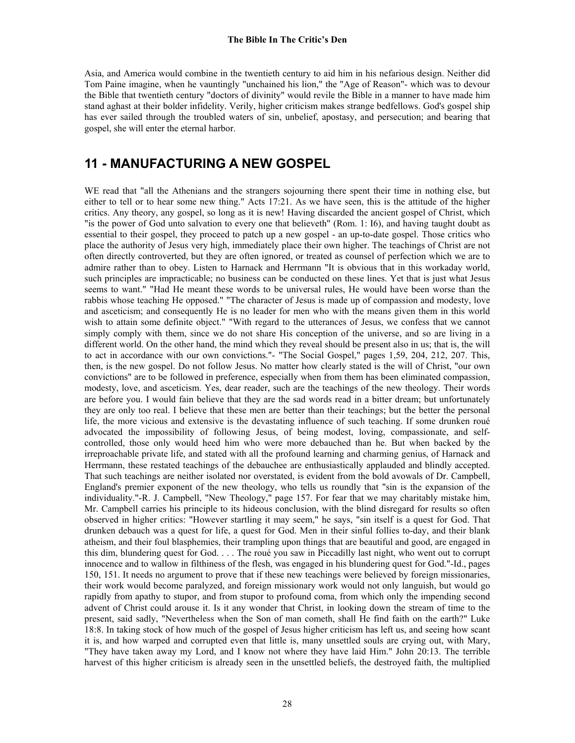Asia, and America would combine in the twentieth century to aid him in his nefarious design. Neither did Tom Paine imagine, when he vauntingly "unchained his lion," the "Age of Reason"- which was to devour the Bible that twentieth century "doctors of divinity" would revile the Bible in a manner to have made him stand aghast at their bolder infidelity. Verily, higher criticism makes strange bedfellows. God's gospel ship has ever sailed through the troubled waters of sin, unbelief, apostasy, and persecution; and bearing that gospel, she will enter the eternal harbor.

## 11 - MANUFACTURING A NEW GOSPEL

WE read that "all the Athenians and the strangers sojourning there spent their time in nothing else, but either to tell or to hear some new thing." Acts 17:21. As we have seen, this is the attitude of the higher critics. Any theory, any gospel, so long as it is new! Having discarded the ancient gospel of Christ, which "is the power of God unto salvation to every one that believeth" (Rom. 1: I6), and having taught doubt as essential to their gospel, they proceed to patch up a new gospel - an up-to-date gospel. Those critics who place the authority of Jesus very high, immediately place their own higher. The teachings of Christ are not often directly controverted, but they are often ignored, or treated as counsel of perfection which we are to admire rather than to obey. Listen to Harnack and Herrmann "It is obvious that in this workaday world, such principles are impracticable; no business can be conducted on these lines. Yet that is just what Jesus seems to want." "Had He meant these words to be universal rules, He would have been worse than the rabbis whose teaching He opposed." "The character of Jesus is made up of compassion and modesty, love and asceticism; and consequently He is no leader for men who with the means given them in this world wish to attain some definite object." "With regard to the utterances of Jesus, we confess that we cannot simply comply with them, since we do not share His conception of the universe, and so are living in a different world. On the other hand, the mind which they reveal should be present also in us; that is, the will to act in accordance with our own convictions."- "The Social Gospel," pages 1,59, 204, 212, 207. This, then, is the new gospel. Do not follow Jesus. No matter how clearly stated is the will of Christ, "our own convictions" are to be followed in preference, especially when from them has been eliminated compassion, modesty, love, and asceticism. Yes, dear reader, such are the teachings of the new theology. Their words are before you. I would fain believe that they are the sad words read in a bitter dream; but unfortunately they are only too real. I believe that these men are better than their teachings; but the better the personal life, the more vicious and extensive is the devastating influence of such teaching. If some drunken roué advocated the impossibility of following Jesus, of being modest, loving, compassionate, and self-controlled, those only would heed him who were more debauched than he. But when backed by the irreproachable private life, and stated with all the profound learning and charming genius, of Harnack and Herrmann, these restated teachings of the debauchee are enthusiastically applauded and blindly accepted. That such teachings are neither isolated nor overstated, is evident from the bold avowals of Dr. Campbell, England's premier exponent of the new theology, who tells us roundly that "sin is the expansion of the individuality."-R. J. Campbell, "New Theology," page 157. For fear that we may charitably mistake him, Mr. Campbell carries his principle to its hideous conclusion, with the blind disregard for results so often observed in higher critics: "However startling it may seem," he says, "sin itself is a quest for God. That drunken debauch was a quest for life, a quest for God. Men in their sinful follies to-day, and their blank atheism, and their foul blasphemies, their trampling upon things that are beautiful and good, are engaged in this dim, blundering quest for God. . . . The roué you saw in Piccadilly last night, who went out to corrupt innocence and to wallow in filthiness of the flesh, was engaged in his blundering quest for God."-Id., pages 150, 151. It needs no argument to prove that if these new teachings were believed by foreign missionaries, their work would become paralyzed, and foreign missionary work would not only languish, but would go rapidly from apathy to stupor, and from stupor to profound coma, from which only the impending second advent of Christ could arouse it. Is it any wonder that Christ, in looking down the stream of time to the present, said sadly, "Nevertheless when the Son of man cometh, shall He find faith on the earth?" Luke 18:8. In taking stock of how much of the gospel of Jesus higher criticism has left us, and seeing how scant it is, and how warped and corrupted even that little is, many unsettled souls are crying out, with Mary, "They have taken away my Lord, and I know not where they have laid Him." John 20:13. The terrible harvest of this higher criticism is already seen in the unsettled beliefs, the destroyed faith, the multiplied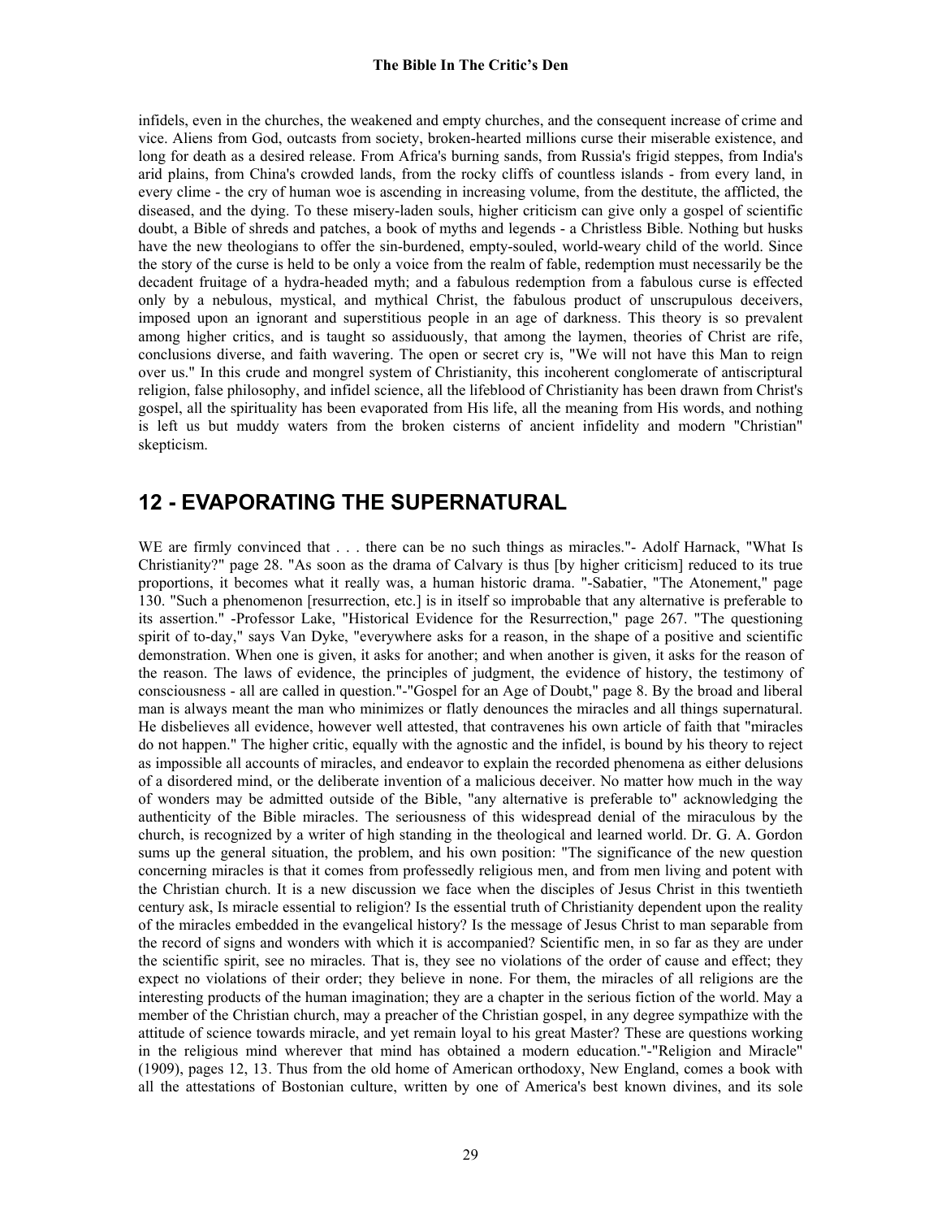infidels, even in the churches, the weakened and empty churches, and the consequent increase of crime and vice. Aliens from God, outcasts from society, broken-hearted millions curse their miserable existence, and long for death as a desired release. From Africa's burning sands, from Russia's frigid steppes, from India's arid plains, from China's crowded lands, from the rocky cliffs of countless islands - from every land, in every clime - the cry of human woe is ascending in increasing volume, from the destitute, the afflicted, the diseased, and the dying. To these misery-laden souls, higher criticism can give only a gospel of scientific doubt, a Bible of shreds and patches, a book of myths and legends - a Christless Bible. Nothing but husks have the new theologians to offer the sin-burdened, empty-souled, world-weary child of the world. Since the story of the curse is held to be only a voice from the realm of fable, redemption must necessarily be the decadent fruitage of a hydra-headed myth; and a fabulous redemption from a fabulous curse is effected only by a nebulous, mystical, and mythical Christ, the fabulous product of unscrupulous deceivers, imposed upon an ignorant and superstitious people in an age of darkness. This theory is so prevalent among higher critics, and is taught so assiduously, that among the laymen, theories of Christ are rife, conclusions diverse, and faith wavering. The open or secret cry is, "We will not have this Man to reign over us." In this crude and mongrel system of Christianity, this incoherent conglomerate of antiscriptural religion, false philosophy, and infidel science, all the lifeblood of Christianity has been drawn from Christ's gospel, all the spirituality has been evaporated from His life, all the meaning from His words, and nothing is left us but muddy waters from the broken cisterns of ancient infidelity and modern "Christian" skepticism.

## 12 - EVAPORATING THE SUPERNATURAL

WE are firmly convinced that . . . there can be no such things as miracles."- Adolf Harnack, "What Is Christianity?" page 28. "As soon as the drama of Calvary is thus [by higher criticism] reduced to its true proportions, it becomes what it really was, a human historic drama. "-Sabatier, "The Atonement," page 130. "Such a phenomenon [resurrection, etc.] is in itself so improbable that any alternative is preferable to its assertion." -Professor Lake, "Historical Evidence for the Resurrection," page 267. "The questioning spirit of to-day," says Van Dyke, "everywhere asks for a reason, in the shape of a positive and scientific demonstration. When one is given, it asks for another; and when another is given, it asks for the reason of the reason. The laws of evidence, the principles of judgment, the evidence of history, the testimony of consciousness - all are called in question."-"Gospel for an Age of Doubt," page 8. By the broad and liberal man is always meant the man who minimizes or flatly denounces the miracles and all things supernatural. He disbelieves all evidence, however well attested, that contravenes his own article of faith that "miracles do not happen." The higher critic, equally with the agnostic and the infidel, is bound by his theory to reject as impossible all accounts of miracles, and endeavor to explain the recorded phenomena as either delusions of a disordered mind, or the deliberate invention of a malicious deceiver. No matter how much in the way of wonders may be admitted outside of the Bible, "any alternative is preferable to" acknowledging the authenticity of the Bible miracles. The seriousness of this widespread denial of the miraculous by the church, is recognized by a writer of high standing in the theological and learned world. Dr. G. A. Gordon sums up the general situation, the problem, and his own position: "The significance of the new question concerning miracles is that it comes from professedly religious men, and from men living and potent with the Christian church. It is a new discussion we face when the disciples of Jesus Christ in this twentieth century ask, Is miracle essential to religion? Is the essential truth of Christianity dependent upon the reality of the miracles embedded in the evangelical history? Is the message of Jesus Christ to man separable from the record of signs and wonders with which it is accompanied? Scientific men, in so far as they are under the scientific spirit, see no miracles. That is, they see no violations of the order of cause and effect; they expect no violations of their order; they believe in none. For them, the miracles of all religions are the interesting products of the human imagination; they are a chapter in the serious fiction of the world. May a member of the Christian church, may a preacher of the Christian gospel, in any degree sympathize with the attitude of science towards miracle, and yet remain loyal to his great Master? These are questions working in the religious mind wherever that mind has obtained a modern education."-"Religion and Miracle" (1909), pages 12, 13. Thus from the old home of American orthodoxy, New England, comes a book with all the attestations of Bostonian culture, written by one of America's best known divines, and its sole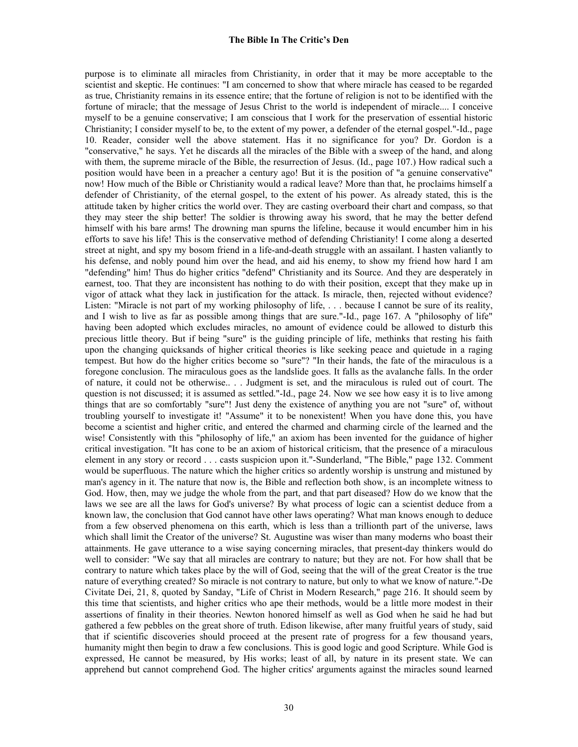purpose is to eliminate all miracles from Christianity, in order that it may be more acceptable to the scientist and skeptic. He continues: "I am concerned to show that where miracle has ceased to be regarded as true, Christianity remains in its essence entire; that the fortune of religion is not to be identified with the fortune of miracle; that the message of Jesus Christ to the world is independent of miracle.... I conceive myself to be a genuine conservative; I am conscious that I work for the preservation of essential historic Christianity; I consider myself to be, to the extent of my power, a defender of the eternal gospel."-Id., page 10. Reader, consider well the above statement. Has it no significance for you? Dr. Gordon is a "conservative," he says. Yet he discards all the miracles of the Bible with a sweep of the hand, and along with them, the supreme miracle of the Bible, the resurrection of Jesus. (Id., page 107.) How radical such a position would have been in a preacher a century ago! But it is the position of "a genuine conservative" now! How much of the Bible or Christianity would a radical leave? More than that, he proclaims himself a defender of Christianity, of the eternal gospel, to the extent of his power. As already stated, this is the attitude taken by higher critics the world over. They are casting overboard their chart and compass, so that they may steer the ship better! The soldier is throwing away his sword, that he may the better defend himself with his bare arms! The drowning man spurns the lifeline, because it would encumber him in his efforts to save his life! This is the conservative method of defending Christianity! I come along a deserted street at night, and spy my bosom friend in a life-and-death struggle with an assailant. I hasten valiantly to his defense, and nobly pound him over the head, and aid his enemy, to show my friend how hard I am "defending" him! Thus do higher critics "defend" Christianity and its Source. And they are desperately in earnest, too. That they are inconsistent has nothing to do with their position, except that they make up in vigor of attack what they lack in justification for the attack. Is miracle, then, rejected without evidence? Listen: "Miracle is not part of my working philosophy of life, . . . because I cannot be sure of its reality, and I wish to live as far as possible among things that are sure."-Id., page 167. A "philosophy of life" having been adopted which excludes miracles, no amount of evidence could be allowed to disturb this precious little theory. But if being "sure" is the guiding principle of life, methinks that resting his faith upon the changing quicksands of higher critical theories is like seeking peace and quietude in a raging tempest. But how do the higher critics become so "sure"? "In their hands, the fate of the miraculous is a foregone conclusion. The miraculous goes as the landslide goes. It falls as the avalanche falls. In the order of nature, it could not be otherwise.. . . Judgment is set, and the miraculous is ruled out of court. The question is not discussed; it is assumed as settled."-Id., page 24. Now we see how easy it is to live among things that are so comfortably "sure"! Just deny the existence of anything you are not "sure" of, without troubling yourself to investigate it! "Assume" it to be nonexistent! When you have done this, you have become a scientist and higher critic, and entered the charmed and charming circle of the learned and the wise! Consistently with this "philosophy of life," an axiom has been invented for the guidance of higher critical investigation. "It has cone to be an axiom of historical criticism, that the presence of a miraculous element in any story or record . . . casts suspicion upon it."-Sunderland, "The Bible," page 132. Comment would be superfluous. The nature which the higher critics so ardently worship is unstrung and mistuned by man's agency in it. The nature that now is, the Bible and reflection both show, is an incomplete witness to God. How, then, may we judge the whole from the part, and that part diseased? How do we know that the laws we see are all the laws for God's universe? By what process of logic can a scientist deduce from a known law, the conclusion that God cannot have other laws operating? What man knows enough to deduce from a few observed phenomena on this earth, which is less than a trillionth part of the universe, laws which shall limit the Creator of the universe? St. Augustine was wiser than many moderns who boast their attainments. He gave utterance to a wise saying concerning miracles, that present-day thinkers would do well to consider: "We say that all miracles are contrary to nature; but they are not. For how shall that be contrary to nature which takes place by the will of God, seeing that the will of the great Creator is the true nature of everything created? So miracle is not contrary to nature, but only to what we know of nature."-De Civitate Dei, 21, 8, quoted by Sanday, "Life of Christ in Modern Research," page 216. It should seem by this time that scientists, and higher critics who ape their methods, would be a little more modest in their assertions of finality in their theories. Newton honored himself as well as God when he said he had but gathered a few pebbles on the great shore of truth. Edison likewise, after many fruitful years of study, said that if scientific discoveries should proceed at the present rate of progress for a few thousand years, humanity might then begin to draw a few conclusions. This is good logic and good Scripture. While God is expressed, He cannot be measured, by His works; least of all, by nature in its present state. We can apprehend but cannot comprehend God. The higher critics' arguments against the miracles sound learned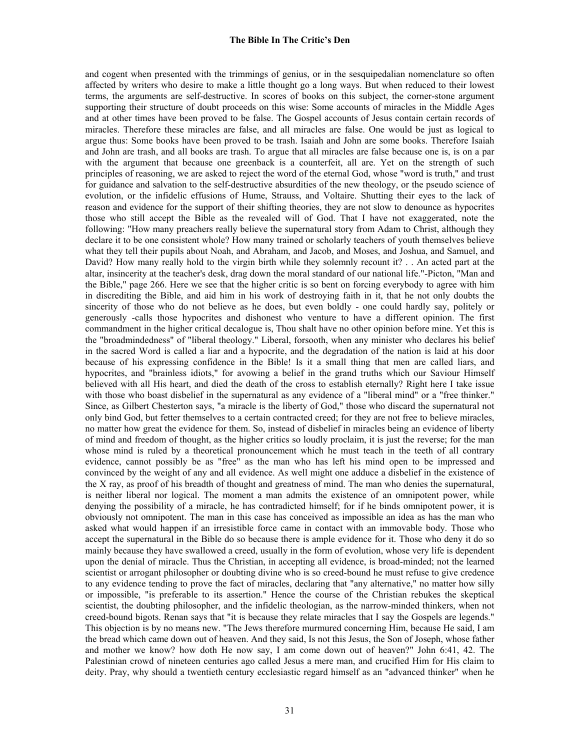and cogent when presented with the trimmings of genius, or in the sesquipedalian nomenclature so often affected by writers who desire to make a little thought go a long ways. But when reduced to their lowest terms, the arguments are self-destructive. In scores of books on this subject, the corner-stone argument supporting their structure of doubt proceeds on this wise: Some accounts of miracles in the Middle Ages and at other times have been proved to be false. The Gospel accounts of Jesus contain certain records of miracles. Therefore these miracles are false, and all miracles are false. One would be just as logical to argue thus: Some books have been proved to be trash. Isaiah and John are some books. Therefore Isaiah and John are trash, and all books are trash. To argue that all miracles are false because one is, is on a par with the argument that because one greenback is a counterfeit, all are. Yet on the strength of such principles of reasoning, we are asked to reject the word of the eternal God, whose "word is truth," and trust for guidance and salvation to the self-destructive absurdities of the new theology, or the pseudo science of evolution, or the infidelic effusions of Hume, Strauss, and Voltaire. Shutting their eyes to the lack of reason and evidence for the support of their shifting theories, they are not slow to denounce as hypocrites those who still accept the Bible as the revealed will of God. That I have not exaggerated, note the following: "How many preachers really believe the supernatural story from Adam to Christ, although they declare it to be one consistent whole? How many trained or scholarly teachers of youth themselves believe what they tell their pupils about Noah, and Abraham, and Jacob, and Moses, and Joshua, and Samuel, and David? How many really hold to the virgin birth while they solemnly recount it? . . An acted part at the altar, insincerity at the teacher's desk, drag down the moral standard of our national life."-Picton, "Man and the Bible," page 266. Here we see that the higher critic is so bent on forcing everybody to agree with him in discrediting the Bible, and aid him in his work of destroying faith in it, that he not only doubts the sincerity of those who do not believe as he does, but even boldly - one could hardly say, politely or generously -calls those hypocrites and dishonest who venture to have a different opinion. The first commandment in the higher critical decalogue is, Thou shalt have no other opinion before mine. Yet this is the "broadmindedness" of "liberal theology." Liberal, forsooth, when any minister who declares his belief in the sacred Word is called a liar and a hypocrite, and the degradation of the nation is laid at his door because of his expressing confidence in the Bible! Is it a small thing that men are called liars, and hypocrites, and "brainless idiots," for avowing a belief in the grand truths which our Saviour Himself believed with all His heart, and died the death of the cross to establish eternally? Right here I take issue with those who boast disbelief in the supernatural as any evidence of a "liberal mind" or a "free thinker." Since, as Gilbert Chesterton says, "a miracle is the liberty of God," those who discard the supernatural not only bind God, but fetter themselves to a certain contracted creed; for they are not free to believe miracles, no matter how great the evidence for them. So, instead of disbelief in miracles being an evidence of liberty of mind and freedom of thought, as the higher critics so loudly proclaim, it is just the reverse; for the man whose mind is ruled by a theoretical pronouncement which he must teach in the teeth of all contrary evidence, cannot possibly be as "free" as the man who has left his mind open to be impressed and convinced by the weight of any and all evidence. As well might one adduce a disbelief in the existence of the X ray, as proof of his breadth of thought and greatness of mind. The man who denies the supernatural, is neither liberal nor logical. The moment a man admits the existence of an omnipotent power, while denying the possibility of a miracle, he has contradicted himself; for if he binds omnipotent power, it is obviously not omnipotent. The man in this case has conceived as impossible an idea as has the man who asked what would happen if an irresistible force came in contact with an immovable body. Those who accept the supernatural in the Bible do so because there is ample evidence for it. Those who deny it do so mainly because they have swallowed a creed, usually in the form of evolution, whose very life is dependent upon the denial of miracle. Thus the Christian, in accepting all evidence, is broad-minded; not the learned scientist or arrogant philosopher or doubting divine who is so creed-bound he must refuse to give credence to any evidence tending to prove the fact of miracles, declaring that "any alternative," no matter how silly or impossible, "is preferable to its assertion." Hence the course of the Christian rebukes the skeptical scientist, the doubting philosopher, and the infidelic theologian, as the narrow-minded thinkers, when not creed-bound bigots. Renan says that "it is because they relate miracles that I say the Gospels are legends." This objection is by no means new. "The Jews therefore murmured concerning Him, because He said, I am the bread which came down out of heaven. And they said, Is not this Jesus, the Son of Joseph, whose father and mother we know? how doth He now say, I am come down out of heaven?" John 6:41, 42. The Palestinian crowd of nineteen centuries ago called Jesus a mere man, and crucified Him for His claim to deity. Pray, why should a twentieth century ecclesiastic regard himself as an "advanced thinker" when he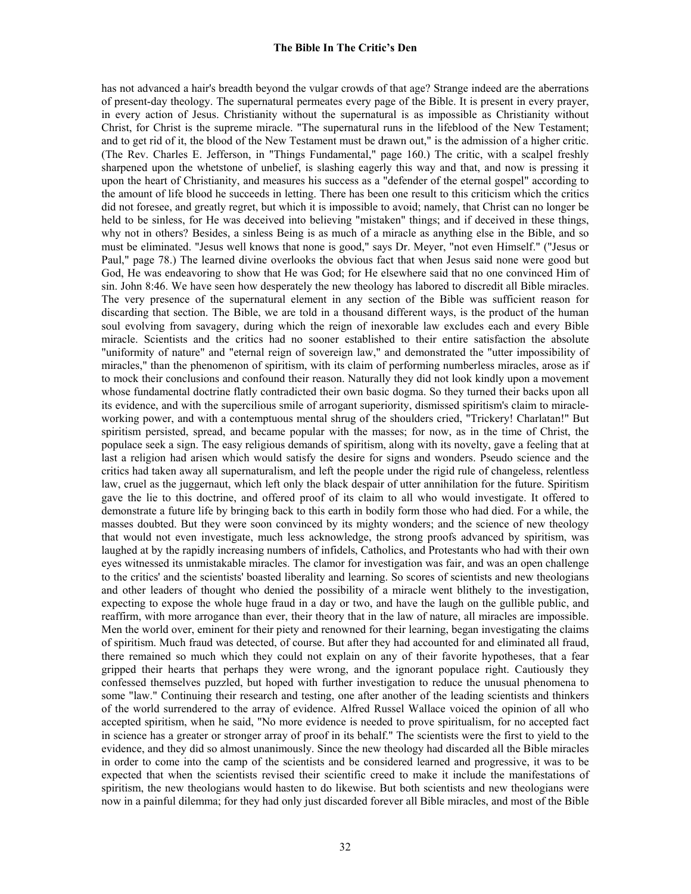has not advanced a hair's breadth beyond the vulgar crowds of that age? Strange indeed are the aberrations of present-day theology. The supernatural permeates every page of the Bible. It is present in every prayer, in every action of Jesus. Christianity without the supernatural is as impossible as Christianity without Christ, for Christ is the supreme miracle. "The supernatural runs in the lifeblood of the New Testament; and to get rid of it, the blood of the New Testament must be drawn out," is the admission of a higher critic. (The Rev. Charles E. Jefferson, in "Things Fundamental," page 160.) The critic, with a scalpel freshly sharpened upon the whetstone of unbelief, is slashing eagerly this way and that, and now is pressing it upon the heart of Christianity, and measures his success as a "defender of the eternal gospel" according to the amount of life blood he succeeds in letting. There has been one result to this criticism which the critics did not foresee, and greatly regret, but which it is impossible to avoid; namely, that Christ can no longer be held to be sinless, for He was deceived into believing "mistaken" things; and if deceived in these things, why not in others? Besides, a sinless Being is as much of a miracle as anything else in the Bible, and so must be eliminated. "Jesus well knows that none is good," says Dr. Meyer, "not even Himself." ("Jesus or Paul," page 78.) The learned divine overlooks the obvious fact that when Jesus said none were good but God, He was endeavoring to show that He was God; for He elsewhere said that no one convinced Him of sin. John 8:46. We have seen how desperately the new theology has labored to discredit all Bible miracles. The very presence of the supernatural element in any section of the Bible was sufficient reason for discarding that section. The Bible, we are told in a thousand different ways, is the product of the human soul evolving from savagery, during which the reign of inexorable law excludes each and every Bible miracle. Scientists and the critics had no sooner established to their entire satisfaction the absolute "uniformity of nature" and "eternal reign of sovereign law," and demonstrated the "utter impossibility of miracles," than the phenomenon of spiritism, with its claim of performing numberless miracles, arose as if to mock their conclusions and confound their reason. Naturally they did not look kindly upon a movement whose fundamental doctrine flatly contradicted their own basic dogma. So they turned their backs upon all its evidence, and with the supercilious smile of arrogant superiority, dismissed spiritism's claim to miracle-working power, and with a contemptuous mental shrug of the shoulders cried, "Trickery! Charlatan!" But spiritism persisted, spread, and became popular with the masses; for now, as in the time of Christ, the populace seek a sign. The easy religious demands of spiritism, along with its novelty, gave a feeling that at last a religion had arisen which would satisfy the desire for signs and wonders. Pseudo science and the critics had taken away all supernaturalism, and left the people under the rigid rule of changeless, relentless law, cruel as the juggernaut, which left only the black despair of utter annihilation for the future. Spiritism gave the lie to this doctrine, and offered proof of its claim to all who would investigate. It offered to demonstrate a future life by bringing back to this earth in bodily form those who had died. For a while, the masses doubted. But they were soon convinced by its mighty wonders; and the science of new theology that would not even investigate, much less acknowledge, the strong proofs advanced by spiritism, was laughed at by the rapidly increasing numbers of infidels, Catholics, and Protestants who had with their own eyes witnessed its unmistakable miracles. The clamor for investigation was fair, and was an open challenge to the critics' and the scientists' boasted liberality and learning. So scores of scientists and new theologians and other leaders of thought who denied the possibility of a miracle went blithely to the investigation, expecting to expose the whole huge fraud in a day or two, and have the laugh on the gullible public, and reaffirm, with more arrogance than ever, their theory that in the law of nature, all miracles are impossible. Men the world over, eminent for their piety and renowned for their learning, began investigating the claims of spiritism. Much fraud was detected, of course. But after they had accounted for and eliminated all fraud, there remained so much which they could not explain on any of their favorite hypotheses, that a fear gripped their hearts that perhaps they were wrong, and the ignorant populace right. Cautiously they confessed themselves puzzled, but hoped with further investigation to reduce the unusual phenomena to some "law." Continuing their research and testing, one after another of the leading scientists and thinkers of the world surrendered to the array of evidence. Alfred Russel Wallace voiced the opinion of all who accepted spiritism, when he said, "No more evidence is needed to prove spiritualism, for no accepted fact in science has a greater or stronger array of proof in its behalf." The scientists were the first to yield to the evidence, and they did so almost unanimously. Since the new theology had discarded all the Bible miracles in order to come into the camp of the scientists and be considered learned and progressive, it was to be expected that when the scientists revised their scientific creed to make it include the manifestations of spiritism, the new theologians would hasten to do likewise. But both scientists and new theologians were now in a painful dilemma; for they had only just discarded forever all Bible miracles, and most of the Bible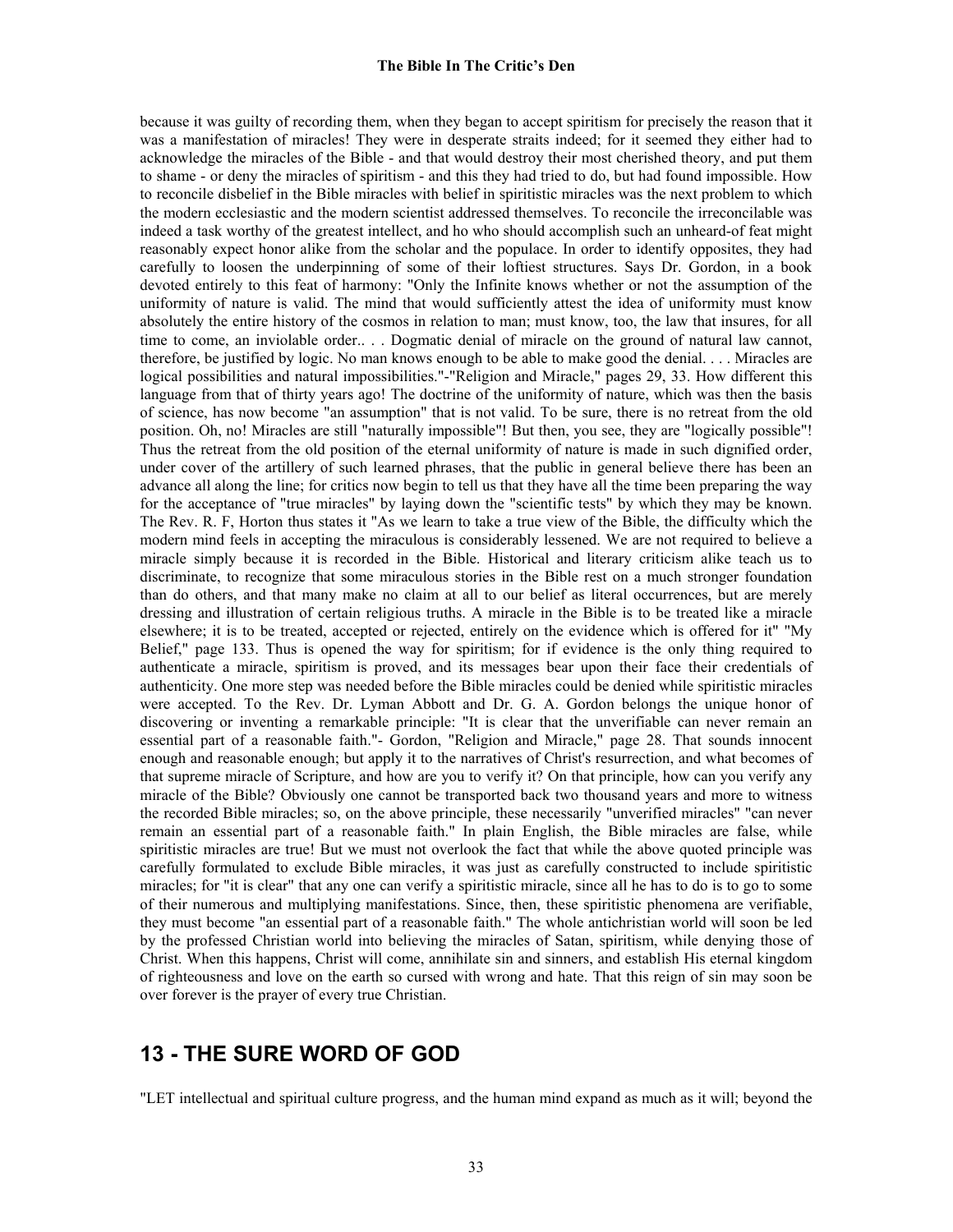because it was guilty of recording them, when they began to accept spiritism for precisely the reason that it was a manifestation of miracles! They were in desperate straits indeed; for it seemed they either had to acknowledge the miracles of the Bible - and that would destroy their most cherished theory, and put them to shame - or deny the miracles of spiritism - and this they had tried to do, but had found impossible. How to reconcile disbelief in the Bible miracles with belief in spiritistic miracles was the next problem to which the modern ecclesiastic and the modern scientist addressed themselves. To reconcile the irreconcilable was indeed a task worthy of the greatest intellect, and ho who should accomplish such an unheard-of feat might reasonably expect honor alike from the scholar and the populace. In order to identify opposites, they had carefully to loosen the underpinning of some of their loftiest structures. Says Dr. Gordon, in a book devoted entirely to this feat of harmony: "Only the Infinite knows whether or not the assumption of the uniformity of nature is valid. The mind that would sufficiently attest the idea of uniformity must know absolutely the entire history of the cosmos in relation to man; must know, too, the law that insures, for all time to come, an inviolable order.. . . Dogmatic denial of miracle on the ground of natural law cannot, therefore, be justified by logic. No man knows enough to be able to make good the denial. . . . Miracles are logical possibilities and natural impossibilities."-"Religion and Miracle," pages 29, 33. How different this language from that of thirty years ago! The doctrine of the uniformity of nature, which was then the basis of science, has now become "an assumption" that is not valid. To be sure, there is no retreat from the old position. Oh, no! Miracles are still "naturally impossible"! But then, you see, they are "logically possible"! Thus the retreat from the old position of the eternal uniformity of nature is made in such dignified order, under cover of the artillery of such learned phrases, that the public in general believe there has been an advance all along the line; for critics now begin to tell us that they have all the time been preparing the way for the acceptance of "true miracles" by laying down the "scientific tests" by which they may be known. The Rev. R. F, Horton thus states it "As we learn to take a true view of the Bible, the difficulty which the modern mind feels in accepting the miraculous is considerably lessened. We are not required to believe a miracle simply because it is recorded in the Bible. Historical and literary criticism alike teach us to discriminate, to recognize that some miraculous stories in the Bible rest on a much stronger foundation than do others, and that many make no claim at all to our belief as literal occurrences, but are merely dressing and illustration of certain religious truths. A miracle in the Bible is to be treated like a miracle elsewhere; it is to be treated, accepted or rejected, entirely on the evidence which is offered for it" "My Belief," page 133. Thus is opened the way for spiritism; for if evidence is the only thing required to authenticate a miracle, spiritism is proved, and its messages bear upon their face their credentials of authenticity. One more step was needed before the Bible miracles could be denied while spiritistic miracles were accepted. To the Rev. Dr. Lyman Abbott and Dr. G. A. Gordon belongs the unique honor of discovering or inventing a remarkable principle: "It is clear that the unverifiable can never remain an essential part of a reasonable faith."- Gordon, "Religion and Miracle," page 28. That sounds innocent enough and reasonable enough; but apply it to the narratives of Christ's resurrection, and what becomes of that supreme miracle of Scripture, and how are you to verify it? On that principle, how can you verify any miracle of the Bible? Obviously one cannot be transported back two thousand years and more to witness the recorded Bible miracles; so, on the above principle, these necessarily "unverified miracles" "can never remain an essential part of a reasonable faith." In plain English, the Bible miracles are false, while spiritistic miracles are true! But we must not overlook the fact that while the above quoted principle was carefully formulated to exclude Bible miracles, it was just as carefully constructed to include spiritistic miracles; for "it is clear" that any one can verify a spiritistic miracle, since all he has to do is to go to some of their numerous and multiplying manifestations. Since, then, these spiritistic phenomena are verifiable, they must become "an essential part of a reasonable faith." The whole antichristian world will soon be led by the professed Christian world into believing the miracles of Satan, spiritism, while denying those of Christ. When this happens, Christ will come, annihilate sin and sinners, and establish His eternal kingdom of righteousness and love on the earth so cursed with wrong and hate. That this reign of sin may soon be over forever is the prayer of every true Christian.

## 13 - THE SURE WORD OF GOD

"LET intellectual and spiritual culture progress, and the human mind expand as much as it will; beyond the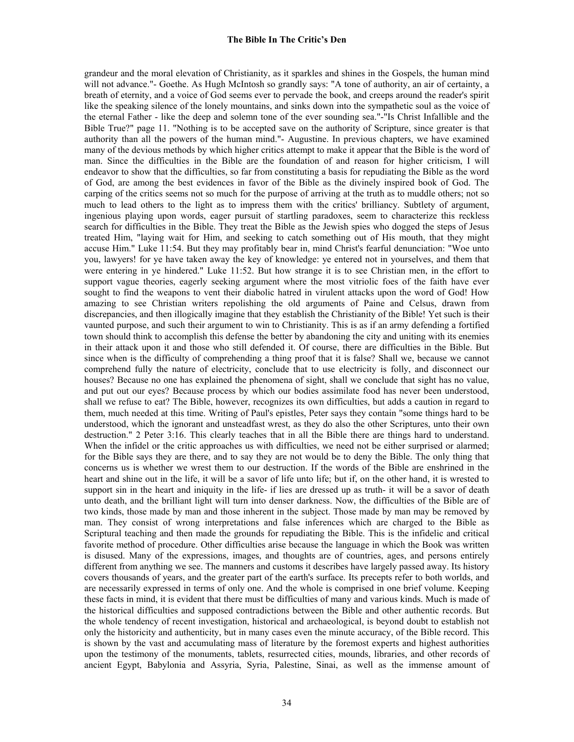grandeur and the moral elevation of Christianity, as it sparkles and shines in the Gospels, the human mind will not advance."- Goethe. As Hugh McIntosh so grandly says: "A tone of authority, an air of certainty, a breath of eternity, and a voice of God seems ever to pervade the book, and creeps around the reader's spirit like the speaking silence of the lonely mountains, and sinks down into the sympathetic soul as the voice of the eternal Father - like the deep and solemn tone of the ever sounding sea."-"Is Christ Infallible and the Bible True?" page 11. "Nothing is to be accepted save on the authority of Scripture, since greater is that authority than all the powers of the human mind."- Augustine. In previous chapters, we have examined many of the devious methods by which higher critics attempt to make it appear that the Bible is the word of man. Since the difficulties in the Bible are the foundation of and reason for higher criticism, I will endeavor to show that the difficulties, so far from constituting a basis for repudiating the Bible as the word of God, are among the best evidences in favor of the Bible as the divinely inspired book of God. The carping of the critics seems not so much for the purpose of arriving at the truth as to muddle others; not so much to lead others to the light as to impress them with the critics' brilliancy. Subtlety of argument, ingenious playing upon words, eager pursuit of startling paradoxes, seem to characterize this reckless search for difficulties in the Bible. They treat the Bible as the Jewish spies who dogged the steps of Jesus treated Him, "laying wait for Him, and seeking to catch something out of His mouth, that they might accuse Him." Luke 11:54. But they may profitably bear in, mind Christ's fearful denunciation: "Woe unto you, lawyers! for ye have taken away the key of knowledge: ye entered not in yourselves, and them that were entering in ye hindered." Luke 11:52. But how strange it is to see Christian men, in the effort to support vague theories, eagerly seeking argument where the most vitriolic foes of the faith have ever sought to find the weapons to vent their diabolic hatred in virulent attacks upon the word of God! How amazing to see Christian writers repolishing the old arguments of Paine and Celsus, drawn from discrepancies, and then illogically imagine that they establish the Christianity of the Bible! Yet such is their vaunted purpose, and such their argument to win to Christianity. This is as if an army defending a fortified town should think to accomplish this defense the better by abandoning the city and uniting with its enemies in their attack upon it and those who still defended it. Of course, there are difficulties in the Bible. But since when is the difficulty of comprehending a thing proof that it is false? Shall we, because we cannot comprehend fully the nature of electricity, conclude that to use electricity is folly, and disconnect our houses? Because no one has explained the phenomena of sight, shall we conclude that sight has no value, and put out our eyes? Because process by which our bodies assimilate food has never been understood, shall we refuse to eat? The Bible, however, recognizes its own difficulties, but adds a caution in regard to them, much needed at this time. Writing of Paul's epistles, Peter says they contain "some things hard to be understood, which the ignorant and unsteadfast wrest, as they do also the other Scriptures, unto their own destruction." 2 Peter 3:16. This clearly teaches that in all the Bible there are things hard to understand. When the infidel or the critic approaches us with difficulties, we need not be either surprised or alarmed; for the Bible says they are there, and to say they are not would be to deny the Bible. The only thing that concerns us is whether we wrest them to our destruction. If the words of the Bible are enshrined in the heart and shine out in the life, it will be a savor of life unto life; but if, on the other hand, it is wrested to support sin in the heart and iniquity in the life- if lies are dressed up as truth- it will be a savor of death unto death, and the brilliant light will turn into denser darkness. Now, the difficulties of the Bible are of two kinds, those made by man and those inherent in the subject. Those made by man may be removed by man. They consist of wrong interpretations and false inferences which are charged to the Bible as Scriptural teaching and then made the grounds for repudiating the Bible. This is the infidelic and critical favorite method of procedure. Other difficulties arise because the language in which the Book was written is disused. Many of the expressions, images, and thoughts are of countries, ages, and persons entirely different from anything we see. The manners and customs it describes have largely passed away. Its history covers thousands of years, and the greater part of the earth's surface. Its precepts refer to both worlds, and are necessarily expressed in terms of only one. And the whole is comprised in one brief volume. Keeping these facts in mind, it is evident that there must be difficulties of many and various kinds. Much is made of the historical difficulties and supposed contradictions between the Bible and other authentic records. But the whole tendency of recent investigation, historical and archaeological, is beyond doubt to establish not only the historicity and authenticity, but in many cases even the minute accuracy, of the Bible record. This is shown by the vast and accumulating mass of literature by the foremost experts and highest authorities upon the testimony of the monuments, tablets, resurrected cities, mounds, libraries, and other records of ancient Egypt, Babylonia and Assyria, Syria, Palestine, Sinai, as well as the immense amount of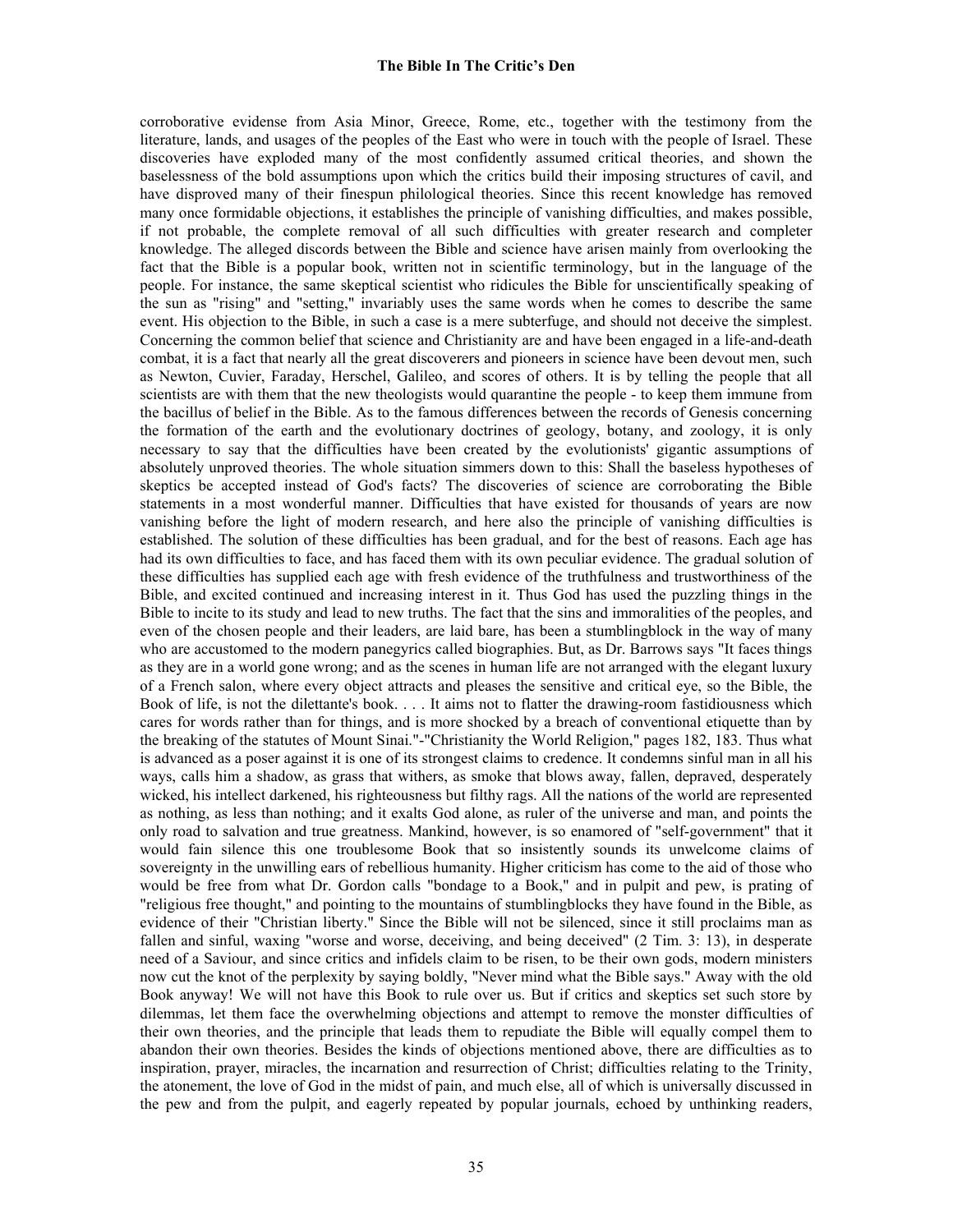corroborative evidense from Asia Minor, Greece, Rome, etc., together with the testimony from the literature, lands, and usages of the peoples of the East who were in touch with the people of Israel. These discoveries have exploded many of the most confidently assumed critical theories, and shown the baselessness of the bold assumptions upon which the critics build their imposing structures of cavil, and have disproved many of their finespun philological theories. Since this recent knowledge has removed many once formidable objections, it establishes the principle of vanishing difficulties, and makes possible, if not probable, the complete removal of all such difficulties with greater research and completer knowledge. The alleged discords between the Bible and science have arisen mainly from overlooking the fact that the Bible is a popular book, written not in scientific terminology, but in the language of the people. For instance, the same skeptical scientist who ridicules the Bible for unscientifically speaking of the sun as "rising" and "setting," invariably uses the same words when he comes to describe the same event. His objection to the Bible, in such a case is a mere subterfuge, and should not deceive the simplest. Concerning the common belief that science and Christianity are and have been engaged in a life-and-death combat, it is a fact that nearly all the great discoverers and pioneers in science have been devout men, such as Newton, Cuvier, Faraday, Herschel, Galileo, and scores of others. It is by telling the people that all scientists are with them that the new theologists would quarantine the people - to keep them immune from the bacillus of belief in the Bible. As to the famous differences between the records of Genesis concerning the formation of the earth and the evolutionary doctrines of geology, botany, and zoology, it is only necessary to say that the difficulties have been created by the evolutionists' gigantic assumptions of absolutely unproved theories. The whole situation simmers down to this: Shall the baseless hypotheses of skeptics be accepted instead of God's facts? The discoveries of science are corroborating the Bible statements in a most wonderful manner. Difficulties that have existed for thousands of years are now vanishing before the light of modern research, and here also the principle of vanishing difficulties is established. The solution of these difficulties has been gradual, and for the best of reasons. Each age has had its own difficulties to face, and has faced them with its own peculiar evidence. The gradual solution of these difficulties has supplied each age with fresh evidence of the truthfulness and trustworthiness of the Bible, and excited continued and increasing interest in it. Thus God has used the puzzling things in the Bible to incite to its study and lead to new truths. The fact that the sins and immoralities of the peoples, and even of the chosen people and their leaders, are laid bare, has been a stumblingblock in the way of many who are accustomed to the modern panegyrics called biographies. But, as Dr. Barrows says "It faces things as they are in a world gone wrong; and as the scenes in human life are not arranged with the elegant luxury of a French salon, where every object attracts and pleases the sensitive and critical eye, so the Bible, the Book of life, is not the dilettante's book. . . . It aims not to flatter the drawing-room fastidiousness which cares for words rather than for things, and is more shocked by a breach of conventional etiquette than by the breaking of the statutes of Mount Sinai."-"Christianity the World Religion," pages 182, 183. Thus what is advanced as a poser against it is one of its strongest claims to credence. It condemns sinful man in all his ways, calls him a shadow, as grass that withers, as smoke that blows away, fallen, depraved, desperately wicked, his intellect darkened, his righteousness but filthy rags. All the nations of the world are represented as nothing, as less than nothing; and it exalts God alone, as ruler of the universe and man, and points the only road to salvation and true greatness. Mankind, however, is so enamored of "self-government" that it would fain silence this one troublesome Book that so insistently sounds its unwelcome claims of sovereignty in the unwilling ears of rebellious humanity. Higher criticism has come to the aid of those who would be free from what Dr. Gordon calls "bondage to a Book," and in pulpit and pew, is prating of "religious free thought," and pointing to the mountains of stumblingblocks they have found in the Bible, as evidence of their "Christian liberty." Since the Bible will not be silenced, since it still proclaims man as fallen and sinful, waxing "worse and worse, deceiving, and being deceived" (2 Tim. 3: 13), in desperate need of a Saviour, and since critics and infidels claim to be risen, to be their own gods, modern ministers now cut the knot of the perplexity by saying boldly, "Never mind what the Bible says." Away with the old Book anyway! We will not have this Book to rule over us. But if critics and skeptics set such store by dilemmas, let them face the overwhelming objections and attempt to remove the monster difficulties of their own theories, and the principle that leads them to repudiate the Bible will equally compel them to abandon their own theories. Besides the kinds of objections mentioned above, there are difficulties as to inspiration, prayer, miracles, the incarnation and resurrection of Christ; difficulties relating to the Trinity, the atonement, the love of God in the midst of pain, and much else, all of which is universally discussed in the pew and from the pulpit, and eagerly repeated by popular journals, echoed by unthinking readers,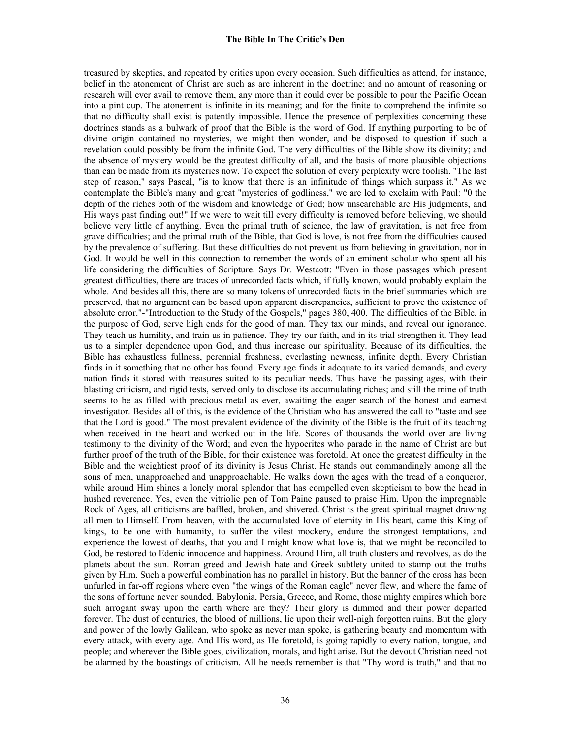treasured by skeptics, and repeated by critics upon every occasion. Such difficulties as attend, for instance, belief in the atonement of Christ are such as are inherent in the doctrine; and no amount of reasoning or research will ever avail to remove them, any more than it could ever be possible to pour the Pacific Ocean into a pint cup. The atonement is infinite in its meaning; and for the finite to comprehend the infinite so that no difficulty shall exist is patently impossible. Hence the presence of perplexities concerning these doctrines stands as a bulwark of proof that the Bible is the word of God. If anything purporting to be of divine origin contained no mysteries, we might then wonder, and be disposed to question if such a revelation could possibly be from the infinite God. The very difficulties of the Bible show its divinity; and the absence of mystery would be the greatest difficulty of all, and the basis of more plausible objections than can be made from its mysteries now. To expect the solution of every perplexity were foolish. "The last step of reason," says Pascal, "is to know that there is an infinitude of things which surpass it." As we contemplate the Bible's many and great "mysteries of godliness," we are led to exclaim with Paul: "0 the depth of the riches both of the wisdom and knowledge of God; how unsearchable are His judgments, and His ways past finding out!" If we were to wait till every difficulty is removed before believing, we should believe very little of anything. Even the primal truth of science, the law of gravitation, is not free from grave difficulties; and the primal truth of the Bible, that God is love, is not free from the difficulties caused by the prevalence of suffering. But these difficulties do not prevent us from believing in gravitation, nor in God. It would be well in this connection to remember the words of an eminent scholar who spent all his life considering the difficulties of Scripture. Says Dr. Westcott: "Even in those passages which present greatest difficulties, there are traces of unrecorded facts which, if fully known, would probably explain the whole. And besides all this, there are so many tokens of unrecorded facts in the brief summaries which are preserved, that no argument can be based upon apparent discrepancies, sufficient to prove the existence of absolute error."-"Introduction to the Study of the Gospels," pages 380, 400. The difficulties of the Bible, in the purpose of God, serve high ends for the good of man. They tax our minds, and reveal our ignorance. They teach us humility, and train us in patience. They try our faith, and in its trial strengthen it. They lead us to a simpler dependence upon God, and thus increase our spirituality. Because of its difficulties, the Bible has exhaustless fullness, perennial freshness, everlasting newness, infinite depth. Every Christian finds in it something that no other has found. Every age finds it adequate to its varied demands, and every nation finds it stored with treasures suited to its peculiar needs. Thus have the passing ages, with their blasting criticism, and rigid tests, served only to disclose its accumulating riches; and still the mine of truth seems to be as filled with precious metal as ever, awaiting the eager search of the honest and earnest investigator. Besides all of this, is the evidence of the Christian who has answered the call to "taste and see that the Lord is good." The most prevalent evidence of the divinity of the Bible is the fruit of its teaching when received in the heart and worked out in the life. Scores of thousands the world over are living testimony to the divinity of the Word; and even the hypocrites who parade in the name of Christ are but further proof of the truth of the Bible, for their existence was foretold. At once the greatest difficulty in the Bible and the weightiest proof of its divinity is Jesus Christ. He stands out commandingly among all the sons of men, unapproached and unapproachable. He walks down the ages with the tread of a conqueror, while around Him shines a lonely moral splendor that has compelled even skepticism to bow the head in hushed reverence. Yes, even the vitriolic pen of Tom Paine paused to praise Him. Upon the impregnable Rock of Ages, all criticisms are baffled, broken, and shivered. Christ is the great spiritual magnet drawing all men to Himself. From heaven, with the accumulated love of eternity in His heart, came this King of kings, to be one with humanity, to suffer the vilest mockery, endure the strongest temptations, and experience the lowest of deaths, that you and I might know what love is, that we might be reconciled to God, be restored to Edenic innocence and happiness. Around Him, all truth clusters and revolves, as do the planets about the sun. Roman greed and Jewish hate and Greek subtlety united to stamp out the truths given by Him. Such a powerful combination has no parallel in history. But the banner of the cross has been unfurled in far-off regions where even "the wings of the Roman eagle" never flew, and where the fame of the sons of fortune never sounded. Babylonia, Persia, Greece, and Rome, those mighty empires which bore such arrogant sway upon the earth where are they? Their glory is dimmed and their power departed forever. The dust of centuries, the blood of millions, lie upon their well-nigh forgotten ruins. But the glory and power of the lowly Galilean, who spoke as never man spoke, is gathering beauty and momentum with every attack, with every age. And His word, as He foretold, is going rapidly to every nation, tongue, and people; and wherever the Bible goes, civilization, morals, and light arise. But the devout Christian need not be alarmed by the boastings of criticism. All he needs remember is that "Thy word is truth," and that no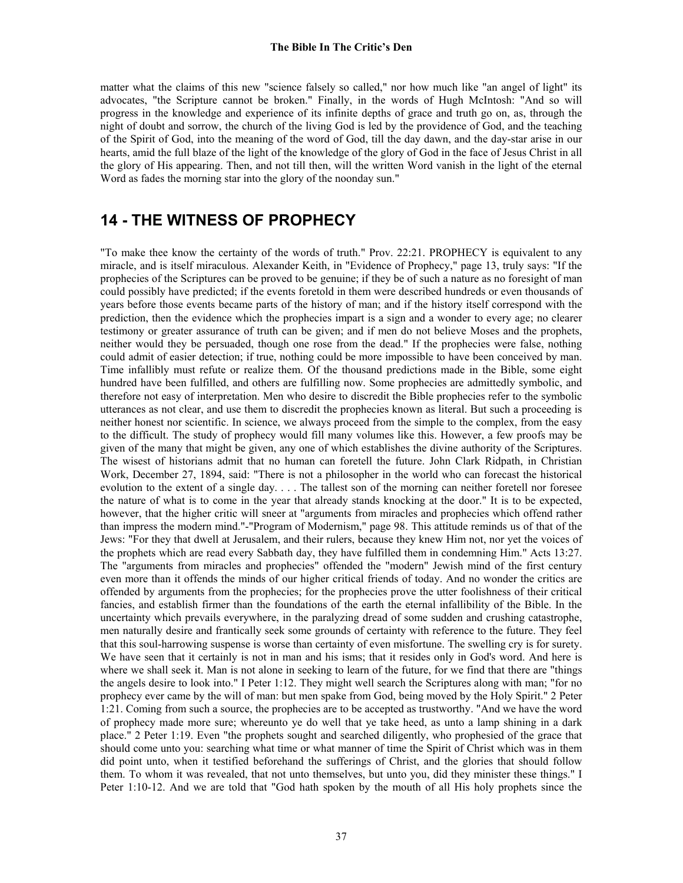matter what the claims of this new "science falsely so called," nor how much like "an angel of light" its advocates, "the Scripture cannot be broken." Finally, in the words of Hugh McIntosh: "And so will progress in the knowledge and experience of its infinite depths of grace and truth go on, as, through the night of doubt and sorrow, the church of the living God is led by the providence of God, and the teaching of the Spirit of God, into the meaning of the word of God, till the day dawn, and the day-star arise in our hearts, amid the full blaze of the light of the knowledge of the glory of God in the face of Jesus Christ in all the glory of His appearing. Then, and not till then, will the written Word vanish in the light of the eternal Word as fades the morning star into the glory of the noonday sun."

## 14 - THE WITNESS OF PROPHECY

"To make thee know the certainty of the words of truth." Prov. 22:21. PROPHECY is equivalent to any miracle, and is itself miraculous. Alexander Keith, in "Evidence of Prophecy," page 13, truly says: "If the prophecies of the Scriptures can be proved to be genuine; if they be of such a nature as no foresight of man could possibly have predicted; if the events foretold in them were described hundreds or even thousands of years before those events became parts of the history of man; and if the history itself correspond with the prediction, then the evidence which the prophecies impart is a sign and a wonder to every age; no clearer testimony or greater assurance of truth can be given; and if men do not believe Moses and the prophets, neither would they be persuaded, though one rose from the dead." If the prophecies were false, nothing could admit of easier detection; if true, nothing could be more impossible to have been conceived by man. Time infallibly must refute or realize them. Of the thousand predictions made in the Bible, some eight hundred have been fulfilled, and others are fulfilling now. Some prophecies are admittedly symbolic, and therefore not easy of interpretation. Men who desire to discredit the Bible prophecies refer to the symbolic utterances as not clear, and use them to discredit the prophecies known as literal. But such a proceeding is neither honest nor scientific. In science, we always proceed from the simple to the complex, from the easy to the difficult. The study of prophecy would fill many volumes like this. However, a few proofs may be given of the many that might be given, any one of which establishes the divine authority of the Scriptures. The wisest of historians admit that no human can foretell the future. John Clark Ridpath, in Christian Work, December 27, 1894, said: "There is not a philosopher in the world who can forecast the historical evolution to the extent of a single day. . . . The tallest son of the morning can neither foretell nor foresee the nature of what is to come in the year that already stands knocking at the door." It is to be expected, however, that the higher critic will sneer at "arguments from miracles and prophecies which offend rather than impress the modern mind."-"Program of Modernism," page 98. This attitude reminds us of that of the Jews: "For they that dwell at Jerusalem, and their rulers, because they knew Him not, nor yet the voices of the prophets which are read every Sabbath day, they have fulfilled them in condemning Him." Acts 13:27. The "arguments from miracles and prophecies" offended the "modern" Jewish mind of the first century even more than it offends the minds of our higher critical friends of today. And no wonder the critics are offended by arguments from the prophecies; for the prophecies prove the utter foolishness of their critical fancies, and establish firmer than the foundations of the earth the eternal infallibility of the Bible. In the uncertainty which prevails everywhere, in the paralyzing dread of some sudden and crushing catastrophe, men naturally desire and frantically seek some grounds of certainty with reference to the future. They feel that this soul-harrowing suspense is worse than certainty of even misfortune. The swelling cry is for surety. We have seen that it certainly is not in man and his isms; that it resides only in God's word. And here is where we shall seek it. Man is not alone in seeking to learn of the future, for we find that there are "things the angels desire to look into." I Peter 1:12. They might well search the Scriptures along with man; "for no prophecy ever came by the will of man: but men spake from God, being moved by the Holy Spirit." 2 Peter 1:21. Coming from such a source, the prophecies are to be accepted as trustworthy. "And we have the word of prophecy made more sure; whereunto ye do well that ye take heed, as unto a lamp shining in a dark place." 2 Peter 1:19. Even "the prophets sought and searched diligently, who prophesied of the grace that should come unto you: searching what time or what manner of time the Spirit of Christ which was in them did point unto, when it testified beforehand the sufferings of Christ, and the glories that should follow them. To whom it was revealed, that not unto themselves, but unto you, did they minister these things." I Peter 1:10-12. And we are told that "God hath spoken by the mouth of all His holy prophets since the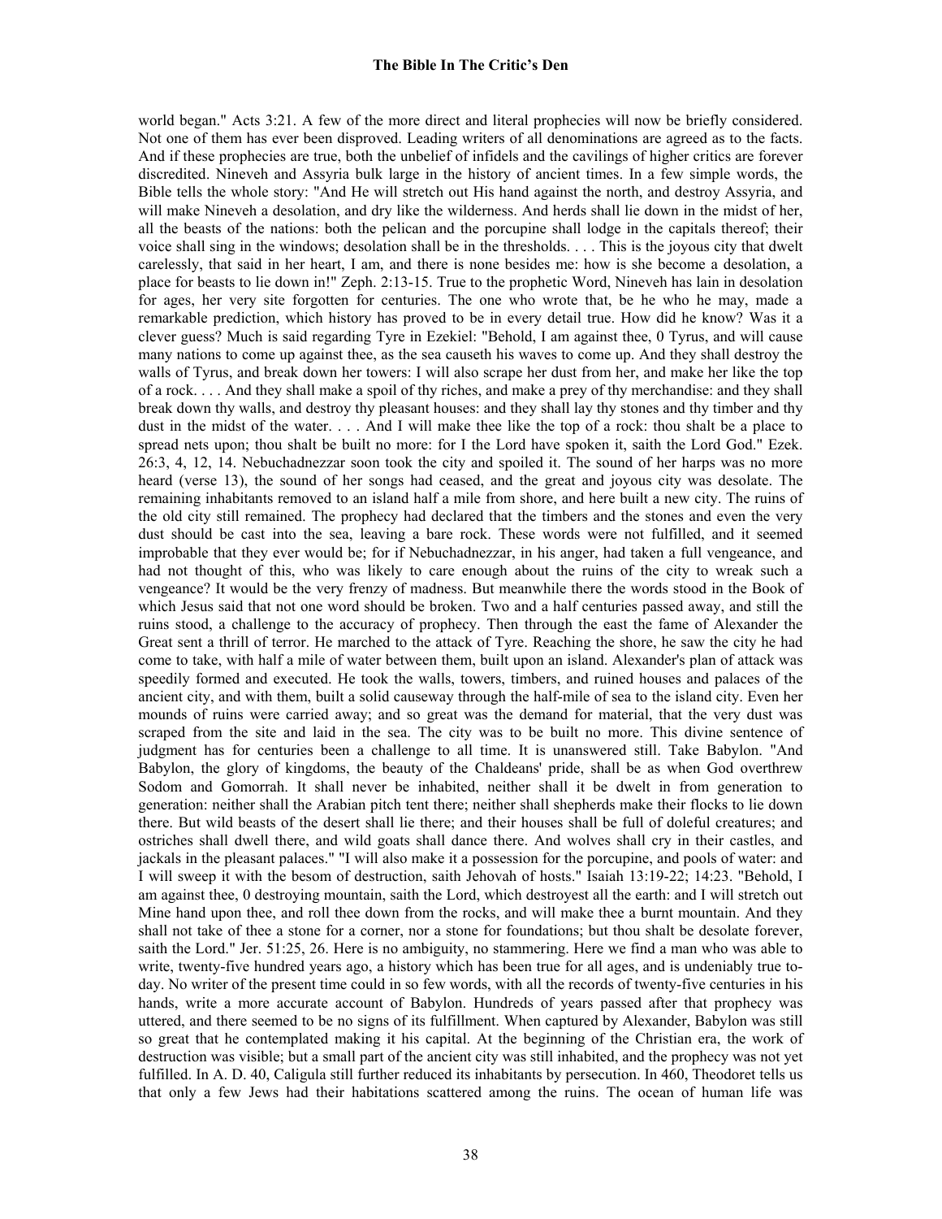world began." Acts 3:21. A few of the more direct and literal prophecies will now be briefly considered. Not one of them has ever been disproved. Leading writers of all denominations are agreed as to the facts. And if these prophecies are true, both the unbelief of infidels and the cavilings of higher critics are forever discredited. Nineveh and Assyria bulk large in the history of ancient times. In a few simple words, the Bible tells the whole story: "And He will stretch out His hand against the north, and destroy Assyria, and will make Nineveh a desolation, and dry like the wilderness. And herds shall lie down in the midst of her, all the beasts of the nations: both the pelican and the porcupine shall lodge in the capitals thereof; their voice shall sing in the windows; desolation shall be in the thresholds. . . . This is the joyous city that dwelt carelessly, that said in her heart, I am, and there is none besides me: how is she become a desolation, a place for beasts to lie down in!" Zeph. 2:13-15. True to the prophetic Word, Nineveh has lain in desolation for ages, her very site forgotten for centuries. The one who wrote that, be he who he may, made a remarkable prediction, which history has proved to be in every detail true. How did he know? Was it a clever guess? Much is said regarding Tyre in Ezekiel: "Behold, I am against thee, 0 Tyrus, and will cause many nations to come up against thee, as the sea causeth his waves to come up. And they shall destroy the walls of Tyrus, and break down her towers: I will also scrape her dust from her, and make her like the top of a rock. . . . And they shall make a spoil of thy riches, and make a prey of thy merchandise: and they shall break down thy walls, and destroy thy pleasant houses: and they shall lay thy stones and thy timber and thy dust in the midst of the water. . . . And I will make thee like the top of a rock: thou shalt be a place to spread nets upon; thou shalt be built no more: for I the Lord have spoken it, saith the Lord God." Ezek. 26:3, 4, 12, 14. Nebuchadnezzar soon took the city and spoiled it. The sound of her harps was no more heard (verse 13), the sound of her songs had ceased, and the great and joyous city was desolate. The remaining inhabitants removed to an island half a mile from shore, and here built a new city. The ruins of the old city still remained. The prophecy had declared that the timbers and the stones and even the very dust should be cast into the sea, leaving a bare rock. These words were not fulfilled, and it seemed improbable that they ever would be; for if Nebuchadnezzar, in his anger, had taken a full vengeance, and had not thought of this, who was likely to care enough about the ruins of the city to wreak such a vengeance? It would be the very frenzy of madness. But meanwhile there the words stood in the Book of which Jesus said that not one word should be broken. Two and a half centuries passed away, and still the ruins stood, a challenge to the accuracy of prophecy. Then through the east the fame of Alexander the Great sent a thrill of terror. He marched to the attack of Tyre. Reaching the shore, he saw the city he had come to take, with half a mile of water between them, built upon an island. Alexander's plan of attack was speedily formed and executed. He took the walls, towers, timbers, and ruined houses and palaces of the ancient city, and with them, built a solid causeway through the half-mile of sea to the island city. Even her mounds of ruins were carried away; and so great was the demand for material, that the very dust was scraped from the site and laid in the sea. The city was to be built no more. This divine sentence of judgment has for centuries been a challenge to all time. It is unanswered still. Take Babylon. "And Babylon, the glory of kingdoms, the beauty of the Chaldeans' pride, shall be as when God overthrew Sodom and Gomorrah. It shall never be inhabited, neither shall it be dwelt in from generation to generation: neither shall the Arabian pitch tent there; neither shall shepherds make their flocks to lie down there. But wild beasts of the desert shall lie there; and their houses shall be full of doleful creatures; and ostriches shall dwell there, and wild goats shall dance there. And wolves shall cry in their castles, and jackals in the pleasant palaces." "I will also make it a possession for the porcupine, and pools of water: and I will sweep it with the besom of destruction, saith Jehovah of hosts." Isaiah 13:19-22; 14:23. "Behold, I am against thee, 0 destroying mountain, saith the Lord, which destroyest all the earth: and I will stretch out Mine hand upon thee, and roll thee down from the rocks, and will make thee a burnt mountain. And they shall not take of thee a stone for a corner, nor a stone for foundations; but thou shalt be desolate forever, saith the Lord." Jer. 51:25, 26. Here is no ambiguity, no stammering. Here we find a man who was able to write, twenty-five hundred years ago, a history which has been true for all ages, and is undeniably true to-day. No writer of the present time could in so few words, with all the records of twenty-five centuries in his hands, write a more accurate account of Babylon. Hundreds of years passed after that prophecy was uttered, and there seemed to be no signs of its fulfillment. When captured by Alexander, Babylon was still so great that he contemplated making it his capital. At the beginning of the Christian era, the work of destruction was visible; but a small part of the ancient city was still inhabited, and the prophecy was not yet fulfilled. In A. D. 40, Caligula still further reduced its inhabitants by persecution. In 460, Theodoret tells us that only a few Jews had their habitations scattered among the ruins. The ocean of human life was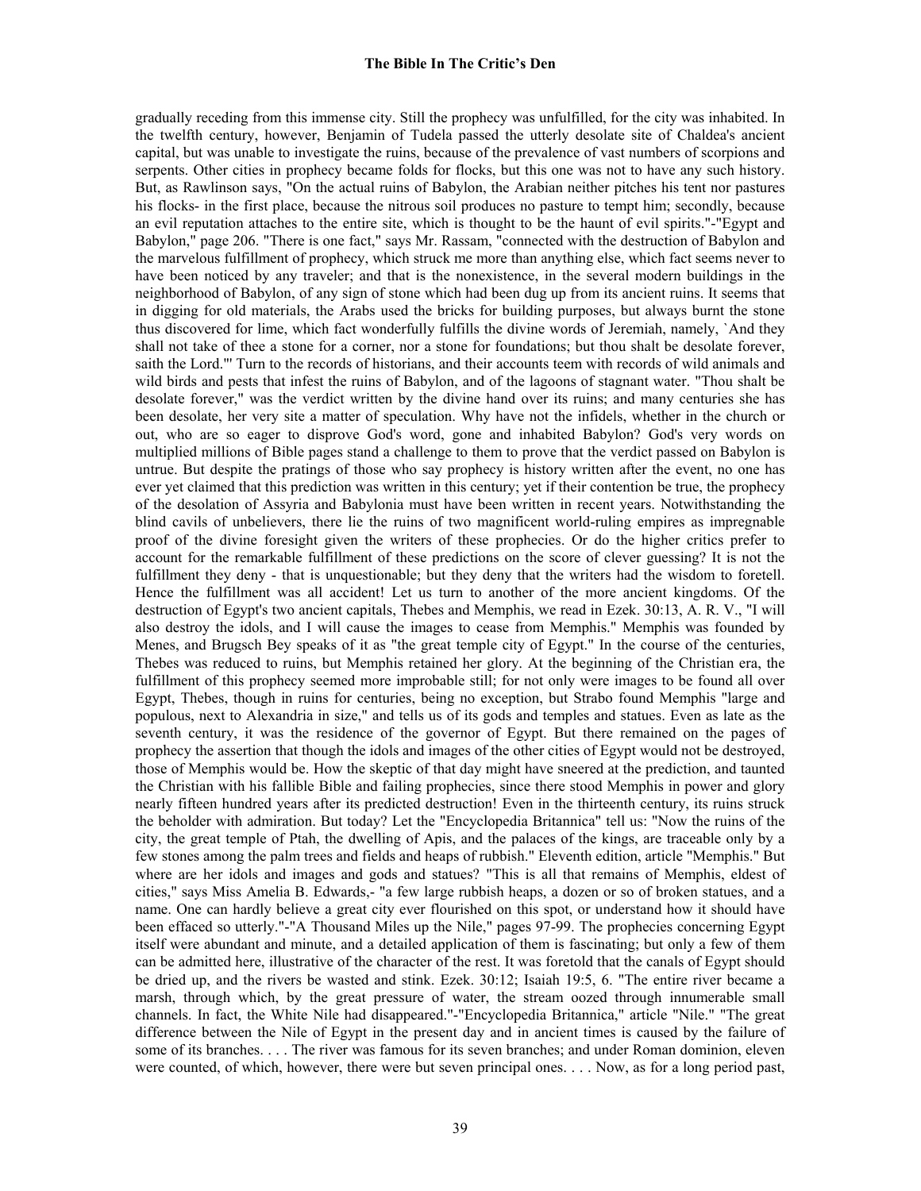gradually receding from this immense city. Still the prophecy was unfulfilled, for the city was inhabited. In the twelfth century, however, Benjamin of Tudela passed the utterly desolate site of Chaldea's ancient capital, but was unable to investigate the ruins, because of the prevalence of vast numbers of scorpions and serpents. Other cities in prophecy became folds for flocks, but this one was not to have any such history. But, as Rawlinson says, "On the actual ruins of Babylon, the Arabian neither pitches his tent nor pastures his flocks- in the first place, because the nitrous soil produces no pasture to tempt him; secondly, because an evil reputation attaches to the entire site, which is thought to be the haunt of evil spirits."-"Egypt and Babylon," page 206. "There is one fact," says Mr. Rassam, "connected with the destruction of Babylon and the marvelous fulfillment of prophecy, which struck me more than anything else, which fact seems never to have been noticed by any traveler; and that is the nonexistence, in the several modern buildings in the neighborhood of Babylon, of any sign of stone which had been dug up from its ancient ruins. It seems that in digging for old materials, the Arabs used the bricks for building purposes, but always burnt the stone thus discovered for lime, which fact wonderfully fulfills the divine words of Jeremiah, namely, `And they shall not take of thee a stone for a corner, nor a stone for foundations; but thou shalt be desolate forever, saith the Lord."' Turn to the records of historians, and their accounts teem with records of wild animals and wild birds and pests that infest the ruins of Babylon, and of the lagoons of stagnant water. "Thou shalt be desolate forever," was the verdict written by the divine hand over its ruins; and many centuries she has been desolate, her very site a matter of speculation. Why have not the infidels, whether in the church or out, who are so eager to disprove God's word, gone and inhabited Babylon? God's very words on multiplied millions of Bible pages stand a challenge to them to prove that the verdict passed on Babylon is untrue. But despite the pratings of those who say prophecy is history written after the event, no one has ever yet claimed that this prediction was written in this century; yet if their contention be true, the prophecy of the desolation of Assyria and Babylonia must have been written in recent years. Notwithstanding the blind cavils of unbelievers, there lie the ruins of two magnificent world-ruling empires as impregnable proof of the divine foresight given the writers of these prophecies. Or do the higher critics prefer to account for the remarkable fulfillment of these predictions on the score of clever guessing? It is not the fulfillment they deny - that is unquestionable; but they deny that the writers had the wisdom to foretell. Hence the fulfillment was all accident! Let us turn to another of the more ancient kingdoms. Of the destruction of Egypt's two ancient capitals, Thebes and Memphis, we read in Ezek. 30:13, A. R. V., "I will also destroy the idols, and I will cause the images to cease from Memphis." Memphis was founded by Menes, and Brugsch Bey speaks of it as "the great temple city of Egypt." In the course of the centuries, Thebes was reduced to ruins, but Memphis retained her glory. At the beginning of the Christian era, the fulfillment of this prophecy seemed more improbable still; for not only were images to be found all over Egypt, Thebes, though in ruins for centuries, being no exception, but Strabo found Memphis "large and populous, next to Alexandria in size," and tells us of its gods and temples and statues. Even as late as the seventh century, it was the residence of the governor of Egypt. But there remained on the pages of prophecy the assertion that though the idols and images of the other cities of Egypt would not be destroyed, those of Memphis would be. How the skeptic of that day might have sneered at the prediction, and taunted the Christian with his fallible Bible and failing prophecies, since there stood Memphis in power and glory nearly fifteen hundred years after its predicted destruction! Even in the thirteenth century, its ruins struck the beholder with admiration. But today? Let the "Encyclopedia Britannica" tell us: "Now the ruins of the city, the great temple of Ptah, the dwelling of Apis, and the palaces of the kings, are traceable only by a few stones among the palm trees and fields and heaps of rubbish." Eleventh edition, article "Memphis." But where are her idols and images and gods and statues? "This is all that remains of Memphis, eldest of cities," says Miss Amelia B. Edwards,- "a few large rubbish heaps, a dozen or so of broken statues, and a name. One can hardly believe a great city ever flourished on this spot, or understand how it should have been effaced so utterly."-"A Thousand Miles up the Nile," pages 97-99. The prophecies concerning Egypt itself were abundant and minute, and a detailed application of them is fascinating; but only a few of them can be admitted here, illustrative of the character of the rest. It was foretold that the canals of Egypt should be dried up, and the rivers be wasted and stink. Ezek. 30:12; Isaiah 19:5, 6. "The entire river became a marsh, through which, by the great pressure of water, the stream oozed through innumerable small channels. In fact, the White Nile had disappeared."-"Encyclopedia Britannica," article "Nile." "The great difference between the Nile of Egypt in the present day and in ancient times is caused by the failure of some of its branches. . . . The river was famous for its seven branches; and under Roman dominion, eleven were counted, of which, however, there were but seven principal ones. . . . Now, as for a long period past,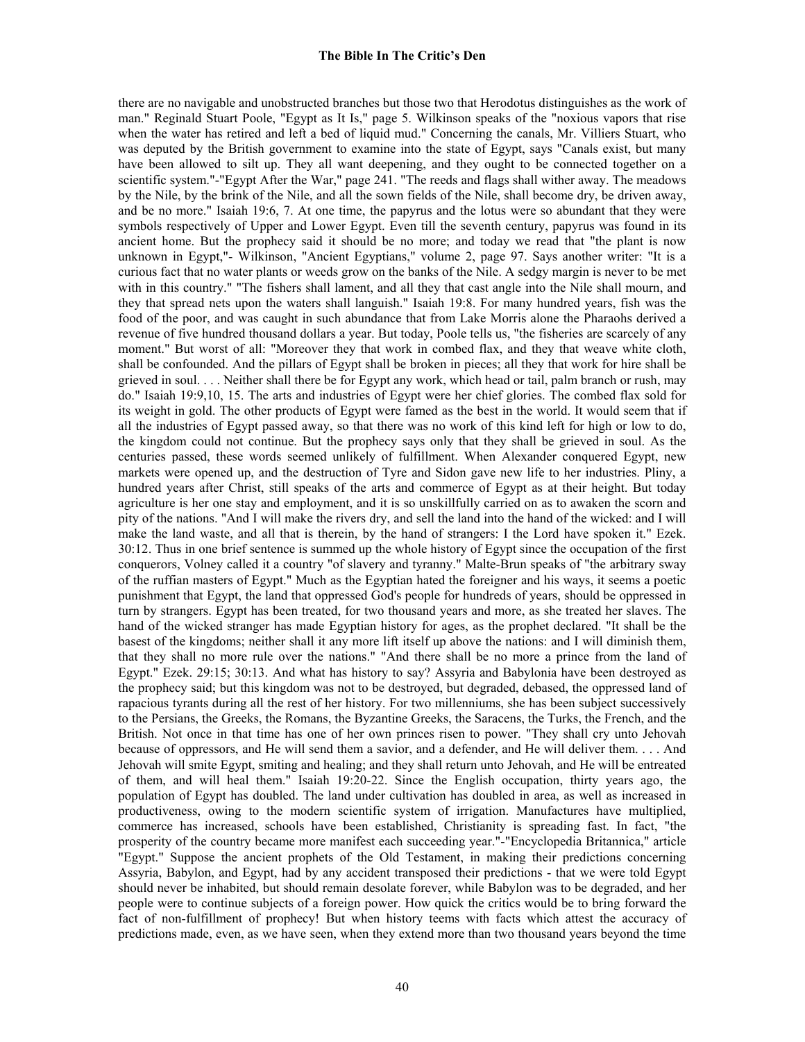there are no navigable and unobstructed branches but those two that Herodotus distinguishes as the work of man." Reginald Stuart Poole, "Egypt as It Is," page 5. Wilkinson speaks of the "noxious vapors that rise when the water has retired and left a bed of liquid mud." Concerning the canals, Mr. Villiers Stuart, who was deputed by the British government to examine into the state of Egypt, says "Canals exist, but many have been allowed to silt up. They all want deepening, and they ought to be connected together on a scientific system."-"Egypt After the War," page 241. "The reeds and flags shall wither away. The meadows by the Nile, by the brink of the Nile, and all the sown fields of the Nile, shall become dry, be driven away, and be no more." Isaiah 19:6, 7. At one time, the papyrus and the lotus were so abundant that they were symbols respectively of Upper and Lower Egypt. Even till the seventh century, papyrus was found in its ancient home. But the prophecy said it should be no more; and today we read that "the plant is now unknown in Egypt,"- Wilkinson, "Ancient Egyptians," volume 2, page 97. Says another writer: "It is a curious fact that no water plants or weeds grow on the banks of the Nile. A sedgy margin is never to be met with in this country." "The fishers shall lament, and all they that cast angle into the Nile shall mourn, and they that spread nets upon the waters shall languish." Isaiah 19:8. For many hundred years, fish was the food of the poor, and was caught in such abundance that from Lake Morris alone the Pharaohs derived a revenue of five hundred thousand dollars a year. But today, Poole tells us, "the fisheries are scarcely of any moment." But worst of all: "Moreover they that work in combed flax, and they that weave white cloth, shall be confounded. And the pillars of Egypt shall be broken in pieces; all they that work for hire shall be grieved in soul. . . . Neither shall there be for Egypt any work, which head or tail, palm branch or rush, may do." Isaiah 19:9,10, 15. The arts and industries of Egypt were her chief glories. The combed flax sold for its weight in gold. The other products of Egypt were famed as the best in the world. It would seem that if all the industries of Egypt passed away, so that there was no work of this kind left for high or low to do, the kingdom could not continue. But the prophecy says only that they shall be grieved in soul. As the centuries passed, these words seemed unlikely of fulfillment. When Alexander conquered Egypt, new markets were opened up, and the destruction of Tyre and Sidon gave new life to her industries. Pliny, a hundred years after Christ, still speaks of the arts and commerce of Egypt as at their height. But today agriculture is her one stay and employment, and it is so unskillfully carried on as to awaken the scorn and pity of the nations. "And I will make the rivers dry, and sell the land into the hand of the wicked: and I will make the land waste, and all that is therein, by the hand of strangers: I the Lord have spoken it." Ezek. 30:12. Thus in one brief sentence is summed up the whole history of Egypt since the occupation of the first conquerors, Volney called it a country "of slavery and tyranny." Malte-Brun speaks of "the arbitrary sway of the ruffian masters of Egypt." Much as the Egyptian hated the foreigner and his ways, it seems a poetic punishment that Egypt, the land that oppressed God's people for hundreds of years, should be oppressed in turn by strangers. Egypt has been treated, for two thousand years and more, as she treated her slaves. The hand of the wicked stranger has made Egyptian history for ages, as the prophet declared. "It shall be the basest of the kingdoms; neither shall it any more lift itself up above the nations: and I will diminish them, that they shall no more rule over the nations." "And there shall be no more a prince from the land of Egypt." Ezek. 29:15; 30:13. And what has history to say? Assyria and Babylonia have been destroyed as the prophecy said; but this kingdom was not to be destroyed, but degraded, debased, the oppressed land of rapacious tyrants during all the rest of her history. For two millenniums, she has been subject successively to the Persians, the Greeks, the Romans, the Byzantine Greeks, the Saracens, the Turks, the French, and the British. Not once in that time has one of her own princes risen to power. "They shall cry unto Jehovah because of oppressors, and He will send them a savior, and a defender, and He will deliver them. . . . And Jehovah will smite Egypt, smiting and healing; and they shall return unto Jehovah, and He will be entreated of them, and will heal them." Isaiah 19:20-22. Since the English occupation, thirty years ago, the population of Egypt has doubled. The land under cultivation has doubled in area, as well as increased in productiveness, owing to the modern scientific system of irrigation. Manufactures have multiplied, commerce has increased, schools have been established, Christianity is spreading fast. In fact, "the prosperity of the country became more manifest each succeeding year."-"Encyclopedia Britannica," article "Egypt." Suppose the ancient prophets of the Old Testament, in making their predictions concerning Assyria, Babylon, and Egypt, had by any accident transposed their predictions - that we were told Egypt should never be inhabited, but should remain desolate forever, while Babylon was to be degraded, and her people were to continue subjects of a foreign power. How quick the critics would be to bring forward the fact of non-fulfillment of prophecy! But when history teems with facts which attest the accuracy of predictions made, even, as we have seen, when they extend more than two thousand years beyond the time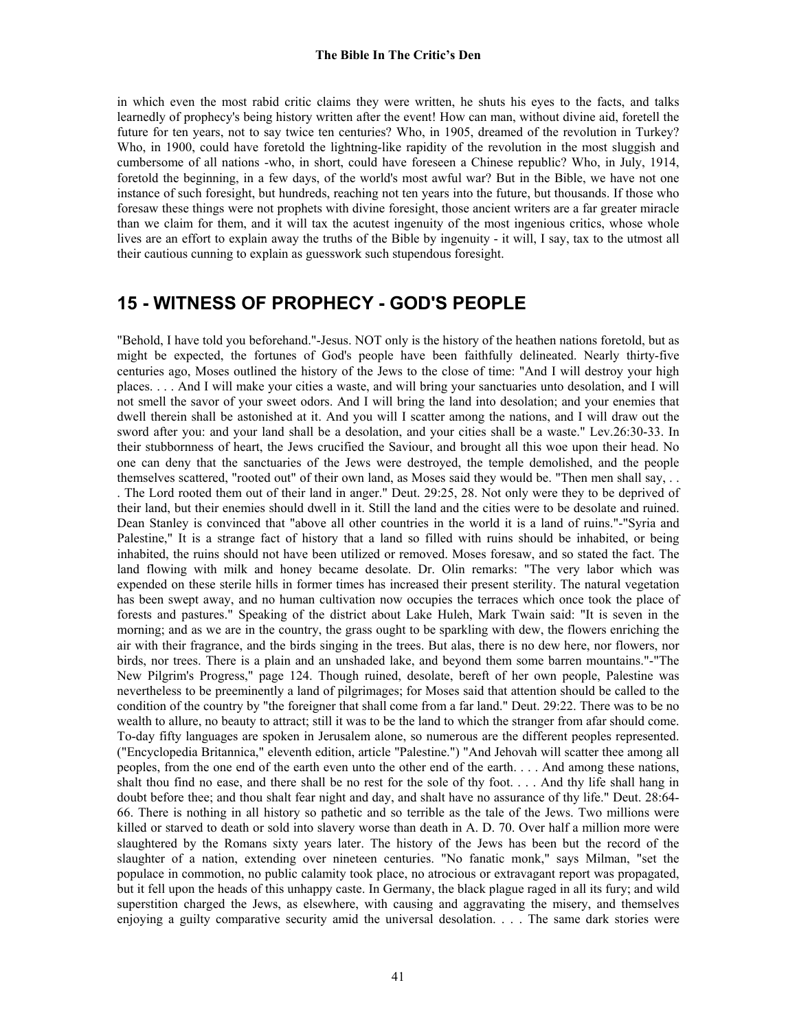in which even the most rabid critic claims they were written, he shuts his eyes to the facts, and talks learnedly of prophecy's being history written after the event! How can man, without divine aid, foretell the future for ten years, not to say twice ten centuries? Who, in 1905, dreamed of the revolution in Turkey? Who, in 1900, could have foretold the lightning-like rapidity of the revolution in the most sluggish and cumbersome of all nations -who, in short, could have foreseen a Chinese republic? Who, in July, 1914, foretold the beginning, in a few days, of the world's most awful war? But in the Bible, we have not one instance of such foresight, but hundreds, reaching not ten years into the future, but thousands. If those who foresaw these things were not prophets with divine foresight, those ancient writers are a far greater miracle than we claim for them, and it will tax the acutest ingenuity of the most ingenious critics, whose whole lives are an effort to explain away the truths of the Bible by ingenuity - it will, I say, tax to the utmost all their cautious cunning to explain as guesswork such stupendous foresight.

## 15 - WITNESS OF PROPHECY - GOD'S PEOPLE

"Behold, I have told you beforehand."-Jesus. NOT only is the history of the heathen nations foretold, but as might be expected, the fortunes of God's people have been faithfully delineated. Nearly thirty-five centuries ago, Moses outlined the history of the Jews to the close of time: "And I will destroy your high places. . . . And I will make your cities a waste, and will bring your sanctuaries unto desolation, and I will not smell the savor of your sweet odors. And I will bring the land into desolation; and your enemies that dwell therein shall be astonished at it. And you will I scatter among the nations, and I will draw out the sword after you: and your land shall be a desolation, and your cities shall be a waste." Lev.26:30-33. In their stubbornness of heart, the Jews crucified the Saviour, and brought all this woe upon their head. No one can deny that the sanctuaries of the Jews were destroyed, the temple demolished, and the people themselves scattered, "rooted out" of their own land, as Moses said they would be. "Then men shall say, . . . The Lord rooted them out of their land in anger." Deut. 29:25, 28. Not only were they to be deprived of their land, but their enemies should dwell in it. Still the land and the cities were to be desolate and ruined. Dean Stanley is convinced that "above all other countries in the world it is a land of ruins."-"Syria and Palestine," It is a strange fact of history that a land so filled with ruins should be inhabited, or being inhabited, the ruins should not have been utilized or removed. Moses foresaw, and so stated the fact. The land flowing with milk and honey became desolate. Dr. Olin remarks: "The very labor which was expended on these sterile hills in former times has increased their present sterility. The natural vegetation has been swept away, and no human cultivation now occupies the terraces which once took the place of forests and pastures." Speaking of the district about Lake Huleh, Mark Twain said: "It is seven in the morning; and as we are in the country, the grass ought to be sparkling with dew, the flowers enriching the air with their fragrance, and the birds singing in the trees. But alas, there is no dew here, nor flowers, nor birds, nor trees. There is a plain and an unshaded lake, and beyond them some barren mountains."-"The New Pilgrim's Progress," page 124. Though ruined, desolate, bereft of her own people, Palestine was nevertheless to be preeminently a land of pilgrimages; for Moses said that attention should be called to the condition of the country by "the foreigner that shall come from a far land." Deut. 29:22. There was to be no wealth to allure, no beauty to attract; still it was to be the land to which the stranger from afar should come. To-day fifty languages are spoken in Jerusalem alone, so numerous are the different peoples represented. ("Encyclopedia Britannica," eleventh edition, article "Palestine.") "And Jehovah will scatter thee among all peoples, from the one end of the earth even unto the other end of the earth. . . . And among these nations, shalt thou find no ease, and there shall be no rest for the sole of thy foot. . . . And thy life shall hang in doubt before thee; and thou shalt fear night and day, and shalt have no assurance of thy life." Deut. 28:64-66. There is nothing in all history so pathetic and so terrible as the tale of the Jews. Two millions were killed or starved to death or sold into slavery worse than death in A. D. 70. Over half a million more were slaughtered by the Romans sixty years later. The history of the Jews has been but the record of the slaughter of a nation, extending over nineteen centuries. "No fanatic monk," says Milman, "set the populace in commotion, no public calamity took place, no atrocious or extravagant report was propagated, but it fell upon the heads of this unhappy caste. In Germany, the black plague raged in all its fury; and wild superstition charged the Jews, as elsewhere, with causing and aggravating the misery, and themselves enjoying a guilty comparative security amid the universal desolation. . . . The same dark stories were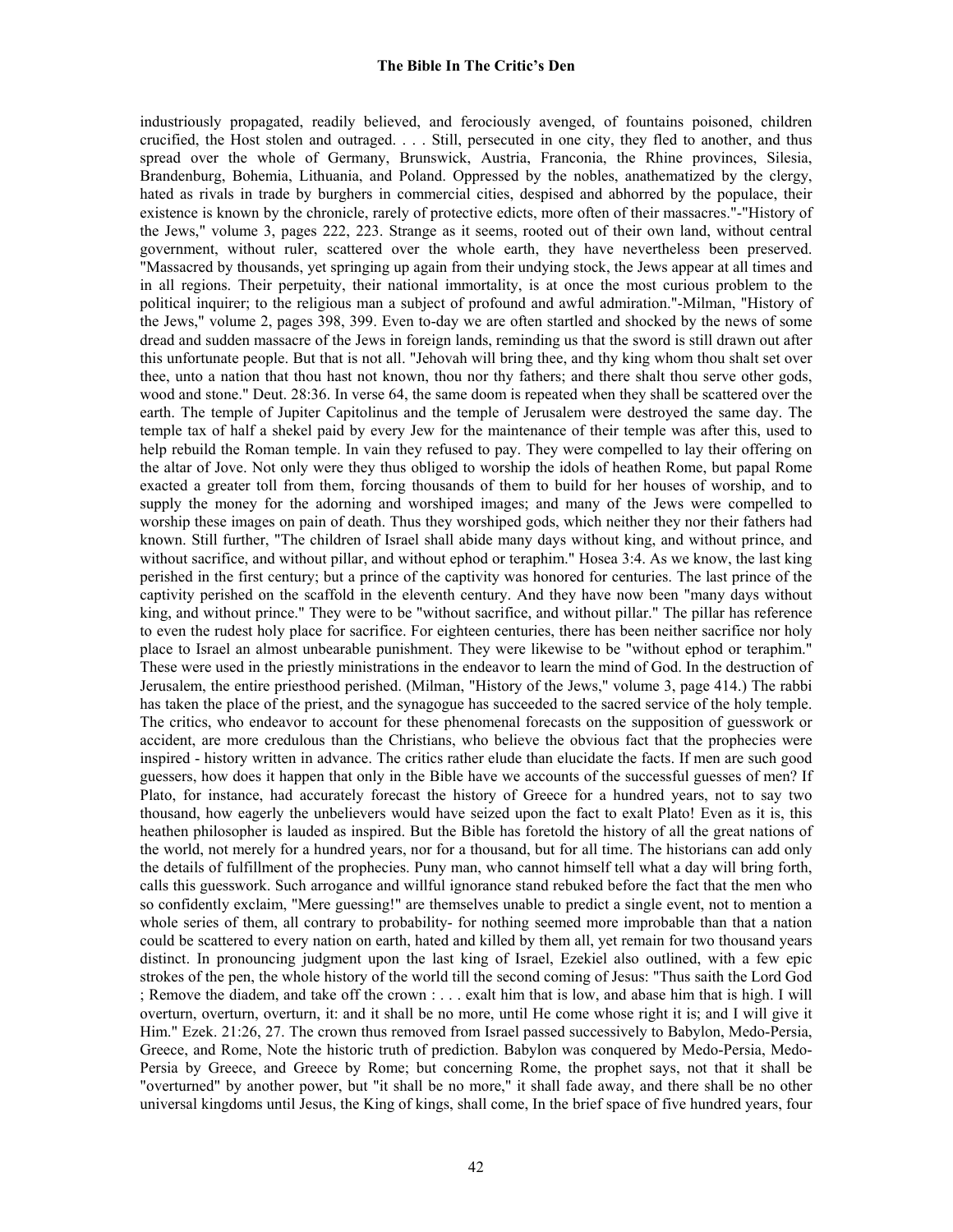industriously propagated, readily believed, and ferociously avenged, of fountains poisoned, children crucified, the Host stolen and outraged. . . . Still, persecuted in one city, they fled to another, and thus spread over the whole of Germany, Brunswick, Austria, Franconia, the Rhine provinces, Silesia, Brandenburg, Bohemia, Lithuania, and Poland. Oppressed by the nobles, anathematized by the clergy, hated as rivals in trade by burghers in commercial cities, despised and abhorred by the populace, their existence is known by the chronicle, rarely of protective edicts, more often of their massacres."-"History of the Jews," volume 3, pages 222, 223. Strange as it seems, rooted out of their own land, without central government, without ruler, scattered over the whole earth, they have nevertheless been preserved. "Massacred by thousands, yet springing up again from their undying stock, the Jews appear at all times and in all regions. Their perpetuity, their national immortality, is at once the most curious problem to the political inquirer; to the religious man a subject of profound and awful admiration."-Milman, "History of the Jews," volume 2, pages 398, 399. Even to-day we are often startled and shocked by the news of some dread and sudden massacre of the Jews in foreign lands, reminding us that the sword is still drawn out after this unfortunate people. But that is not all. "Jehovah will bring thee, and thy king whom thou shalt set over thee, unto a nation that thou hast not known, thou nor thy fathers; and there shalt thou serve other gods, wood and stone." Deut. 28:36. In verse 64, the same doom is repeated when they shall be scattered over the earth. The temple of Jupiter Capitolinus and the temple of Jerusalem were destroyed the same day. The temple tax of half a shekel paid by every Jew for the maintenance of their temple was after this, used to help rebuild the Roman temple. In vain they refused to pay. They were compelled to lay their offering on the altar of Jove. Not only were they thus obliged to worship the idols of heathen Rome, but papal Rome exacted a greater toll from them, forcing thousands of them to build for her houses of worship, and to supply the money for the adorning and worshiped images; and many of the Jews were compelled to worship these images on pain of death. Thus they worshiped gods, which neither they nor their fathers had known. Still further, "The children of Israel shall abide many days without king, and without prince, and without sacrifice, and without pillar, and without ephod or teraphim." Hosea 3:4. As we know, the last king perished in the first century; but a prince of the captivity was honored for centuries. The last prince of the captivity perished on the scaffold in the eleventh century. And they have now been "many days without king, and without prince." They were to be "without sacrifice, and without pillar." The pillar has reference to even the rudest holy place for sacrifice. For eighteen centuries, there has been neither sacrifice nor holy place to Israel an almost unbearable punishment. They were likewise to be "without ephod or teraphim." These were used in the priestly ministrations in the endeavor to learn the mind of God. In the destruction of Jerusalem, the entire priesthood perished. (Milman, "History of the Jews," volume 3, page 414.) The rabbi has taken the place of the priest, and the synagogue has succeeded to the sacred service of the holy temple. The critics, who endeavor to account for these phenomenal forecasts on the supposition of guesswork or accident, are more credulous than the Christians, who believe the obvious fact that the prophecies were inspired - history written in advance. The critics rather elude than elucidate the facts. If men are such good guessers, how does it happen that only in the Bible have we accounts of the successful guesses of men? If Plato, for instance, had accurately forecast the history of Greece for a hundred years, not to say two thousand, how eagerly the unbelievers would have seized upon the fact to exalt Plato! Even as it is, this heathen philosopher is lauded as inspired. But the Bible has foretold the history of all the great nations of the world, not merely for a hundred years, nor for a thousand, but for all time. The historians can add only the details of fulfillment of the prophecies. Puny man, who cannot himself tell what a day will bring forth, calls this guesswork. Such arrogance and willful ignorance stand rebuked before the fact that the men who so confidently exclaim, "Mere guessing!" are themselves unable to predict a single event, not to mention a whole series of them, all contrary to probability- for nothing seemed more improbable than that a nation could be scattered to every nation on earth, hated and killed by them all, yet remain for two thousand years distinct. In pronouncing judgment upon the last king of Israel, Ezekiel also outlined, with a few epic strokes of the pen, the whole history of the world till the second coming of Jesus: "Thus saith the Lord God ; Remove the diadem, and take off the crown : . . . exalt him that is low, and abase him that is high. I will overturn, overturn, overturn, it: and it shall be no more, until He come whose right it is; and I will give it Him." Ezek. 21:26, 27. The crown thus removed from Israel passed successively to Babylon, Medo-Persia, Greece, and Rome, Note the historic truth of prediction. Babylon was conquered by Medo-Persia, Medo-Persia by Greece, and Greece by Rome; but concerning Rome, the prophet says, not that it shall be "overturned" by another power, but "it shall be no more," it shall fade away, and there shall be no other universal kingdoms until Jesus, the King of kings, shall come, In the brief space of five hundred years, four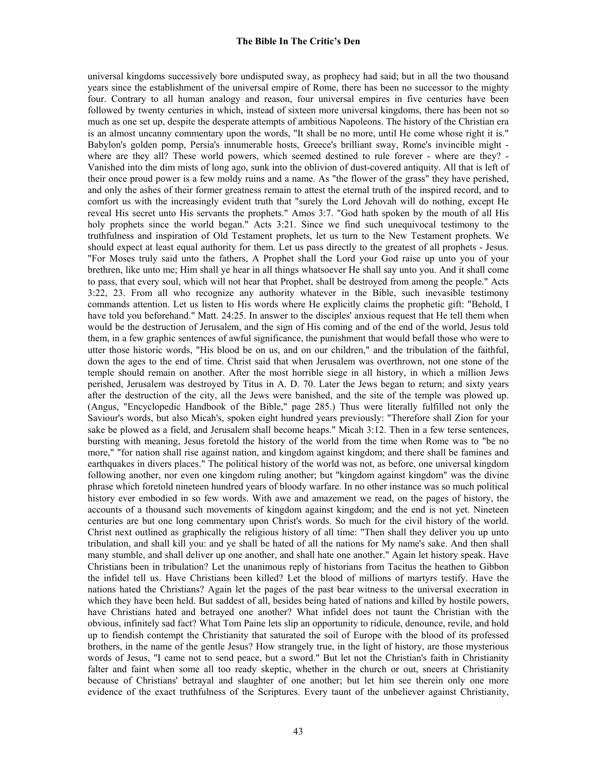universal kingdoms successively bore undisputed sway, as prophecy had said; but in all the two thousand years since the establishment of the universal empire of Rome, there has been no successor to the mighty four. Contrary to all human analogy and reason, four universal empires in five centuries have been followed by twenty centuries in which, instead of sixteen more universal kingdoms, there has been not so much as one set up, despite the desperate attempts of ambitious Napoleons. The history of the Christian era is an almost uncanny commentary upon the words, "It shall be no more, until He come whose right it is." Babylon's golden pomp, Persia's innumerable hosts, Greece's brilliant sway, Rome's invincible might - where are they all? These world powers, which seemed destined to rule forever - where are they? - Vanished into the dim mists of long ago, sunk into the oblivion of dust-covered antiquity. All that is left of their once proud power is a few moldy ruins and a name. As "the flower of the grass" they have perished, and only the ashes of their former greatness remain to attest the eternal truth of the inspired record, and to comfort us with the increasingly evident truth that "surely the Lord Jehovah will do nothing, except He reveal His secret unto His servants the prophets." Amos 3:7. "God hath spoken by the mouth of all His holy prophets since the world began." Acts 3:21. Since we find such unequivocal testimony to the truthfulness and inspiration of Old Testament prophets, let us turn to the New Testament prophets. We should expect at least equal authority for them. Let us pass directly to the greatest of all prophets - Jesus. "For Moses truly said unto the fathers, A Prophet shall the Lord your God raise up unto you of your brethren, like unto me; Him shall ye hear in all things whatsoever He shall say unto you. And it shall come to pass, that every soul, which will not hear that Prophet, shall be destroyed from among the people." Acts 3:22, 23. From all who recognize any authority whatever in the Bible, such inevasible testimony commands attention. Let us listen to His words where He explicitly claims the prophetic gift: "Behold, I have told you beforehand." Matt. 24:25. In answer to the disciples' anxious request that He tell them when would be the destruction of Jerusalem, and the sign of His coming and of the end of the world, Jesus told them, in a few graphic sentences of awful significance, the punishment that would befall those who were to utter those historic words, "His blood be on us, and on our children," and the tribulation of the faithful, down the ages to the end of time. Christ said that when Jerusalem was overthrown, not one stone of the temple should remain on another. After the most horrible siege in all history, in which a million Jews perished, Jerusalem was destroyed by Titus in A. D. 70. Later the Jews began to return; and sixty years after the destruction of the city, all the Jews were banished, and the site of the temple was plowed up. (Angus, "Encyclopedic Handbook of the Bible," page 285.) Thus were literally fulfilled not only the Saviour's words, but also Micah's, spoken eight hundred years previously: "Therefore shall Zion for your sake be plowed as a field, and Jerusalem shall become heaps." Micah 3:12. Then in a few terse sentences, bursting with meaning, Jesus foretold the history of the world from the time when Rome was to "be no more," "for nation shall rise against nation, and kingdom against kingdom; and there shall be famines and earthquakes in divers places." The political history of the world was not, as before, one universal kingdom following another, nor even one kingdom ruling another; but "kingdom against kingdom" was the divine phrase which foretold nineteen hundred years of bloody warfare. In no other instance was so much political history ever embodied in so few words. With awe and amazement we read, on the pages of history, the accounts of a thousand such movements of kingdom against kingdom; and the end is not yet. Nineteen centuries are but one long commentary upon Christ's words. So much for the civil history of the world. Christ next outlined as graphically the religious history of all time: "Then shall they deliver you up unto tribulation, and shall kill you: and ye shall be hated of all the nations for My name's sake. And then shall many stumble, and shall deliver up one another, and shall hate one another." Again let history speak. Have Christians been in tribulation? Let the unanimous reply of historians from Tacitus the heathen to Gibbon the infidel tell us. Have Christians been killed? Let the blood of millions of martyrs testify. Have the nations hated the Christians? Again let the pages of the past bear witness to the universal execration in which they have been held. But saddest of all, besides being hated of nations and killed by hostile powers, have Christians hated and betrayed one another? What infidel does not taunt the Christian with the obvious, infinitely sad fact? What Tom Paine lets slip an opportunity to ridicule, denounce, revile, and hold up to fiendish contempt the Christianity that saturated the soil of Europe with the blood of its professed brothers, in the name of the gentle Jesus? How strangely true, in the light of history, are those mysterious words of Jesus, "I came not to send peace, but a sword." But let not the Christian's faith in Christianity falter and faint when some all too ready skeptic, whether in the church or out, sneers at Christianity because of Christians' betrayal and slaughter of one another; but let him see therein only one more evidence of the exact truthfulness of the Scriptures. Every taunt of the unbeliever against Christianity,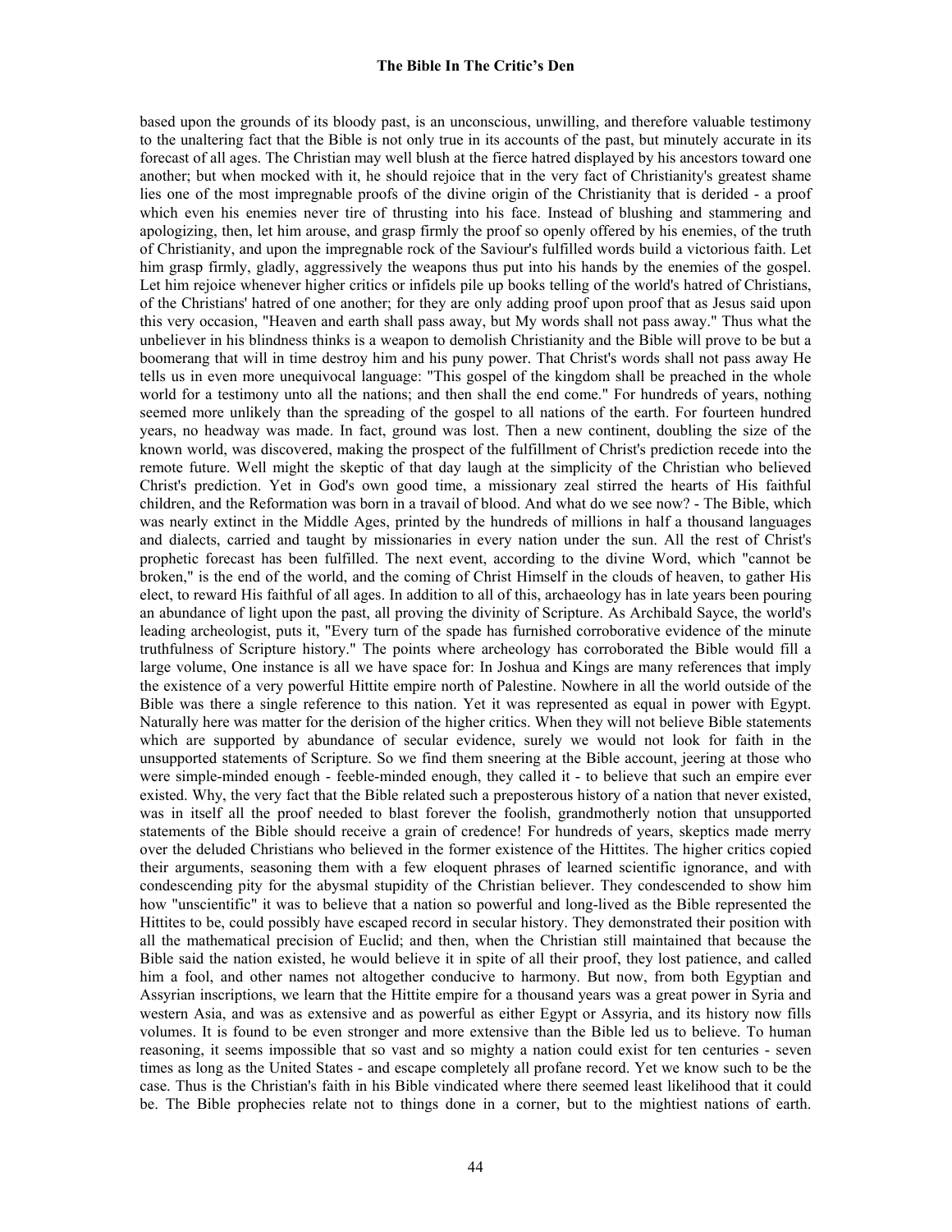based upon the grounds of its bloody past, is an unconscious, unwilling, and therefore valuable testimony to the unaltering fact that the Bible is not only true in its accounts of the past, but minutely accurate in its forecast of all ages. The Christian may well blush at the fierce hatred displayed by his ancestors toward one another; but when mocked with it, he should rejoice that in the very fact of Christianity's greatest shame lies one of the most impregnable proofs of the divine origin of the Christianity that is derided - a proof which even his enemies never tire of thrusting into his face. Instead of blushing and stammering and apologizing, then, let him arouse, and grasp firmly the proof so openly offered by his enemies, of the truth of Christianity, and upon the impregnable rock of the Saviour's fulfilled words build a victorious faith. Let him grasp firmly, gladly, aggressively the weapons thus put into his hands by the enemies of the gospel. Let him rejoice whenever higher critics or infidels pile up books telling of the world's hatred of Christians, of the Christians' hatred of one another; for they are only adding proof upon proof that as Jesus said upon this very occasion, "Heaven and earth shall pass away, but My words shall not pass away." Thus what the unbeliever in his blindness thinks is a weapon to demolish Christianity and the Bible will prove to be but a boomerang that will in time destroy him and his puny power. That Christ's words shall not pass away He tells us in even more unequivocal language: "This gospel of the kingdom shall be preached in the whole world for a testimony unto all the nations; and then shall the end come." For hundreds of years, nothing seemed more unlikely than the spreading of the gospel to all nations of the earth. For fourteen hundred years, no headway was made. In fact, ground was lost. Then a new continent, doubling the size of the known world, was discovered, making the prospect of the fulfillment of Christ's prediction recede into the remote future. Well might the skeptic of that day laugh at the simplicity of the Christian who believed Christ's prediction. Yet in God's own good time, a missionary zeal stirred the hearts of His faithful children, and the Reformation was born in a travail of blood. And what do we see now? - The Bible, which was nearly extinct in the Middle Ages, printed by the hundreds of millions in half a thousand languages and dialects, carried and taught by missionaries in every nation under the sun. All the rest of Christ's prophetic forecast has been fulfilled. The next event, according to the divine Word, which "cannot be broken," is the end of the world, and the coming of Christ Himself in the clouds of heaven, to gather His elect, to reward His faithful of all ages. In addition to all of this, archaeology has in late years been pouring an abundance of light upon the past, all proving the divinity of Scripture. As Archibald Sayce, the world's leading archeologist, puts it, "Every turn of the spade has furnished corroborative evidence of the minute truthfulness of Scripture history." The points where archeology has corroborated the Bible would fill a large volume, One instance is all we have space for: In Joshua and Kings are many references that imply the existence of a very powerful Hittite empire north of Palestine. Nowhere in all the world outside of the Bible was there a single reference to this nation. Yet it was represented as equal in power with Egypt. Naturally here was matter for the derision of the higher critics. When they will not believe Bible statements which are supported by abundance of secular evidence, surely we would not look for faith in the unsupported statements of Scripture. So we find them sneering at the Bible account, jeering at those who were simple-minded enough - feeble-minded enough, they called it - to believe that such an empire ever existed. Why, the very fact that the Bible related such a preposterous history of a nation that never existed, was in itself all the proof needed to blast forever the foolish, grandmotherly notion that unsupported statements of the Bible should receive a grain of credence! For hundreds of years, skeptics made merry over the deluded Christians who believed in the former existence of the Hittites. The higher critics copied their arguments, seasoning them with a few eloquent phrases of learned scientific ignorance, and with condescending pity for the abysmal stupidity of the Christian believer. They condescended to show him how "unscientific" it was to believe that a nation so powerful and long-lived as the Bible represented the Hittites to be, could possibly have escaped record in secular history. They demonstrated their position with all the mathematical precision of Euclid; and then, when the Christian still maintained that because the Bible said the nation existed, he would believe it in spite of all their proof, they lost patience, and called him a fool, and other names not altogether conducive to harmony. But now, from both Egyptian and Assyrian inscriptions, we learn that the Hittite empire for a thousand years was a great power in Syria and western Asia, and was as extensive and as powerful as either Egypt or Assyria, and its history now fills volumes. It is found to be even stronger and more extensive than the Bible led us to believe. To human reasoning, it seems impossible that so vast and so mighty a nation could exist for ten centuries - seven times as long as the United States - and escape completely all profane record. Yet we know such to be the case. Thus is the Christian's faith in his Bible vindicated where there seemed least likelihood that it could be. The Bible prophecies relate not to things done in a corner, but to the mightiest nations of earth.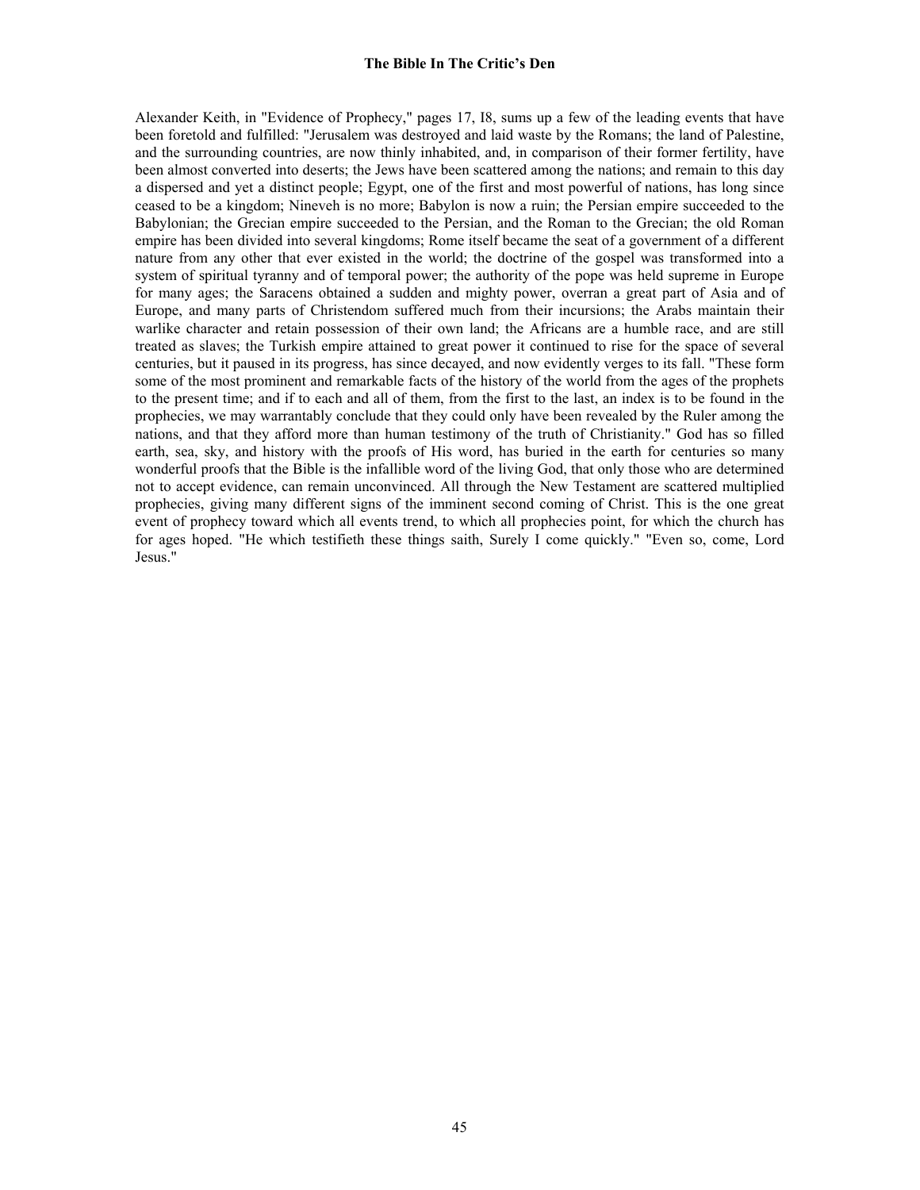Alexander Keith, in "Evidence of Prophecy," pages 17, I8, sums up a few of the leading events that have been foretold and fulfilled: "Jerusalem was destroyed and laid waste by the Romans; the land of Palestine, and the surrounding countries, are now thinly inhabited, and, in comparison of their former fertility, have been almost converted into deserts; the Jews have been scattered among the nations; and remain to this day a dispersed and yet a distinct people; Egypt, one of the first and most powerful of nations, has long since ceased to be a kingdom; Nineveh is no more; Babylon is now a ruin; the Persian empire succeeded to the Babylonian; the Grecian empire succeeded to the Persian, and the Roman to the Grecian; the old Roman empire has been divided into several kingdoms; Rome itself became the seat of a government of a different nature from any other that ever existed in the world; the doctrine of the gospel was transformed into a system of spiritual tyranny and of temporal power; the authority of the pope was held supreme in Europe for many ages; the Saracens obtained a sudden and mighty power, overran a great part of Asia and of Europe, and many parts of Christendom suffered much from their incursions; the Arabs maintain their warlike character and retain possession of their own land; the Africans are a humble race, and are still treated as slaves; the Turkish empire attained to great power it continued to rise for the space of several centuries, but it paused in its progress, has since decayed, and now evidently verges to its fall. "These form some of the most prominent and remarkable facts of the history of the world from the ages of the prophets to the present time; and if to each and all of them, from the first to the last, an index is to be found in the prophecies, we may warrantably conclude that they could only have been revealed by the Ruler among the nations, and that they afford more than human testimony of the truth of Christianity." God has so filled earth, sea, sky, and history with the proofs of His word, has buried in the earth for centuries so many wonderful proofs that the Bible is the infallible word of the living God, that only those who are determined not to accept evidence, can remain unconvinced. All through the New Testament are scattered multiplied prophecies, giving many different signs of the imminent second coming of Christ. This is the one great event of prophecy toward which all events trend, to which all prophecies point, for which the church has for ages hoped. "He which testifieth these things saith, Surely I come quickly." "Even so, come, Lord Jesus."